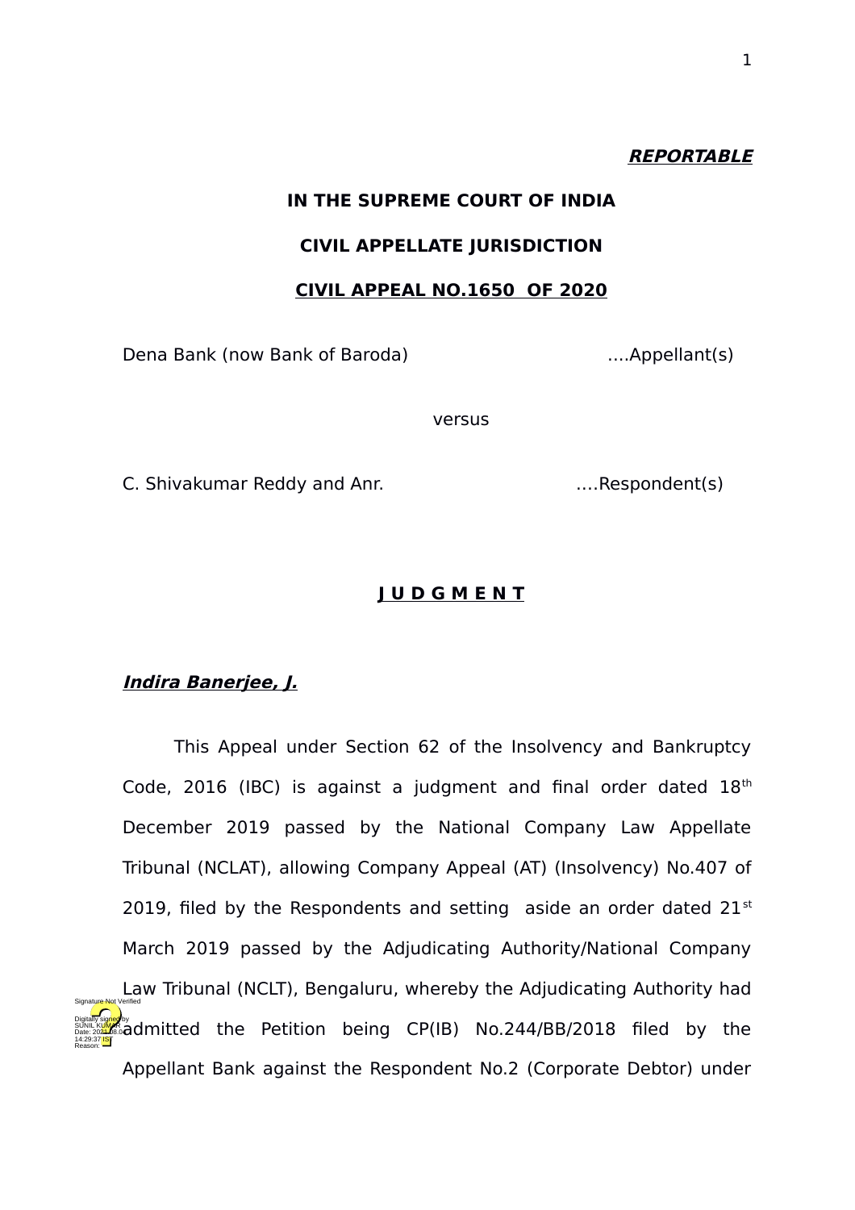***REPORTABLE***

**IN THE SUPREME COURT OF INDIA**

**CIVIL APPELLATE JURISDICTION**

**CIVIL APPEAL NO.1650 OF 2020**

Dena Bank (now Bank of Baroda) ....Appellant(s)

versus

C. Shivakumar Reddy and Anr. ….Respondent(s)

**J U D G M E N T**

***Indira Banerjee, J.***

This Appeal under Section 62 of the Insolvency and Bankruptcy Code, 2016 (IBC) is against a judgment and final order dated 18th December 2019 passed by the National Company Law Appellate Tribunal (NCLAT), allowing Company Appeal (AT) (Insolvency) No.407 of 2019, filed by the Respondents and setting aside an order dated 21st March 2019 passed by the Adjudicating Authority/National Company Law Tribunal (NCLT), Bengaluru, whereby the Adjudicating Authority had admitted the Petition being CP(IB) No.244/BB/2018 filed by the Appellant Bank against the Respondent No.2 (Corporate Debtor) under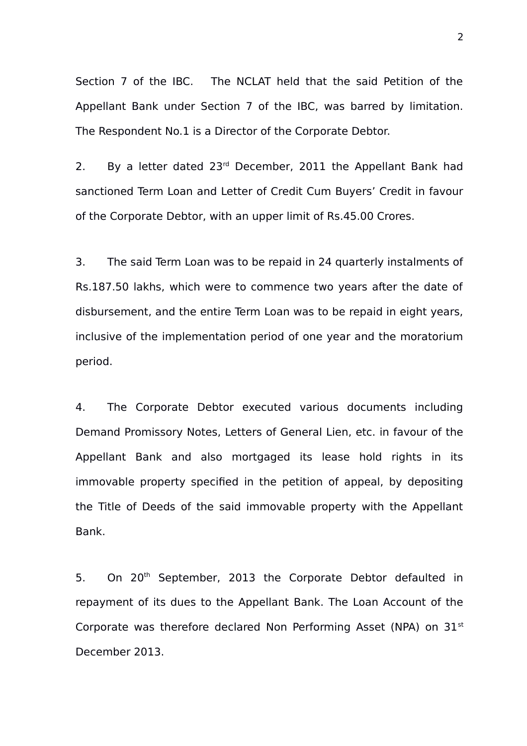Section 7 of the IBC. The NCLAT held that the said Petition of the Appellant Bank under Section 7 of the IBC, was barred by limitation. The Respondent No.1 is a Director of the Corporate Debtor.

2. By a letter dated 23rd December, 2011 the Appellant Bank had sanctioned Term Loan and Letter of Credit Cum Buyers' Credit in favour of the Corporate Debtor, with an upper limit of Rs.45.00 Crores.

3. The said Term Loan was to be repaid in 24 quarterly instalments of Rs.187.50 lakhs, which were to commence two years after the date of disbursement, and the entire Term Loan was to be repaid in eight years, inclusive of the implementation period of one year and the moratorium period.

4. The Corporate Debtor executed various documents including Demand Promissory Notes, Letters of General Lien, etc. in favour of the Appellant Bank and also mortgaged its lease hold rights in its immovable property specified in the petition of appeal, by depositing the Title of Deeds of the said immovable property with the Appellant Bank.

5. On 20th September, 2013 the Corporate Debtor defaulted in repayment of its dues to the Appellant Bank. The Loan Account of the Corporate was therefore declared Non Performing Asset (NPA) on 31st December 2013.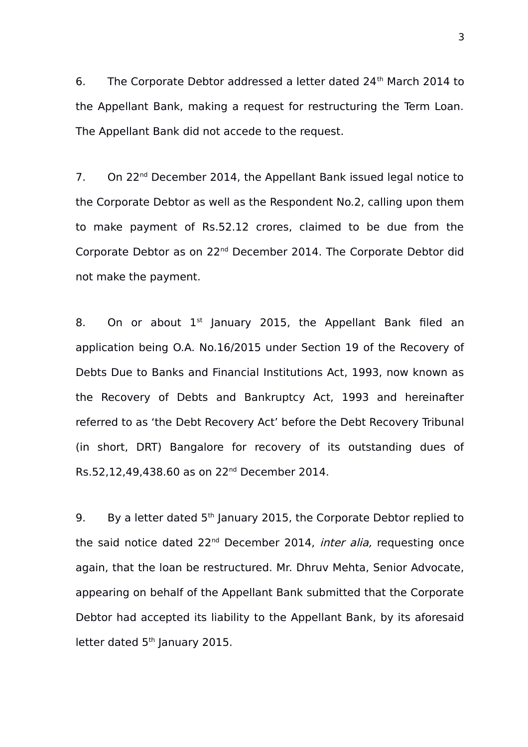6. The Corporate Debtor addressed a letter dated 24th March 2014 to the Appellant Bank, making a request for restructuring the Term Loan. The Appellant Bank did not accede to the request.

7. On 22nd December 2014, the Appellant Bank issued legal notice to the Corporate Debtor as well as the Respondent No.2, calling upon them to make payment of Rs.52.12 crores, claimed to be due from the Corporate Debtor as on 22nd December 2014. The Corporate Debtor did not make the payment.

8. On or about 1st January 2015, the Appellant Bank filed an application being O.A. No.16/2015 under Section 19 of the Recovery of Debts Due to Banks and Financial Institutions Act, 1993, now known as the Recovery of Debts and Bankruptcy Act, 1993 and hereinafter referred to as 'the Debt Recovery Act' before the Debt Recovery Tribunal (in short, DRT) Bangalore for recovery of its outstanding dues of Rs.52,12,49,438.60 as on 22nd December 2014.

9. By a letter dated 5th January 2015, the Corporate Debtor replied to the said notice dated 22nd December 2014, *inter alia,* requesting once again, that the loan be restructured. Mr. Dhruv Mehta, Senior Advocate, appearing on behalf of the Appellant Bank submitted that the Corporate Debtor had accepted its liability to the Appellant Bank, by its aforesaid letter dated 5th January 2015.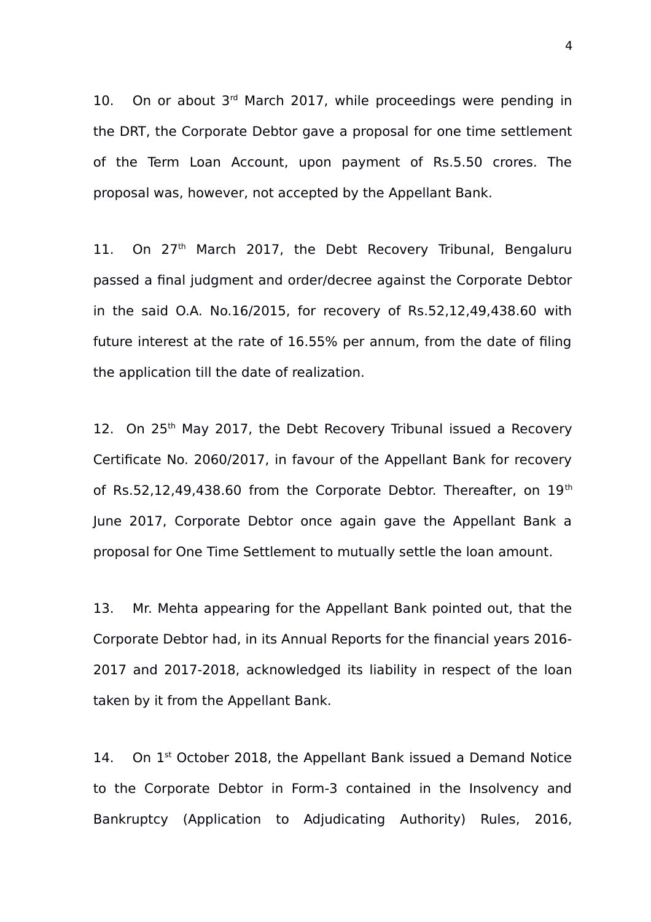10. On or about 3rd March 2017, while proceedings were pending in the DRT, the Corporate Debtor gave a proposal for one time settlement of the Term Loan Account, upon payment of Rs.5.50 crores. The proposal was, however, not accepted by the Appellant Bank.

11. On 27th March 2017, the Debt Recovery Tribunal, Bengaluru passed a final judgment and order/decree against the Corporate Debtor in the said O.A. No.16/2015, for recovery of Rs.52,12,49,438.60 with future interest at the rate of 16.55% per annum, from the date of filing the application till the date of realization.

12. On 25th May 2017, the Debt Recovery Tribunal issued a Recovery Certificate No. 2060/2017, in favour of the Appellant Bank for recovery of Rs.52,12,49,438.60 from the Corporate Debtor. Thereafter, on 19th June 2017, Corporate Debtor once again gave the Appellant Bank a proposal for One Time Settlement to mutually settle the loan amount.

13. Mr. Mehta appearing for the Appellant Bank pointed out, that the Corporate Debtor had, in its Annual Reports for the financial years 2016-2017 and 2017-2018, acknowledged its liability in respect of the loan taken by it from the Appellant Bank.

14. On 1st October 2018, the Appellant Bank issued a Demand Notice to the Corporate Debtor in Form-3 contained in the Insolvency and Bankruptcy (Application to Adjudicating Authority) Rules, 2016,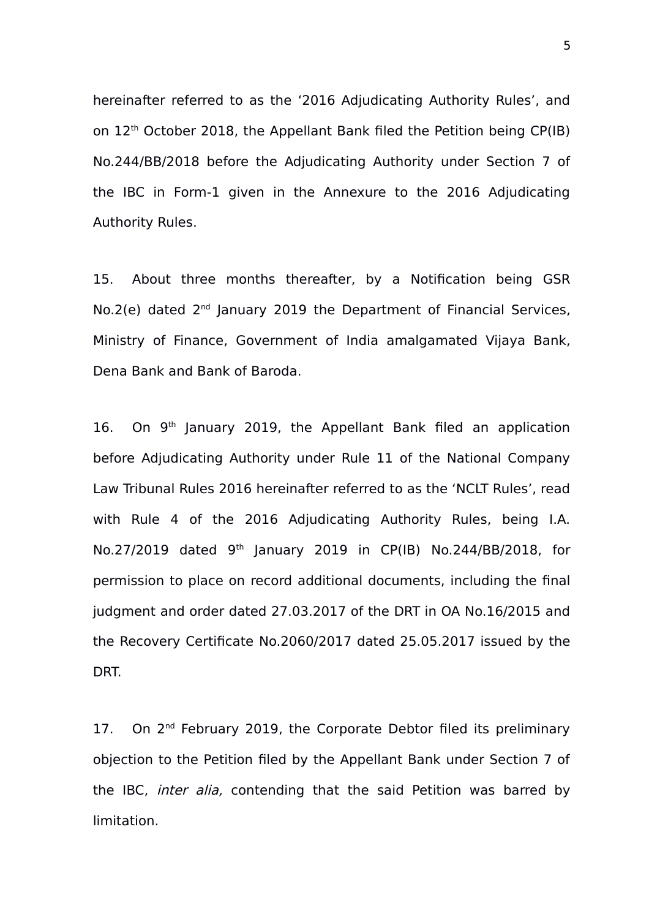hereinafter referred to as the '2016 Adjudicating Authority Rules', and on 12th October 2018, the Appellant Bank filed the Petition being CP(IB) No.244/BB/2018 before the Adjudicating Authority under Section 7 of the IBC in Form-1 given in the Annexure to the 2016 Adjudicating Authority Rules.

15. About three months thereafter, by a Notification being GSR No.2(e) dated 2nd January 2019 the Department of Financial Services, Ministry of Finance, Government of India amalgamated Vijaya Bank, Dena Bank and Bank of Baroda.

16. On 9th January 2019, the Appellant Bank filed an application before Adjudicating Authority under Rule 11 of the National Company Law Tribunal Rules 2016 hereinafter referred to as the 'NCLT Rules', read with Rule 4 of the 2016 Adjudicating Authority Rules, being I.A. No.27/2019 dated 9th January 2019 in CP(IB) No.244/BB/2018, for permission to place on record additional documents, including the final judgment and order dated 27.03.2017 of the DRT in OA No.16/2015 and the Recovery Certificate No.2060/2017 dated 25.05.2017 issued by the DRT.

17. On 2nd February 2019, the Corporate Debtor filed its preliminary objection to the Petition filed by the Appellant Bank under Section 7 of the IBC, *inter alia,* contending that the said Petition was barred by limitation.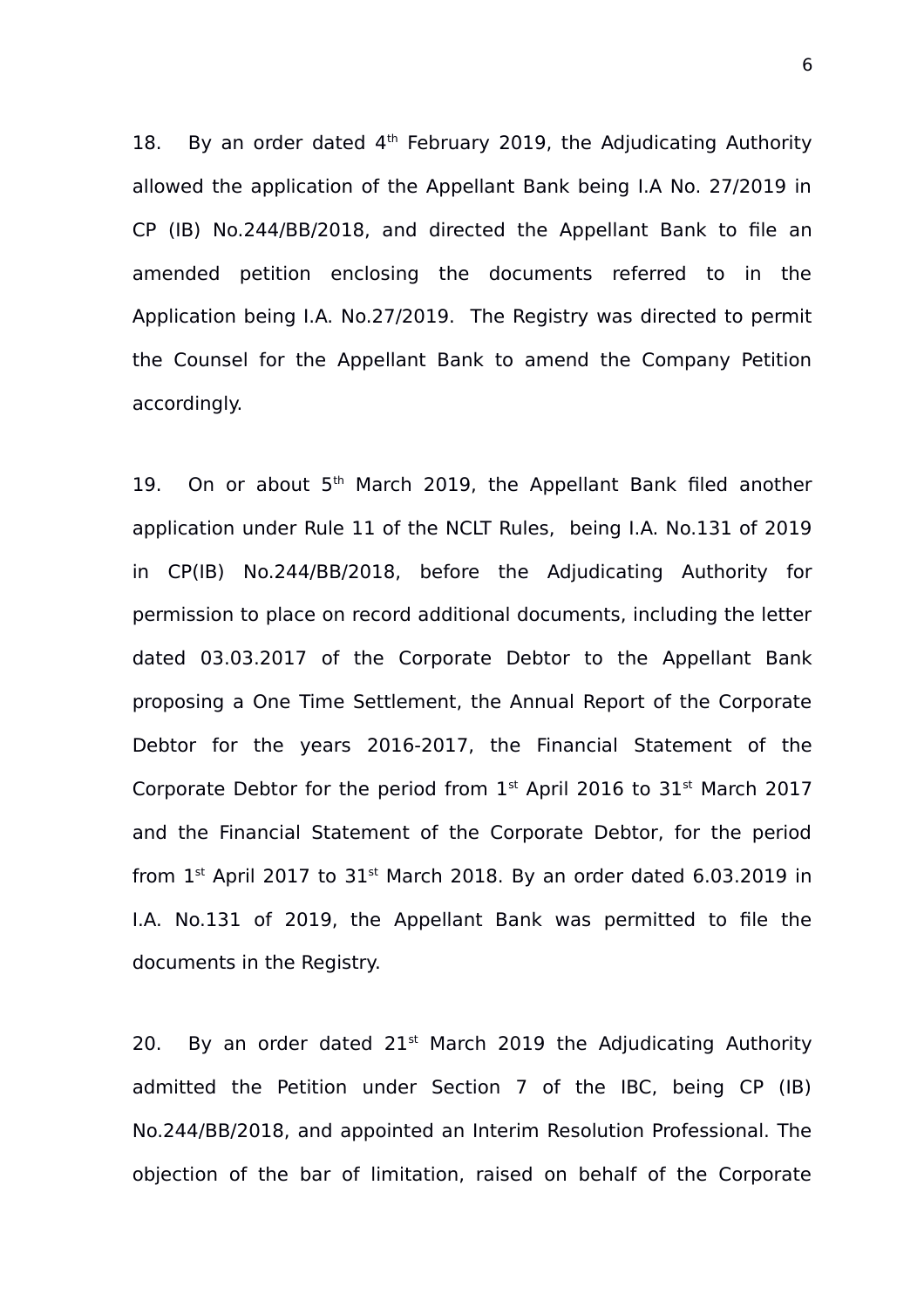18. By an order dated 4th February 2019, the Adjudicating Authority allowed the application of the Appellant Bank being I.A No. 27/2019 in CP (IB) No.244/BB/2018, and directed the Appellant Bank to file an amended petition enclosing the documents referred to in the Application being I.A. No.27/2019. The Registry was directed to permit the Counsel for the Appellant Bank to amend the Company Petition accordingly.

19. On or about 5th March 2019, the Appellant Bank filed another application under Rule 11 of the NCLT Rules, being I.A. No.131 of 2019 in CP(IB) No.244/BB/2018, before the Adjudicating Authority for permission to place on record additional documents, including the letter dated 03.03.2017 of the Corporate Debtor to the Appellant Bank proposing a One Time Settlement, the Annual Report of the Corporate Debtor for the years 2016-2017, the Financial Statement of the Corporate Debtor for the period from 1st April 2016 to 31st March 2017 and the Financial Statement of the Corporate Debtor, for the period from 1st April 2017 to 31st March 2018. By an order dated 6.03.2019 in I.A. No.131 of 2019, the Appellant Bank was permitted to file the documents in the Registry.

20. By an order dated 21st March 2019 the Adjudicating Authority admitted the Petition under Section 7 of the IBC, being CP (IB) No.244/BB/2018, and appointed an Interim Resolution Professional. The objection of the bar of limitation, raised on behalf of the Corporate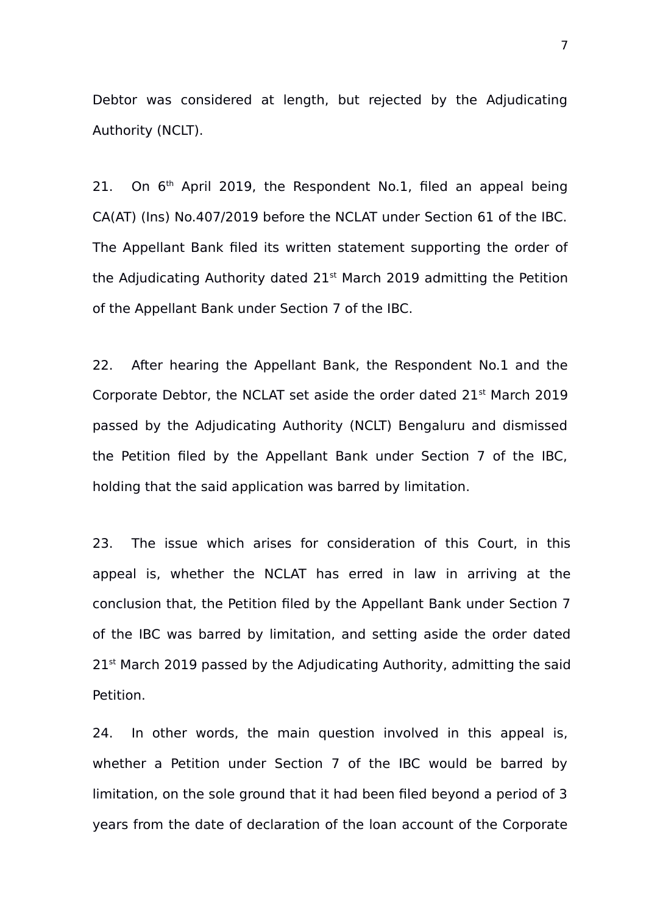Debtor was considered at length, but rejected by the Adjudicating Authority (NCLT).

21. On 6th April 2019, the Respondent No.1, filed an appeal being CA(AT) (Ins) No.407/2019 before the NCLAT under Section 61 of the IBC. The Appellant Bank filed its written statement supporting the order of the Adjudicating Authority dated 21st March 2019 admitting the Petition of the Appellant Bank under Section 7 of the IBC.

22. After hearing the Appellant Bank, the Respondent No.1 and the Corporate Debtor, the NCLAT set aside the order dated 21st March 2019 passed by the Adjudicating Authority (NCLT) Bengaluru and dismissed the Petition filed by the Appellant Bank under Section 7 of the IBC, holding that the said application was barred by limitation.

23. The issue which arises for consideration of this Court, in this appeal is, whether the NCLAT has erred in law in arriving at the conclusion that, the Petition filed by the Appellant Bank under Section 7 of the IBC was barred by limitation, and setting aside the order dated 21st March 2019 passed by the Adjudicating Authority, admitting the said Petition.

24. In other words, the main question involved in this appeal is, whether a Petition under Section 7 of the IBC would be barred by limitation, on the sole ground that it had been filed beyond a period of 3 years from the date of declaration of the loan account of the Corporate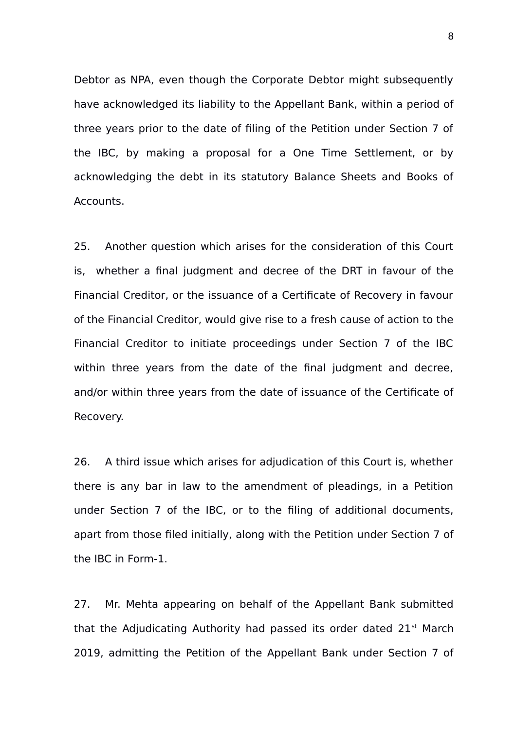Debtor as NPA, even though the Corporate Debtor might subsequently have acknowledged its liability to the Appellant Bank, within a period of three years prior to the date of filing of the Petition under Section 7 of the IBC, by making a proposal for a One Time Settlement, or by acknowledging the debt in its statutory Balance Sheets and Books of Accounts.

25. Another question which arises for the consideration of this Court is, whether a final judgment and decree of the DRT in favour of the Financial Creditor, or the issuance of a Certificate of Recovery in favour of the Financial Creditor, would give rise to a fresh cause of action to the Financial Creditor to initiate proceedings under Section 7 of the IBC within three years from the date of the final judgment and decree, and/or within three years from the date of issuance of the Certificate of Recovery.

26. A third issue which arises for adjudication of this Court is, whether there is any bar in law to the amendment of pleadings, in a Petition under Section 7 of the IBC, or to the filing of additional documents, apart from those filed initially, along with the Petition under Section 7 of the IBC in Form-1.

27. Mr. Mehta appearing on behalf of the Appellant Bank submitted that the Adjudicating Authority had passed its order dated 21st March 2019, admitting the Petition of the Appellant Bank under Section 7 of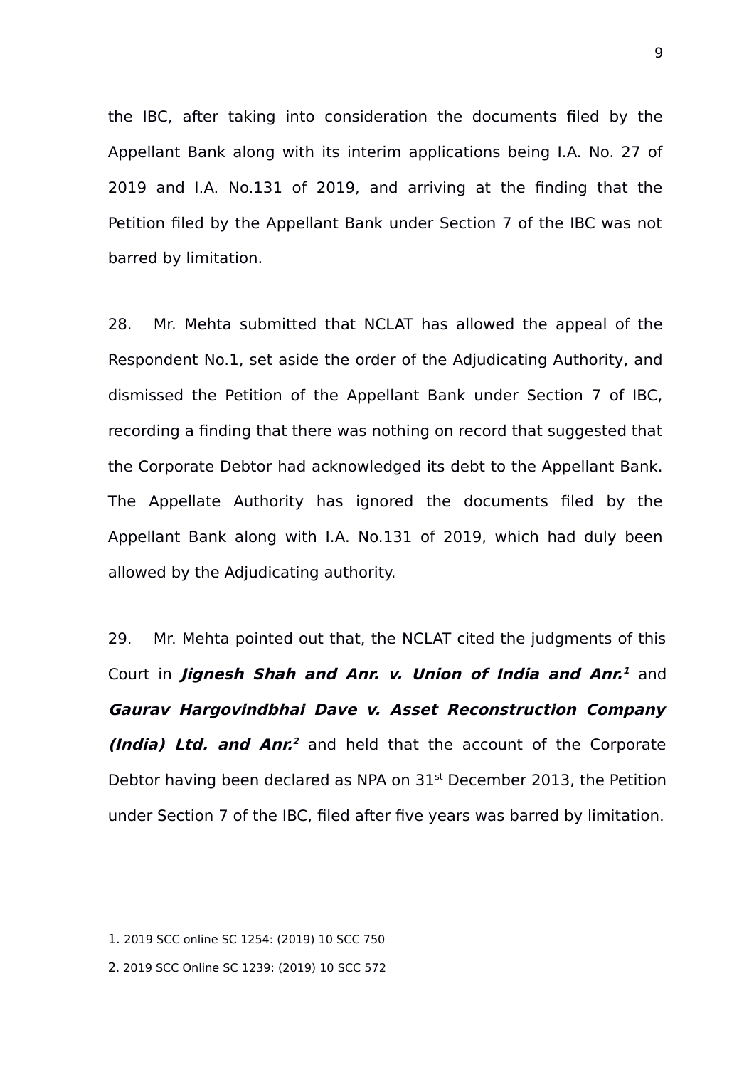the IBC, after taking into consideration the documents filed by the Appellant Bank along with its interim applications being I.A. No. 27 of 2019 and I.A. No.131 of 2019, and arriving at the finding that the Petition filed by the Appellant Bank under Section 7 of the IBC was not barred by limitation.

28. Mr. Mehta submitted that NCLAT has allowed the appeal of the Respondent No.1, set aside the order of the Adjudicating Authority, and dismissed the Petition of the Appellant Bank under Section 7 of IBC, recording a finding that there was nothing on record that suggested that the Corporate Debtor had acknowledged its debt to the Appellant Bank. The Appellate Authority has ignored the documents filed by the Appellant Bank along with I.A. No.131 of 2019, which had duly been allowed by the Adjudicating authority.

29. Mr. Mehta pointed out that, the NCLAT cited the judgments of this Court in ***Jignesh Shah and Anr. v. Union of India and Anr.***[1] and ***Gaurav Hargovindbhai Dave v. Asset Reconstruction Company (India) Ltd. and Anr.***[2] and held that the account of the Corporate Debtor having been declared as NPA on 31st December 2013, the Petition under Section 7 of the IBC, filed after five years was barred by limitation.

1. 2019 SCC online SC 1254: (2019) 10 SCC 750

2. 2019 SCC Online SC 1239: (2019) 10 SCC 572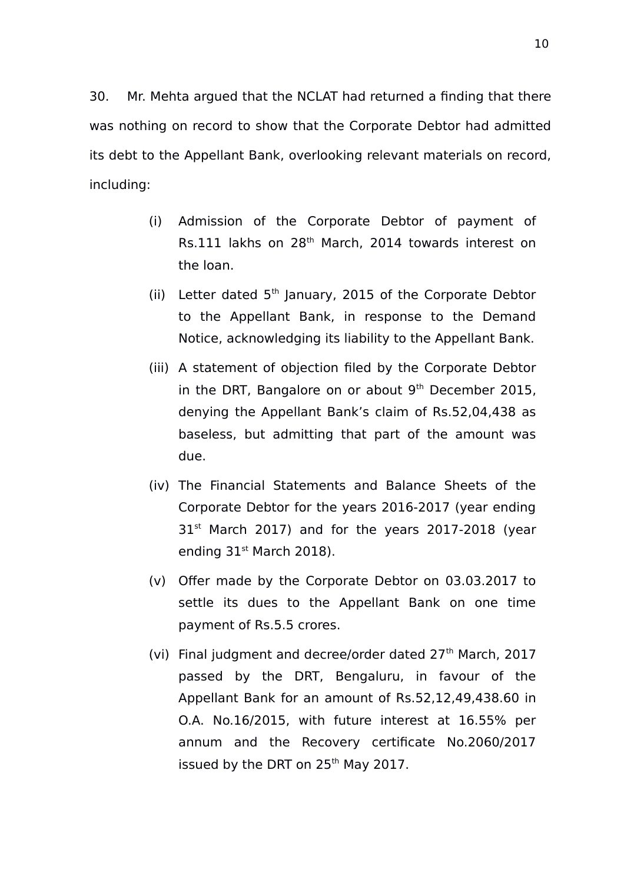30. Mr. Mehta argued that the NCLAT had returned a finding that there was nothing on record to show that the Corporate Debtor had admitted its debt to the Appellant Bank, overlooking relevant materials on record, including:

(i) Admission of the Corporate Debtor of payment of Rs.111 lakhs on 28th March, 2014 towards interest on the loan.

(ii) Letter dated 5th January, 2015 of the Corporate Debtor to the Appellant Bank, in response to the Demand Notice, acknowledging its liability to the Appellant Bank.

(iii) A statement of objection filed by the Corporate Debtor in the DRT, Bangalore on or about 9th December 2015, denying the Appellant Bank's claim of Rs.52,04,438 as baseless, but admitting that part of the amount was due.

(iv) The Financial Statements and Balance Sheets of the Corporate Debtor for the years 2016-2017 (year ending 31st March 2017) and for the years 2017-2018 (year ending 31st March 2018).

(v) Offer made by the Corporate Debtor on 03.03.2017 to settle its dues to the Appellant Bank on one time payment of Rs.5.5 crores.

(vi) Final judgment and decree/order dated 27th March, 2017 passed by the DRT, Bengaluru, in favour of the Appellant Bank for an amount of Rs.52,12,49,438.60 in O.A. No.16/2015, with future interest at 16.55% per annum and the Recovery certificate No.2060/2017 issued by the DRT on 25th May 2017.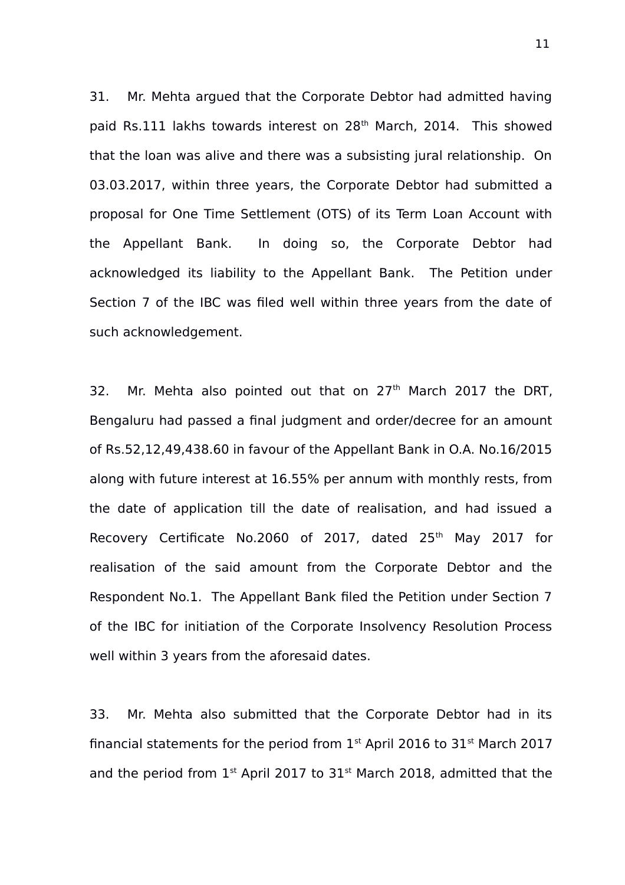31. Mr. Mehta argued that the Corporate Debtor had admitted having paid Rs.111 lakhs towards interest on 28th March, 2014. This showed that the loan was alive and there was a subsisting jural relationship. On 03.03.2017, within three years, the Corporate Debtor had submitted a proposal for One Time Settlement (OTS) of its Term Loan Account with the Appellant Bank. In doing so, the Corporate Debtor had acknowledged its liability to the Appellant Bank. The Petition under Section 7 of the IBC was filed well within three years from the date of such acknowledgement.

32. Mr. Mehta also pointed out that on 27th March 2017 the DRT, Bengaluru had passed a final judgment and order/decree for an amount of Rs.52,12,49,438.60 in favour of the Appellant Bank in O.A. No.16/2015 along with future interest at 16.55% per annum with monthly rests, from the date of application till the date of realisation, and had issued a Recovery Certificate No.2060 of 2017, dated 25th May 2017 for realisation of the said amount from the Corporate Debtor and the Respondent No.1. The Appellant Bank filed the Petition under Section 7 of the IBC for initiation of the Corporate Insolvency Resolution Process well within 3 years from the aforesaid dates.

33. Mr. Mehta also submitted that the Corporate Debtor had in its financial statements for the period from 1st April 2016 to 31st March 2017 and the period from 1st April 2017 to 31st March 2018, admitted that the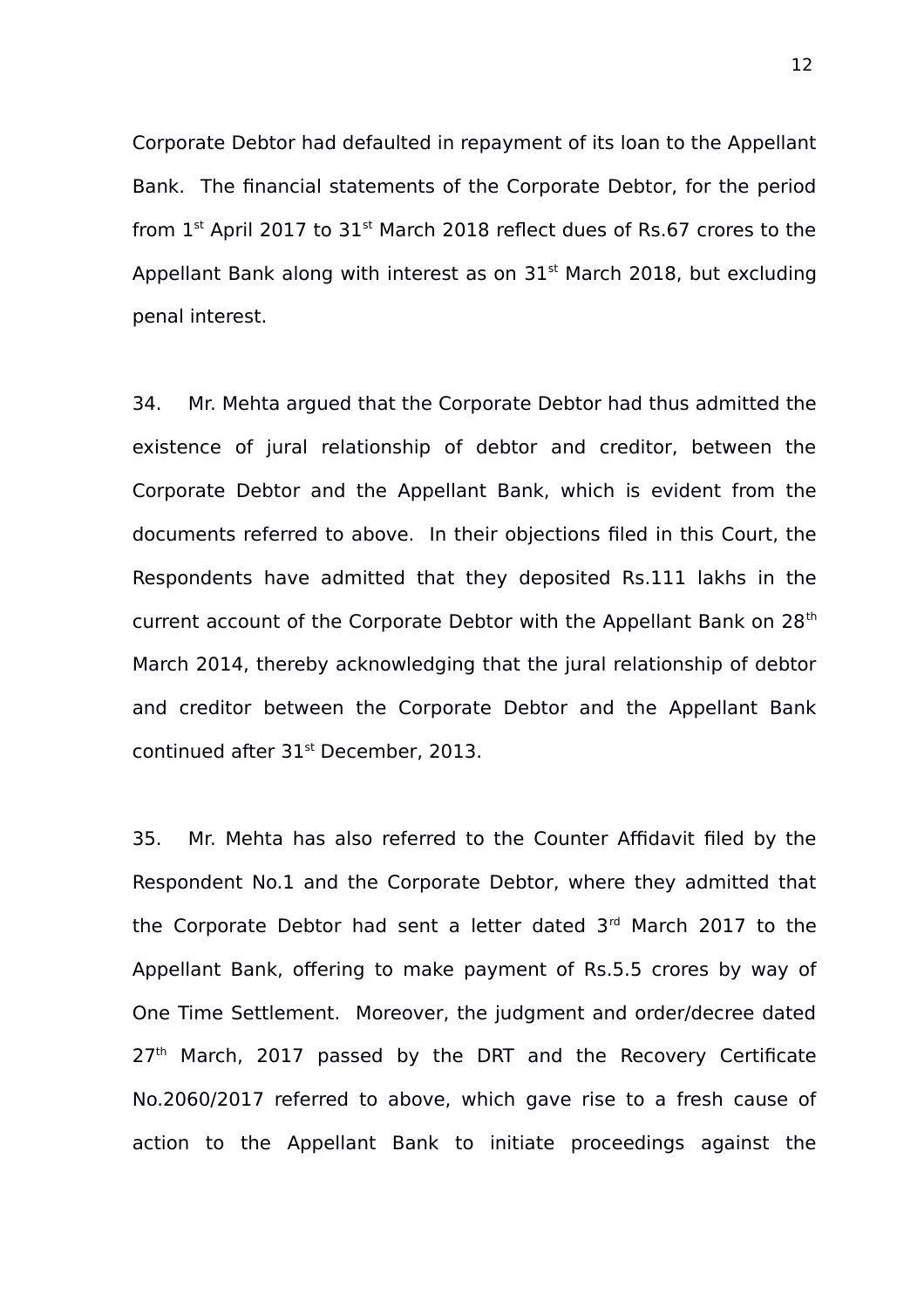Corporate Debtor had defaulted in repayment of its loan to the Appellant Bank. The financial statements of the Corporate Debtor, for the period from 1st April 2017 to 31st March 2018 reflect dues of Rs.67 crores to the Appellant Bank along with interest as on 31st March 2018, but excluding penal interest.

34. Mr. Mehta argued that the Corporate Debtor had thus admitted the existence of jural relationship of debtor and creditor, between the Corporate Debtor and the Appellant Bank, which is evident from the documents referred to above. In their objections filed in this Court, the Respondents have admitted that they deposited Rs.111 lakhs in the current account of the Corporate Debtor with the Appellant Bank on 28th March 2014, thereby acknowledging that the jural relationship of debtor and creditor between the Corporate Debtor and the Appellant Bank continued after 31st December, 2013.

35. Mr. Mehta has also referred to the Counter Affidavit filed by the Respondent No.1 and the Corporate Debtor, where they admitted that the Corporate Debtor had sent a letter dated 3rd March 2017 to the Appellant Bank, offering to make payment of Rs.5.5 crores by way of One Time Settlement. Moreover, the judgment and order/decree dated 27th March, 2017 passed by the DRT and the Recovery Certificate No.2060/2017 referred to above, which gave rise to a fresh cause of action to the Appellant Bank to initiate proceedings against the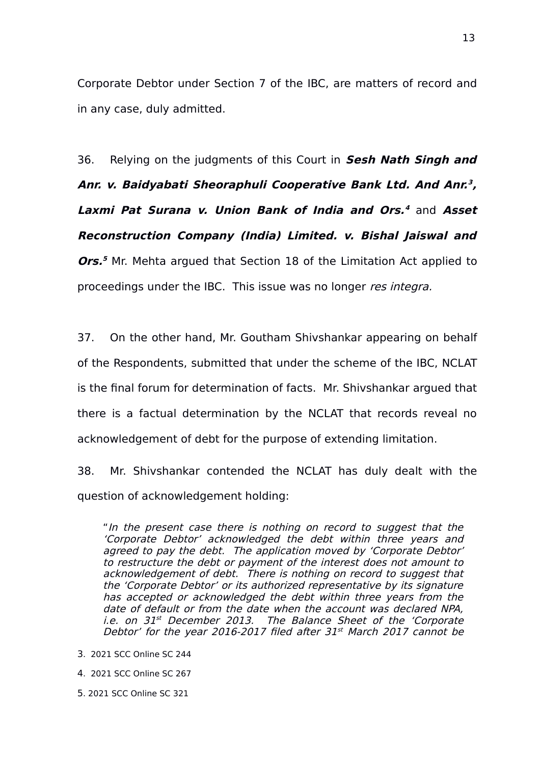Corporate Debtor under Section 7 of the IBC, are matters of record and in any case, duly admitted.

36. Relying on the judgments of this Court in ***Sesh Nath Singh and Anr. v. Baidyabati Sheoraphuli Cooperative Bank Ltd. And Anr.***[3], ***Laxmi Pat Surana v. Union Bank of India and Ors.***[4] and ***Asset Reconstruction Company (India) Limited. v. Bishal Jaiswal and Ors.***[5] Mr. Mehta argued that Section 18 of the Limitation Act applied to proceedings under the IBC. This issue was no longer *res integra.*

37. On the other hand, Mr. Goutham Shivshankar appearing on behalf of the Respondents, submitted that under the scheme of the IBC, NCLAT is the final forum for determination of facts. Mr. Shivshankar argued that there is a factual determination by the NCLAT that records reveal no acknowledgement of debt for the purpose of extending limitation.

38. Mr. Shivshankar contended the NCLAT has duly dealt with the question of acknowledgement holding:

> "*In the present case there is nothing on record to suggest that the 'Corporate Debtor' acknowledged the debt within three years and agreed to pay the debt. The application moved by 'Corporate Debtor' to restructure the debt or payment of the interest does not amount to acknowledgement of debt. There is nothing on record to suggest that the 'Corporate Debtor' or its authorized representative by its signature has accepted or acknowledged the debt within three years from the date of default or from the date when the account was declared NPA, i.e. on 31st December 2013. The Balance Sheet of the 'Corporate Debtor' for the year 2016-2017 filed after 31st March 2017 cannot be*

3. 2021 SCC Online SC 244

4. 2021 SCC Online SC 267

5. 2021 SCC Online SC 321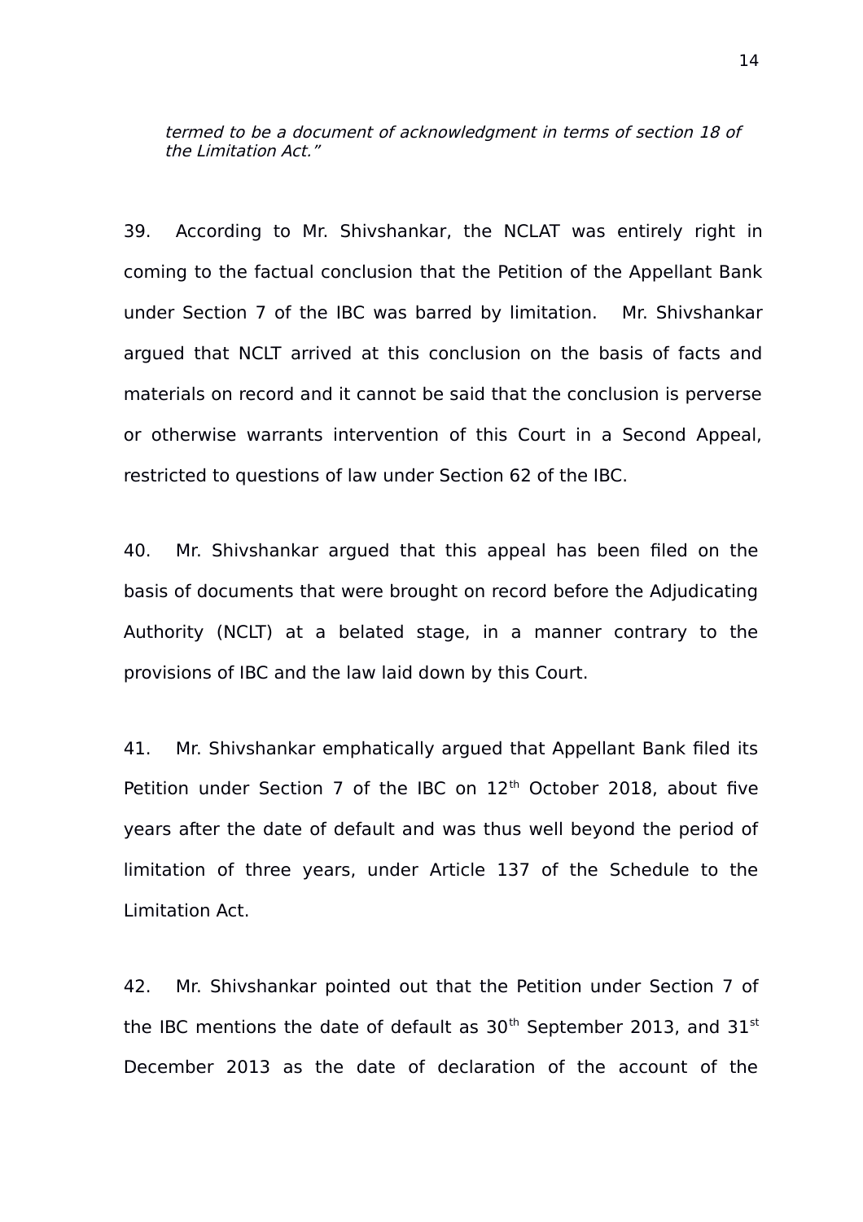*termed to be a document of acknowledgment in terms of section 18 of the Limitation Act."*

39. According to Mr. Shivshankar, the NCLAT was entirely right in coming to the factual conclusion that the Petition of the Appellant Bank under Section 7 of the IBC was barred by limitation. Mr. Shivshankar argued that NCLT arrived at this conclusion on the basis of facts and materials on record and it cannot be said that the conclusion is perverse or otherwise warrants intervention of this Court in a Second Appeal, restricted to questions of law under Section 62 of the IBC.

40. Mr. Shivshankar argued that this appeal has been filed on the basis of documents that were brought on record before the Adjudicating Authority (NCLT) at a belated stage, in a manner contrary to the provisions of IBC and the law laid down by this Court.

41. Mr. Shivshankar emphatically argued that Appellant Bank filed its Petition under Section 7 of the IBC on 12th October 2018, about five years after the date of default and was thus well beyond the period of limitation of three years, under Article 137 of the Schedule to the Limitation Act.

42. Mr. Shivshankar pointed out that the Petition under Section 7 of the IBC mentions the date of default as 30th September 2013, and 31st December 2013 as the date of declaration of the account of the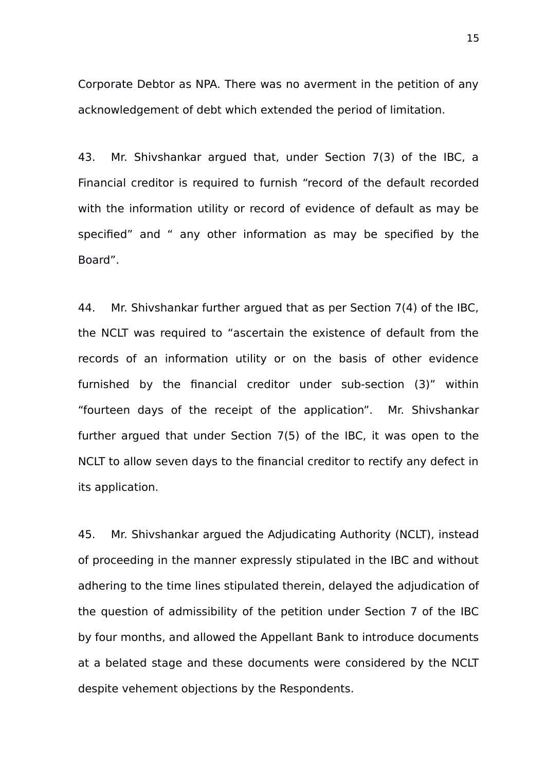Corporate Debtor as NPA. There was no averment in the petition of any acknowledgement of debt which extended the period of limitation.

43. Mr. Shivshankar argued that, under Section 7(3) of the IBC, a Financial creditor is required to furnish "record of the default recorded with the information utility or record of evidence of default as may be specified" and " any other information as may be specified by the Board".

44. Mr. Shivshankar further argued that as per Section 7(4) of the IBC, the NCLT was required to "ascertain the existence of default from the records of an information utility or on the basis of other evidence furnished by the financial creditor under sub-section (3)" within "fourteen days of the receipt of the application". Mr. Shivshankar further argued that under Section 7(5) of the IBC, it was open to the NCLT to allow seven days to the financial creditor to rectify any defect in its application.

45. Mr. Shivshankar argued the Adjudicating Authority (NCLT), instead of proceeding in the manner expressly stipulated in the IBC and without adhering to the time lines stipulated therein, delayed the adjudication of the question of admissibility of the petition under Section 7 of the IBC by four months, and allowed the Appellant Bank to introduce documents at a belated stage and these documents were considered by the NCLT despite vehement objections by the Respondents.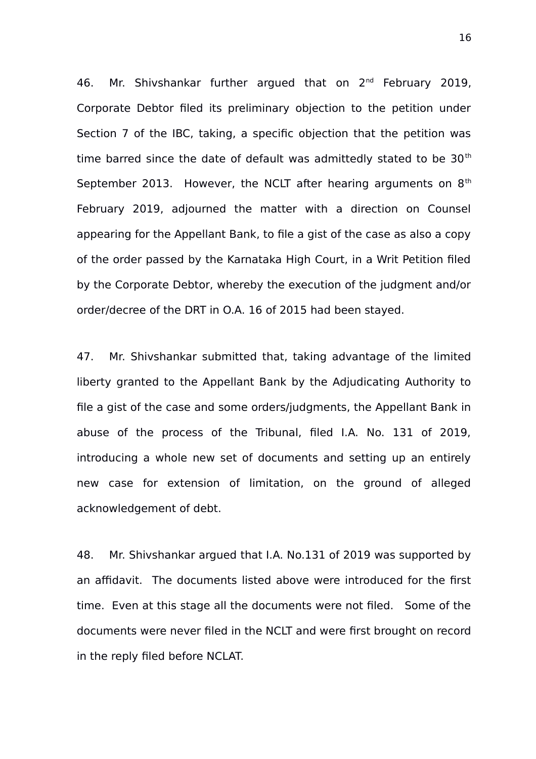46. Mr. Shivshankar further argued that on 2nd February 2019, Corporate Debtor filed its preliminary objection to the petition under Section 7 of the IBC, taking, a specific objection that the petition was time barred since the date of default was admittedly stated to be 30th September 2013. However, the NCLT after hearing arguments on 8th February 2019, adjourned the matter with a direction on Counsel appearing for the Appellant Bank, to file a gist of the case as also a copy of the order passed by the Karnataka High Court, in a Writ Petition filed by the Corporate Debtor, whereby the execution of the judgment and/or order/decree of the DRT in O.A. 16 of 2015 had been stayed.

47. Mr. Shivshankar submitted that, taking advantage of the limited liberty granted to the Appellant Bank by the Adjudicating Authority to file a gist of the case and some orders/judgments, the Appellant Bank in abuse of the process of the Tribunal, filed I.A. No. 131 of 2019, introducing a whole new set of documents and setting up an entirely new case for extension of limitation, on the ground of alleged acknowledgement of debt.

48. Mr. Shivshankar argued that I.A. No.131 of 2019 was supported by an affidavit. The documents listed above were introduced for the first time. Even at this stage all the documents were not filed. Some of the documents were never filed in the NCLT and were first brought on record in the reply filed before NCLAT.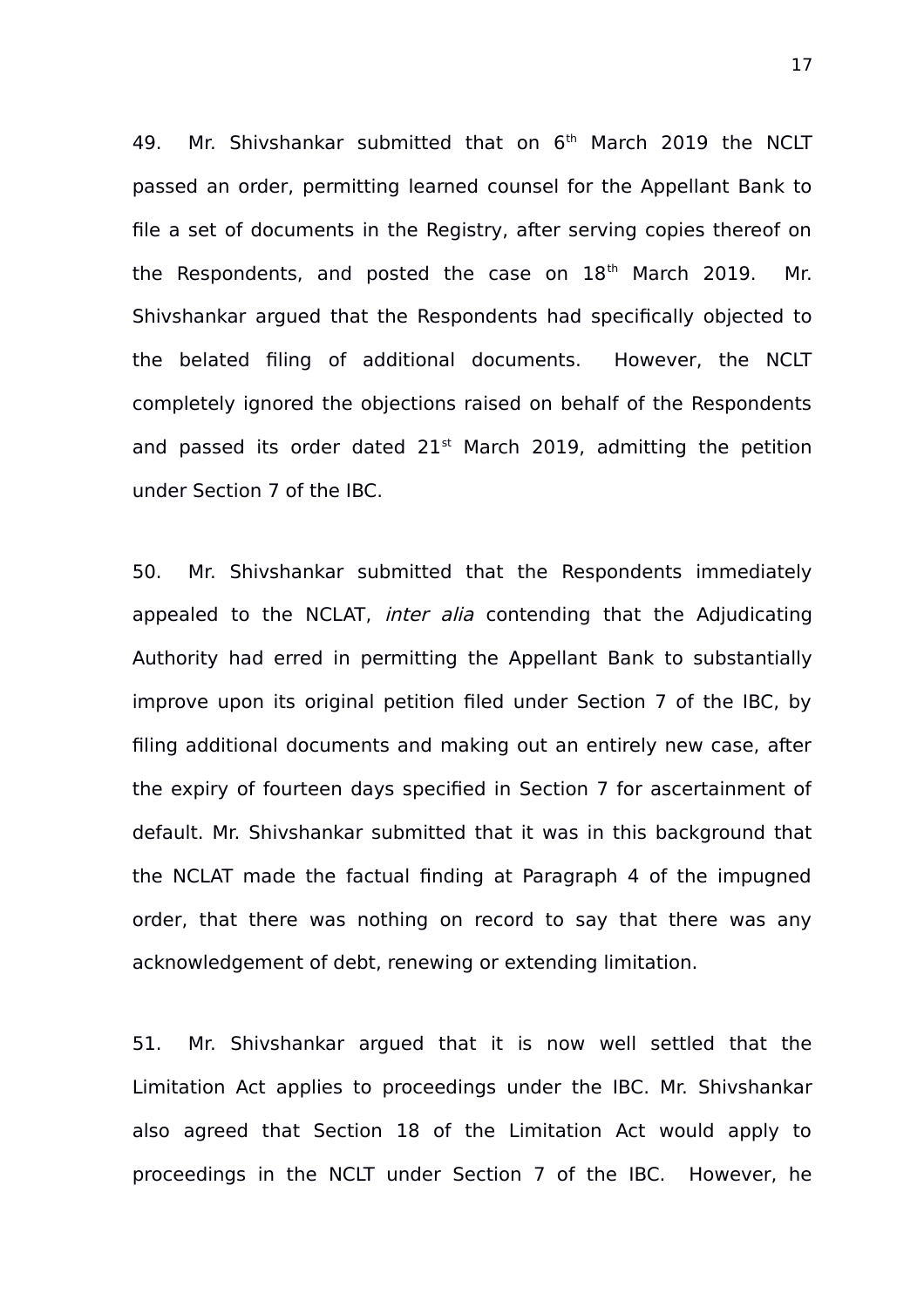49. Mr. Shivshankar submitted that on 6th March 2019 the NCLT passed an order, permitting learned counsel for the Appellant Bank to file a set of documents in the Registry, after serving copies thereof on the Respondents, and posted the case on 18th March 2019. Mr. Shivshankar argued that the Respondents had specifically objected to the belated filing of additional documents. However, the NCLT completely ignored the objections raised on behalf of the Respondents and passed its order dated 21st March 2019, admitting the petition under Section 7 of the IBC.

50. Mr. Shivshankar submitted that the Respondents immediately appealed to the NCLAT, *inter alia* contending that the Adjudicating Authority had erred in permitting the Appellant Bank to substantially improve upon its original petition filed under Section 7 of the IBC, by filing additional documents and making out an entirely new case, after the expiry of fourteen days specified in Section 7 for ascertainment of default. Mr. Shivshankar submitted that it was in this background that the NCLAT made the factual finding at Paragraph 4 of the impugned order, that there was nothing on record to say that there was any acknowledgement of debt, renewing or extending limitation.

51. Mr. Shivshankar argued that it is now well settled that the Limitation Act applies to proceedings under the IBC. Mr. Shivshankar also agreed that Section 18 of the Limitation Act would apply to proceedings in the NCLT under Section 7 of the IBC. However, he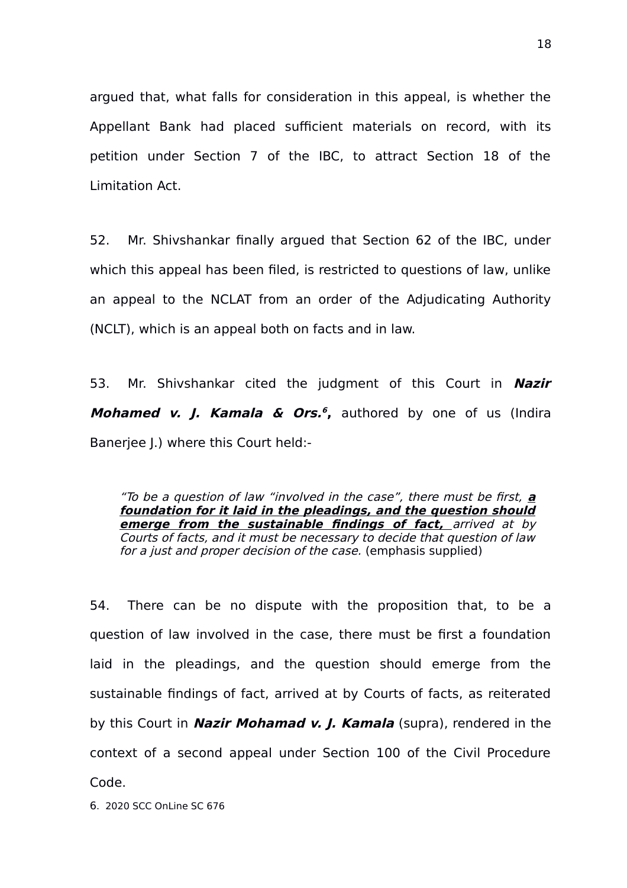argued that, what falls for consideration in this appeal, is whether the Appellant Bank had placed sufficient materials on record, with its petition under Section 7 of the IBC, to attract Section 18 of the Limitation Act.

52. Mr. Shivshankar finally argued that Section 62 of the IBC, under which this appeal has been filed, is restricted to questions of law, unlike an appeal to the NCLAT from an order of the Adjudicating Authority (NCLT), which is an appeal both on facts and in law.

53. Mr. Shivshankar cited the judgment of this Court in ***Nazir Mohamed v. J. Kamala & Ors.***[6]**,** authored by one of us (Indira Banerjee J.) where this Court held:-

> *"To be a question of law "involved in the case", there must be first, **<u>a foundation for it laid in the pleadings, and the question should emerge from the sustainable findings of fact,</u>** arrived at by Courts of facts, and it must be necessary to decide that question of law for a just and proper decision of the case.* (emphasis supplied)

54. There can be no dispute with the proposition that, to be a question of law involved in the case, there must be first a foundation laid in the pleadings, and the question should emerge from the sustainable findings of fact, arrived at by Courts of facts, as reiterated by this Court in ***Nazir Mohamad v. J. Kamala*** (supra), rendered in the context of a second appeal under Section 100 of the Civil Procedure Code.

6. 2020 SCC OnLine SC 676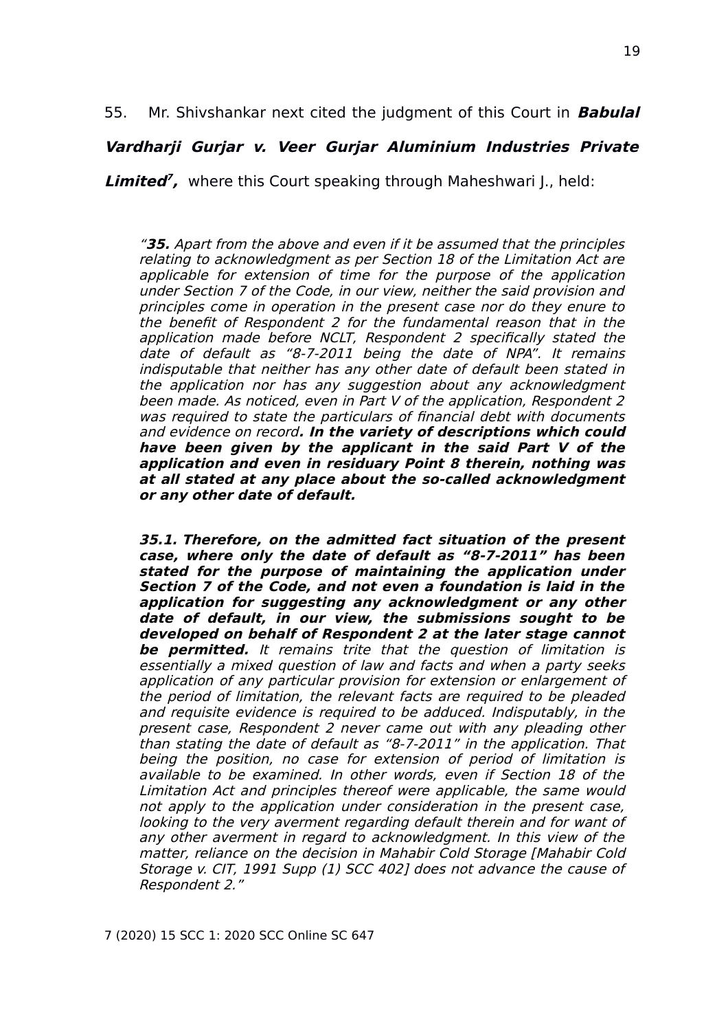55. Mr. Shivshankar next cited the judgment of this Court in ***Babulal Vardharji Gurjar v. Veer Gurjar Aluminium Industries Private Limited***[7]**,** where this Court speaking through Maheshwari J., held:

> *"**35.** Apart from the above and even if it be assumed that the principles relating to acknowledgment as per Section 18 of the Limitation Act are applicable for extension of time for the purpose of the application under Section 7 of the Code, in our view, neither the said provision and principles come in operation in the present case nor do they enure to the benefit of Respondent 2 for the fundamental reason that in the application made before NCLT, Respondent 2 specifically stated the date of default as "8-7-2011 being the date of NPA". It remains indisputable that neither has any other date of default been stated in the application nor has any suggestion about any acknowledgment been made. As noticed, even in Part V of the application, Respondent 2 was required to state the particulars of financial debt with documents and evidence on record**. In the variety of descriptions which could have been given by the applicant in the said Part V of the application and even in residuary Point 8 therein, nothing was at all stated at any place about the so-called acknowledgment or any other date of default.***
>
> ***35.1. Therefore, on the admitted fact situation of the present case, where only the date of default as "8-7-2011" has been stated for the purpose of maintaining the application under Section 7 of the Code, and not even a foundation is laid in the application for suggesting any acknowledgment or any other date of default, in our view, the submissions sought to be developed on behalf of Respondent 2 at the later stage cannot be permitted.** It remains trite that the question of limitation is essentially a mixed question of law and facts and when a party seeks application of any particular provision for extension or enlargement of the period of limitation, the relevant facts are required to be pleaded and requisite evidence is required to be adduced. Indisputably, in the present case, Respondent 2 never came out with any pleading other than stating the date of default as "8-7-2011" in the application. That being the position, no case for extension of period of limitation is available to be examined. In other words, even if Section 18 of the Limitation Act and principles thereof were applicable, the same would not apply to the application under consideration in the present case, looking to the very averment regarding default therein and for want of any other averment in regard to acknowledgment. In this view of the matter, reliance on the decision in Mahabir Cold Storage [Mahabir Cold Storage v. CIT, 1991 Supp (1) SCC 402] does not advance the cause of Respondent 2."*

7 (2020) 15 SCC 1: 2020 SCC Online SC 647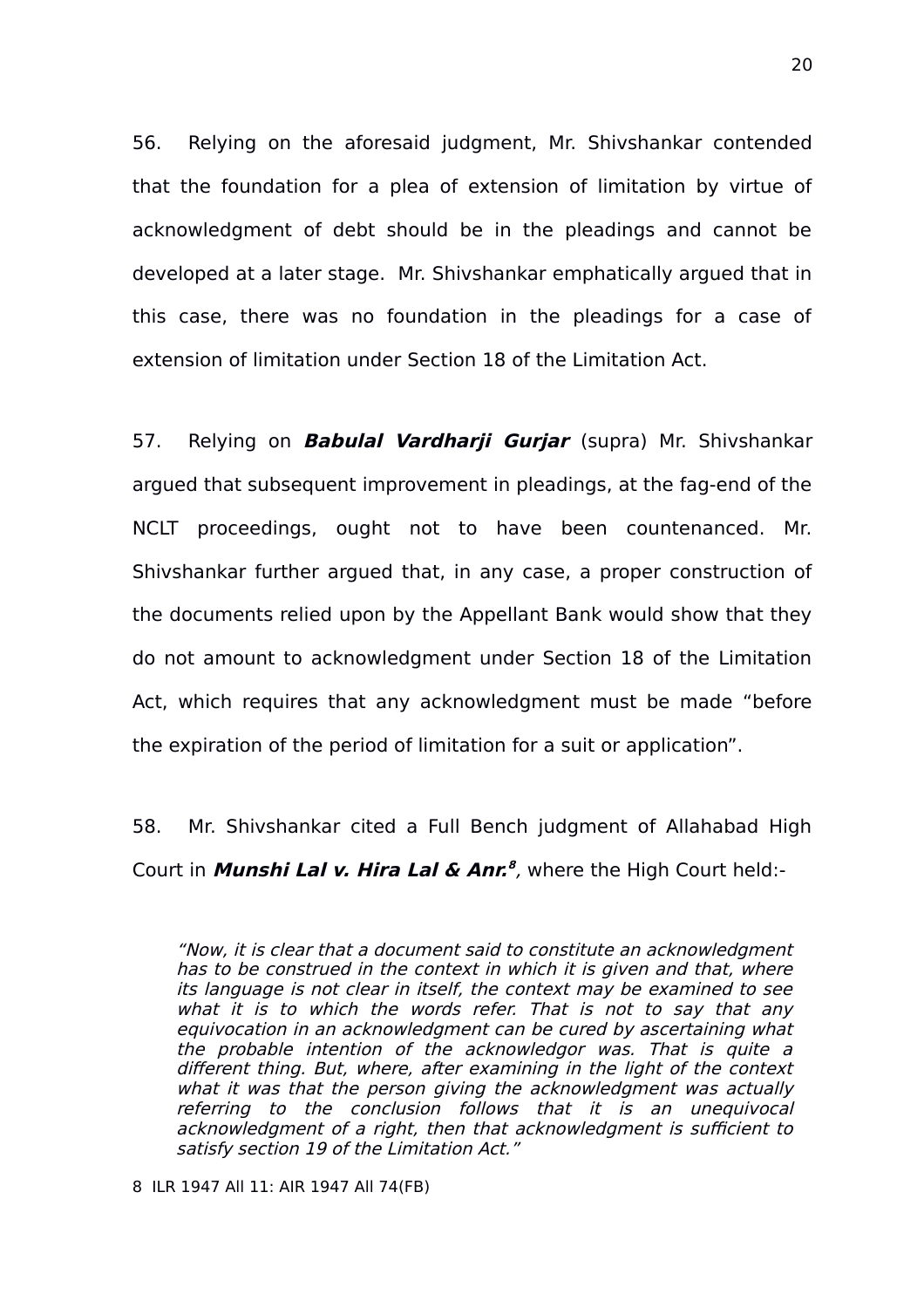56. Relying on the aforesaid judgment, Mr. Shivshankar contended that the foundation for a plea of extension of limitation by virtue of acknowledgment of debt should be in the pleadings and cannot be developed at a later stage. Mr. Shivshankar emphatically argued that in this case, there was no foundation in the pleadings for a case of extension of limitation under Section 18 of the Limitation Act.

57. Relying on ***Babulal Vardharji Gurjar*** (supra) Mr. Shivshankar argued that subsequent improvement in pleadings, at the fag-end of the NCLT proceedings, ought not to have been countenanced. Mr. Shivshankar further argued that, in any case, a proper construction of the documents relied upon by the Appellant Bank would show that they do not amount to acknowledgment under Section 18 of the Limitation Act, which requires that any acknowledgment must be made "before the expiration of the period of limitation for a suit or application".

58. Mr. Shivshankar cited a Full Bench judgment of Allahabad High Court in ***Munshi Lal v. Hira Lal & Anr.***[8], where the High Court held:-

> *"Now, it is clear that a document said to constitute an acknowledgment has to be construed in the context in which it is given and that, where its language is not clear in itself, the context may be examined to see what it is to which the words refer. That is not to say that any equivocation in an acknowledgment can be cured by ascertaining what the probable intention of the acknowledgor was. That is quite a different thing. But, where, after examining in the light of the context what it was that the person giving the acknowledgment was actually referring to the conclusion follows that it is an unequivocal acknowledgment of a right, then that acknowledgment is sufficient to satisfy section 19 of the Limitation Act."*

8 ILR 1947 All 11: AIR 1947 All 74(FB)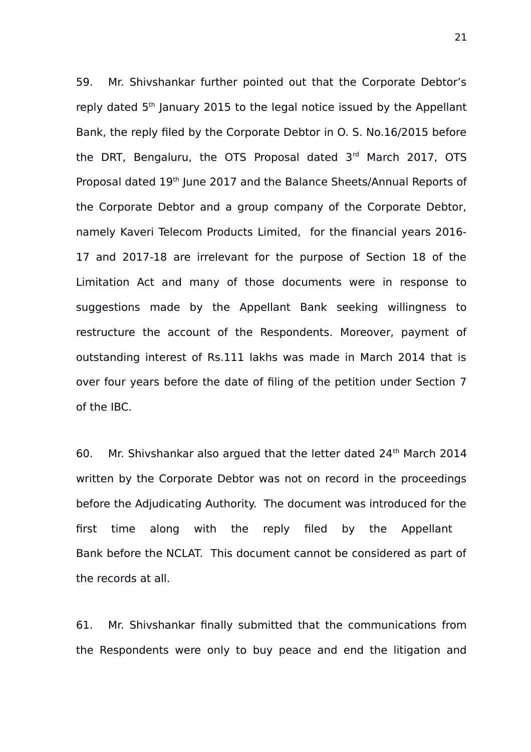59. Mr. Shivshankar further pointed out that the Corporate Debtor's reply dated 5th January 2015 to the legal notice issued by the Appellant Bank, the reply filed by the Corporate Debtor in O. S. No.16/2015 before the DRT, Bengaluru, the OTS Proposal dated 3rd March 2017, OTS Proposal dated 19th June 2017 and the Balance Sheets/Annual Reports of the Corporate Debtor and a group company of the Corporate Debtor, namely Kaveri Telecom Products Limited, for the financial years 2016-17 and 2017-18 are irrelevant for the purpose of Section 18 of the Limitation Act and many of those documents were in response to suggestions made by the Appellant Bank seeking willingness to restructure the account of the Respondents. Moreover, payment of outstanding interest of Rs.111 lakhs was made in March 2014 that is over four years before the date of filing of the petition under Section 7 of the IBC.

60. Mr. Shivshankar also argued that the letter dated 24th March 2014 written by the Corporate Debtor was not on record in the proceedings before the Adjudicating Authority. The document was introduced for the first time along with the reply filed by the Appellant Bank before the NCLAT. This document cannot be considered as part of the records at all.

61. Mr. Shivshankar finally submitted that the communications from the Respondents were only to buy peace and end the litigation and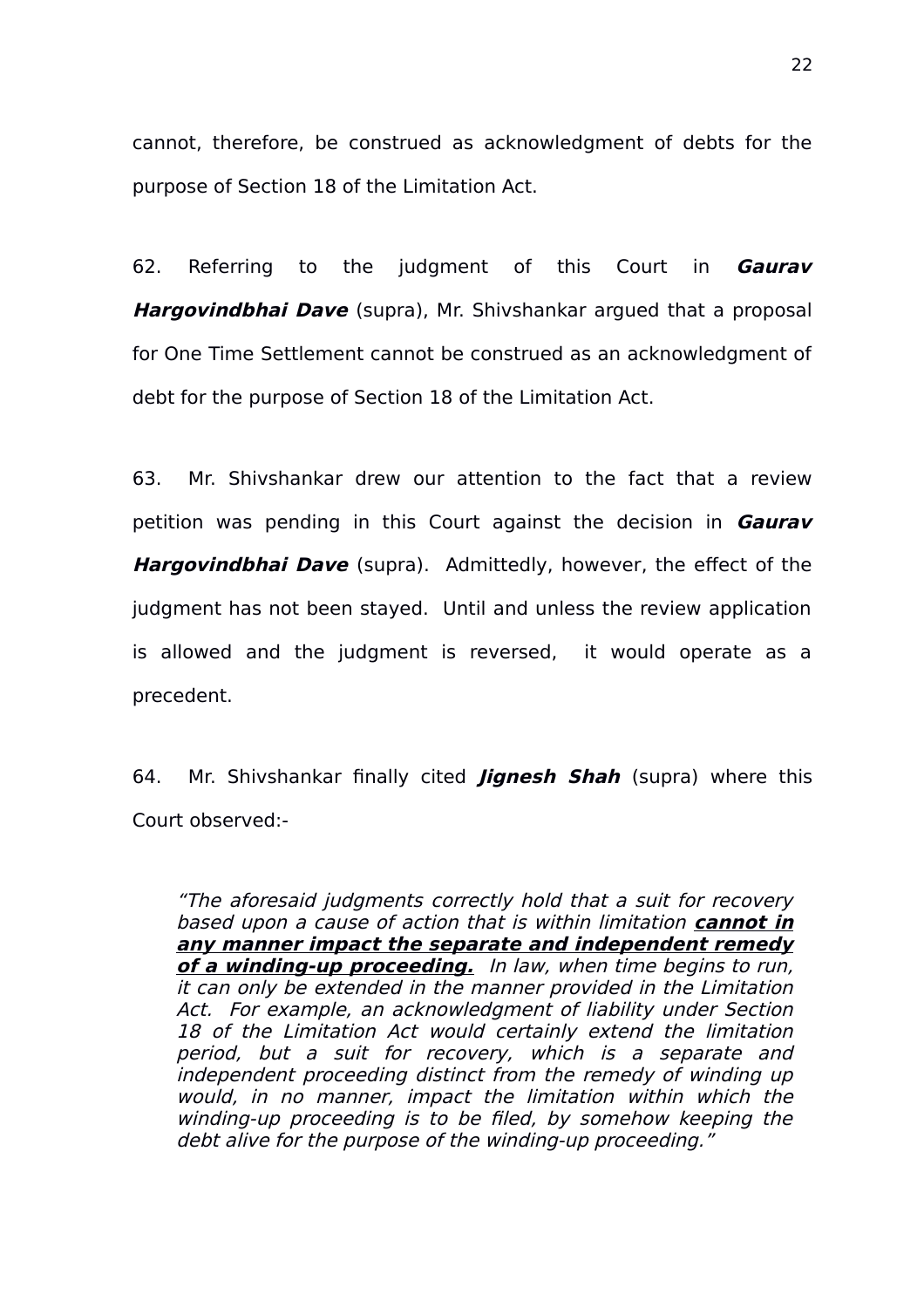cannot, therefore, be construed as acknowledgment of debts for the purpose of Section 18 of the Limitation Act.

62. Referring to the judgment of this Court in ***Gaurav Hargovindbhai Dave*** (supra), Mr. Shivshankar argued that a proposal for One Time Settlement cannot be construed as an acknowledgment of debt for the purpose of Section 18 of the Limitation Act.

63. Mr. Shivshankar drew our attention to the fact that a review petition was pending in this Court against the decision in ***Gaurav Hargovindbhai Dave*** (supra). Admittedly, however, the effect of the judgment has not been stayed. Until and unless the review application is allowed and the judgment is reversed, it would operate as a precedent.

64. Mr. Shivshankar finally cited ***Jignesh Shah*** (supra) where this Court observed:-

> *"The aforesaid judgments correctly hold that a suit for recovery based upon a cause of action that is within limitation **<u>cannot in any manner impact the separate and independent remedy of a winding-up proceeding.</u>** In law, when time begins to run, it can only be extended in the manner provided in the Limitation Act. For example, an acknowledgment of liability under Section 18 of the Limitation Act would certainly extend the limitation period, but a suit for recovery, which is a separate and independent proceeding distinct from the remedy of winding up would, in no manner, impact the limitation within which the winding-up proceeding is to be filed, by somehow keeping the debt alive for the purpose of the winding-up proceeding."*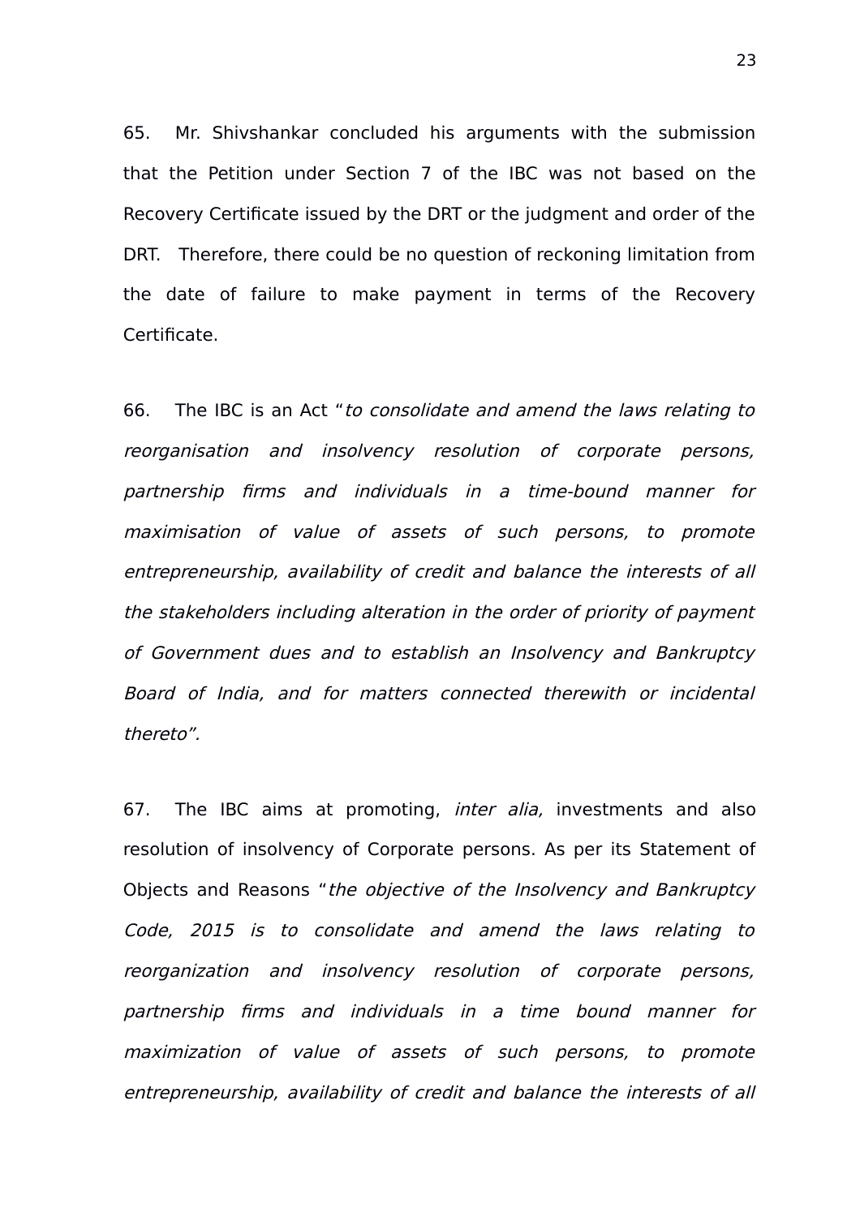65. Mr. Shivshankar concluded his arguments with the submission that the Petition under Section 7 of the IBC was not based on the Recovery Certificate issued by the DRT or the judgment and order of the DRT. Therefore, there could be no question of reckoning limitation from the date of failure to make payment in terms of the Recovery Certificate.

66. The IBC is an Act "*to consolidate and amend the laws relating to reorganisation and insolvency resolution of corporate persons, partnership firms and individuals in a time-bound manner for maximisation of value of assets of such persons, to promote entrepreneurship, availability of credit and balance the interests of all the stakeholders including alteration in the order of priority of payment of Government dues and to establish an Insolvency and Bankruptcy Board of India, and for matters connected therewith or incidental thereto".*

67. The IBC aims at promoting, *inter alia,* investments and also resolution of insolvency of Corporate persons. As per its Statement of Objects and Reasons "*the objective of the Insolvency and Bankruptcy Code, 2015 is to consolidate and amend the laws relating to reorganization and insolvency resolution of corporate persons, partnership firms and individuals in a time bound manner for maximization of value of assets of such persons, to promote entrepreneurship, availability of credit and balance the interests of all*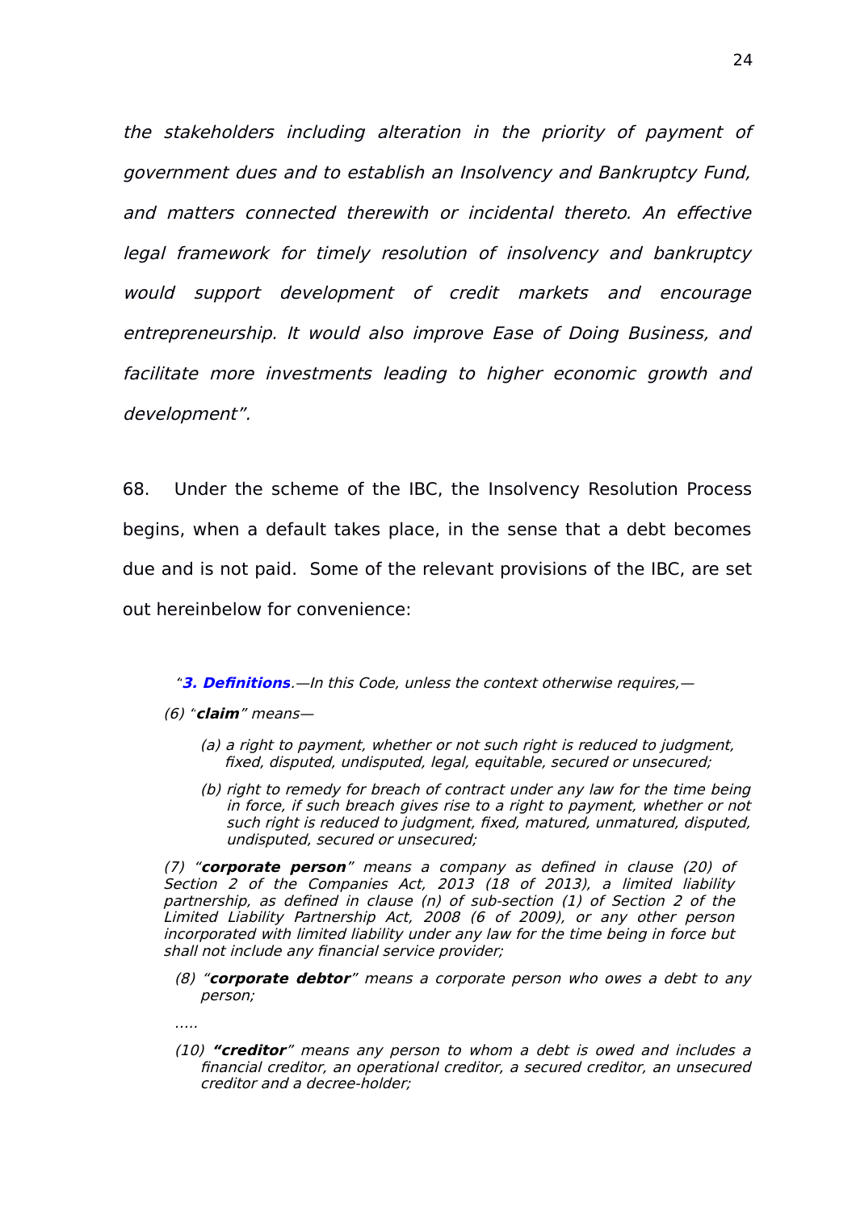*the stakeholders including alteration in the priority of payment of government dues and to establish an Insolvency and Bankruptcy Fund, and matters connected therewith or incidental thereto. An effective legal framework for timely resolution of insolvency and bankruptcy would support development of credit markets and encourage entrepreneurship. It would also improve Ease of Doing Business, and facilitate more investments leading to higher economic growth and development".*

68. Under the scheme of the IBC, the Insolvency Resolution Process begins, when a default takes place, in the sense that a debt becomes due and is not paid. Some of the relevant provisions of the IBC, are set out hereinbelow for convenience:

> *"**3. Definitions**.—In this Code, unless the context otherwise requires,—*
>
> *(6) "**claim**" means—*
>
> > *(a) a right to payment, whether or not such right is reduced to judgment, fixed, disputed, undisputed, legal, equitable, secured or unsecured;*
> >
> > *(b) right to remedy for breach of contract under any law for the time being in force, if such breach gives rise to a right to payment, whether or not such right is reduced to judgment, fixed, matured, unmatured, disputed, undisputed, secured or unsecured;*
>
> *(7) "**corporate person**" means a company as defined in clause (20) of Section 2 of the Companies Act, 2013 (18 of 2013), a limited liability partnership, as defined in clause (n) of sub-section (1) of Section 2 of the Limited Liability Partnership Act, 2008 (6 of 2009), or any other person incorporated with limited liability under any law for the time being in force but shall not include any financial service provider;*
>
> *(8) "**corporate debtor**" means a corporate person who owes a debt to any person;*
>
> *.....*
>
> *(10) **"creditor**" means any person to whom a debt is owed and includes a financial creditor, an operational creditor, a secured creditor, an unsecured creditor and a decree-holder;*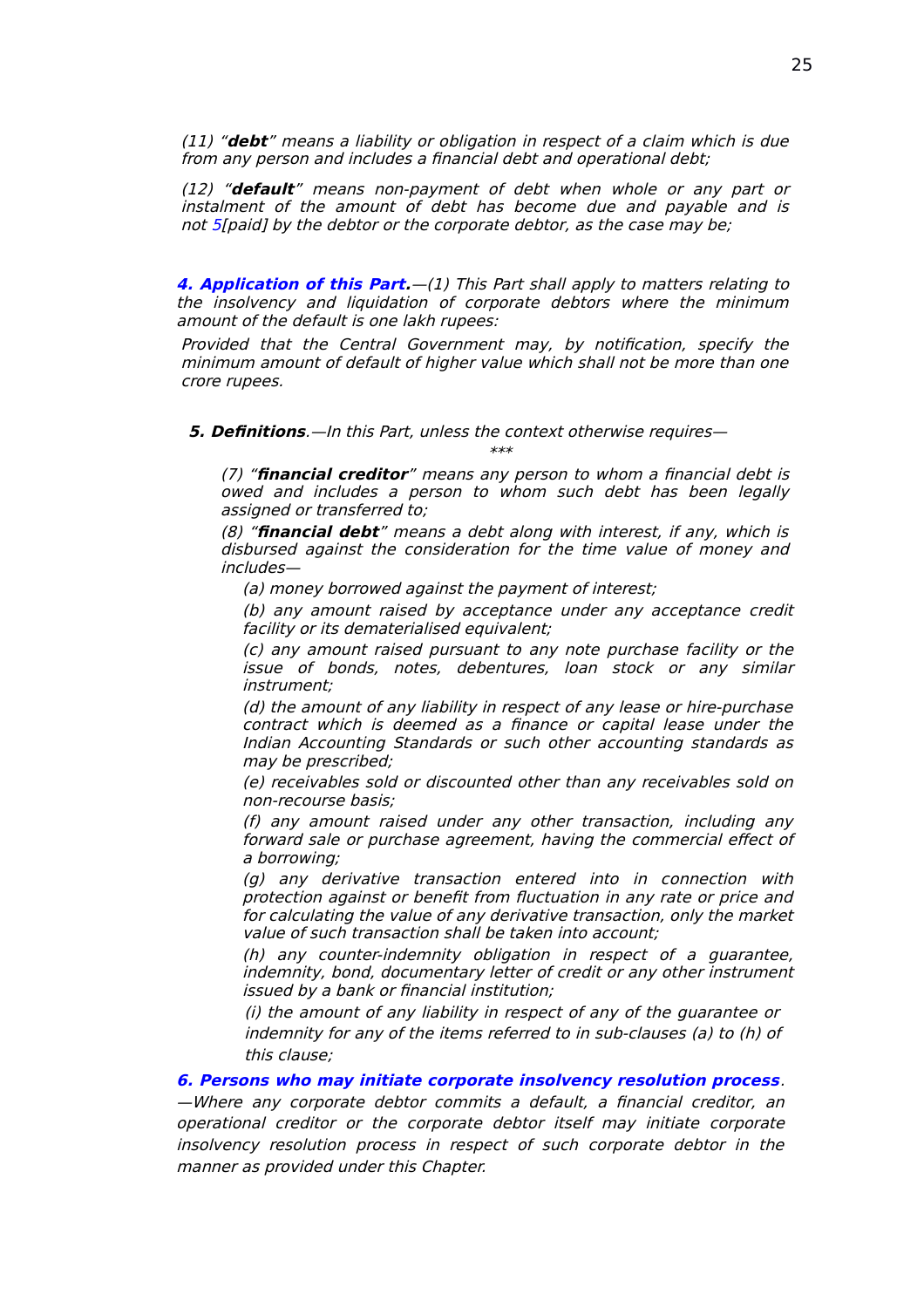*(11) "**debt**" means a liability or obligation in respect of a claim which is due from any person and includes a financial debt and operational debt;*

*(12) "**default**" means non-payment of debt when whole or any part or instalment of the amount of debt has become due and payable and is not 5[paid] by the debtor or the corporate debtor, as the case may be;*

***4. Application of this Part.****—(1) This Part shall apply to matters relating to the insolvency and liquidation of corporate debtors where the minimum amount of the default is one lakh rupees:*

*Provided that the Central Government may, by notification, specify the minimum amount of default of higher value which shall not be more than one crore rupees.*

***5. Definitions****.—In this Part, unless the context otherwise requires—*

*\*\*\**

*(7) "**financial creditor**" means any person to whom a financial debt is owed and includes a person to whom such debt has been legally assigned or transferred to;*

*(8) "**financial debt**" means a debt along with interest, if any, which is disbursed against the consideration for the time value of money and includes—*

*(a) money borrowed against the payment of interest;*

*(b) any amount raised by acceptance under any acceptance credit facility or its dematerialised equivalent;*

*(c) any amount raised pursuant to any note purchase facility or the issue of bonds, notes, debentures, loan stock or any similar instrument;*

*(d) the amount of any liability in respect of any lease or hire-purchase contract which is deemed as a finance or capital lease under the Indian Accounting Standards or such other accounting standards as may be prescribed;*

*(e) receivables sold or discounted other than any receivables sold on non-recourse basis;*

*(f) any amount raised under any other transaction, including any forward sale or purchase agreement, having the commercial effect of a borrowing;*

*(g) any derivative transaction entered into in connection with protection against or benefit from fluctuation in any rate or price and for calculating the value of any derivative transaction, only the market value of such transaction shall be taken into account;*

*(h) any counter-indemnity obligation in respect of a guarantee, indemnity, bond, documentary letter of credit or any other instrument issued by a bank or financial institution;*

*(i) the amount of any liability in respect of any of the guarantee or indemnity for any of the items referred to in sub-clauses (a) to (h) of this clause;*

***6. Persons who may initiate corporate insolvency resolution process****. —Where any corporate debtor commits a default, a financial creditor, an operational creditor or the corporate debtor itself may initiate corporate insolvency resolution process in respect of such corporate debtor in the manner as provided under this Chapter.*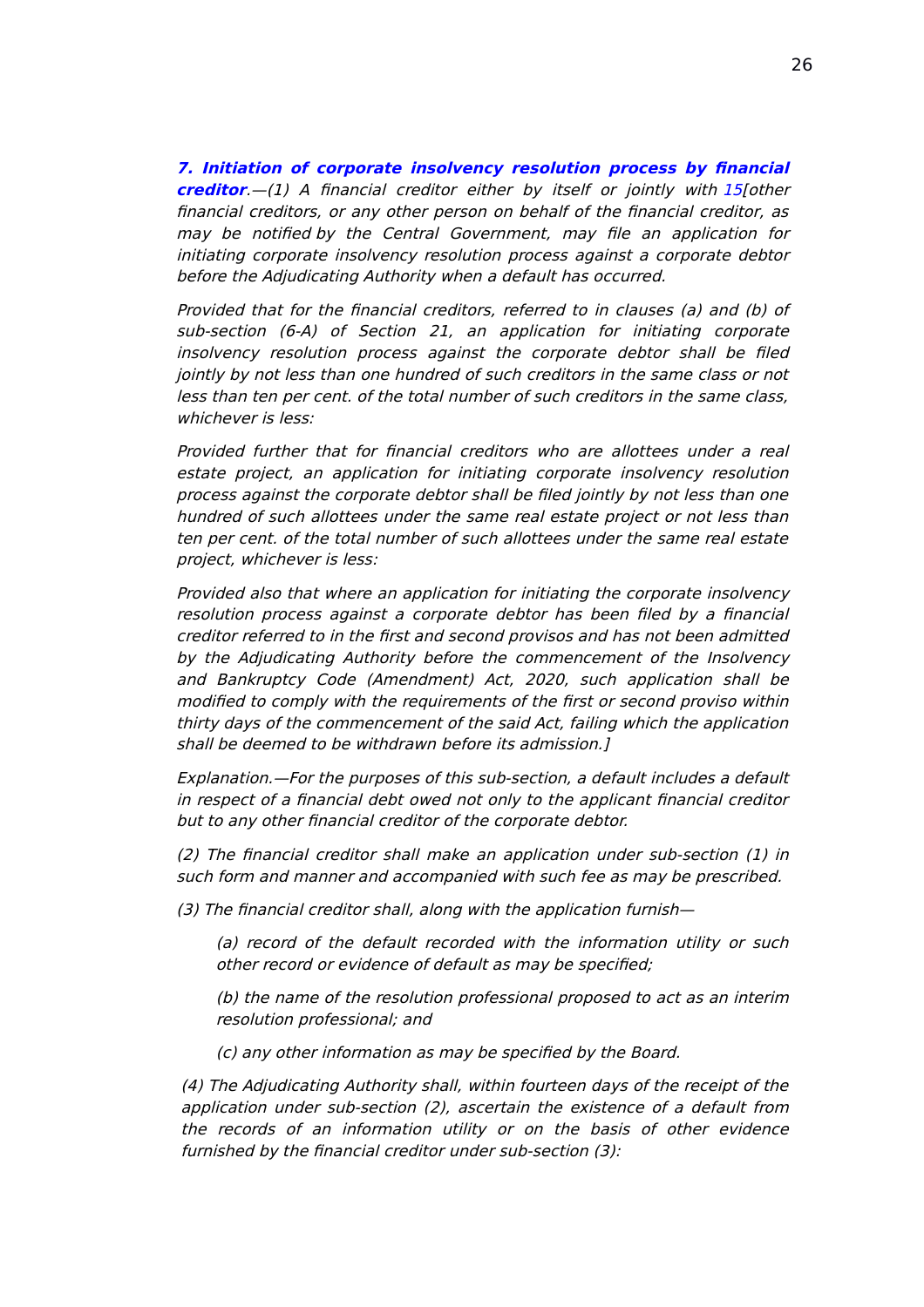***7. Initiation of corporate insolvency resolution process by financial creditor***.—(1) A financial creditor either by itself or jointly with 15[other financial creditors, or any other person on behalf of the financial creditor, as may be notified by the Central Government, may file an application for initiating corporate insolvency resolution process against a corporate debtor before the Adjudicating Authority when a default has occurred.

*Provided that for the financial creditors, referred to in clauses (a) and (b) of sub-section (6-A) of Section 21, an application for initiating corporate insolvency resolution process against the corporate debtor shall be filed jointly by not less than one hundred of such creditors in the same class or not less than ten per cent. of the total number of such creditors in the same class, whichever is less:*

*Provided further that for financial creditors who are allottees under a real estate project, an application for initiating corporate insolvency resolution process against the corporate debtor shall be filed jointly by not less than one hundred of such allottees under the same real estate project or not less than ten per cent. of the total number of such allottees under the same real estate project, whichever is less:*

*Provided also that where an application for initiating the corporate insolvency resolution process against a corporate debtor has been filed by a financial creditor referred to in the first and second provisos and has not been admitted by the Adjudicating Authority before the commencement of the Insolvency and Bankruptcy Code (Amendment) Act, 2020, such application shall be modified to comply with the requirements of the first or second proviso within thirty days of the commencement of the said Act, failing which the application shall be deemed to be withdrawn before its admission.]*

*Explanation.—For the purposes of this sub-section, a default includes a default in respect of a financial debt owed not only to the applicant financial creditor but to any other financial creditor of the corporate debtor.*

*(2) The financial creditor shall make an application under sub-section (1) in such form and manner and accompanied with such fee as may be prescribed.*

*(3) The financial creditor shall, along with the application furnish—*

> *(a) record of the default recorded with the information utility or such other record or evidence of default as may be specified;*
>
> *(b) the name of the resolution professional proposed to act as an interim resolution professional; and*
>
> *(c) any other information as may be specified by the Board.*

*(4) The Adjudicating Authority shall, within fourteen days of the receipt of the application under sub-section (2), ascertain the existence of a default from the records of an information utility or on the basis of other evidence furnished by the financial creditor under sub-section (3):*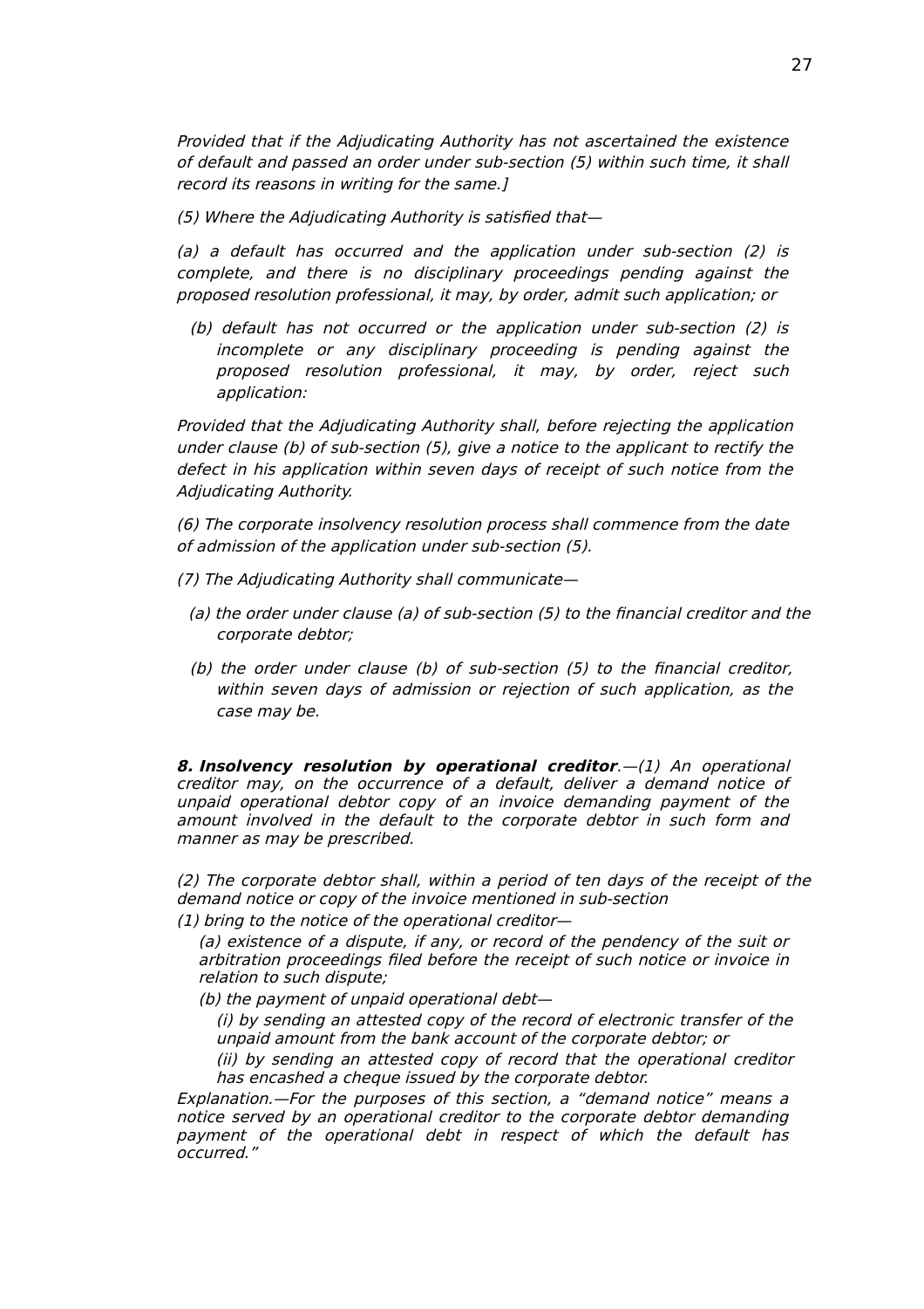*Provided that if the Adjudicating Authority has not ascertained the existence of default and passed an order under sub-section (5) within such time, it shall record its reasons in writing for the same.]*

*(5) Where the Adjudicating Authority is satisfied that—*

*(a) a default has occurred and the application under sub-section (2) is complete, and there is no disciplinary proceedings pending against the proposed resolution professional, it may, by order, admit such application; or*

*(b) default has not occurred or the application under sub-section (2) is incomplete or any disciplinary proceeding is pending against the proposed resolution professional, it may, by order, reject such application:*

*Provided that the Adjudicating Authority shall, before rejecting the application under clause (b) of sub-section (5), give a notice to the applicant to rectify the defect in his application within seven days of receipt of such notice from the Adjudicating Authority.*

*(6) The corporate insolvency resolution process shall commence from the date of admission of the application under sub-section (5).*

*(7) The Adjudicating Authority shall communicate—*

*(a) the order under clause (a) of sub-section (5) to the financial creditor and the corporate debtor;*

*(b) the order under clause (b) of sub-section (5) to the financial creditor, within seven days of admission or rejection of such application, as the case may be.*

***8. Insolvency resolution by operational creditor**.—(1) An operational creditor may, on the occurrence of a default, deliver a demand notice of unpaid operational debtor copy of an invoice demanding payment of the amount involved in the default to the corporate debtor in such form and manner as may be prescribed.*

*(2) The corporate debtor shall, within a period of ten days of the receipt of the demand notice or copy of the invoice mentioned in sub-section (1) bring to the notice of the operational creditor—*

*(a) existence of a dispute, if any, or record of the pendency of the suit or arbitration proceedings filed before the receipt of such notice or invoice in relation to such dispute;*

*(b) the payment of unpaid operational debt—*

*(i) by sending an attested copy of the record of electronic transfer of the unpaid amount from the bank account of the corporate debtor; or*

*(ii) by sending an attested copy of record that the operational creditor has encashed a cheque issued by the corporate debtor.*

*Explanation.—For the purposes of this section, a "demand notice" means a notice served by an operational creditor to the corporate debtor demanding payment of the operational debt in respect of which the default has occurred."*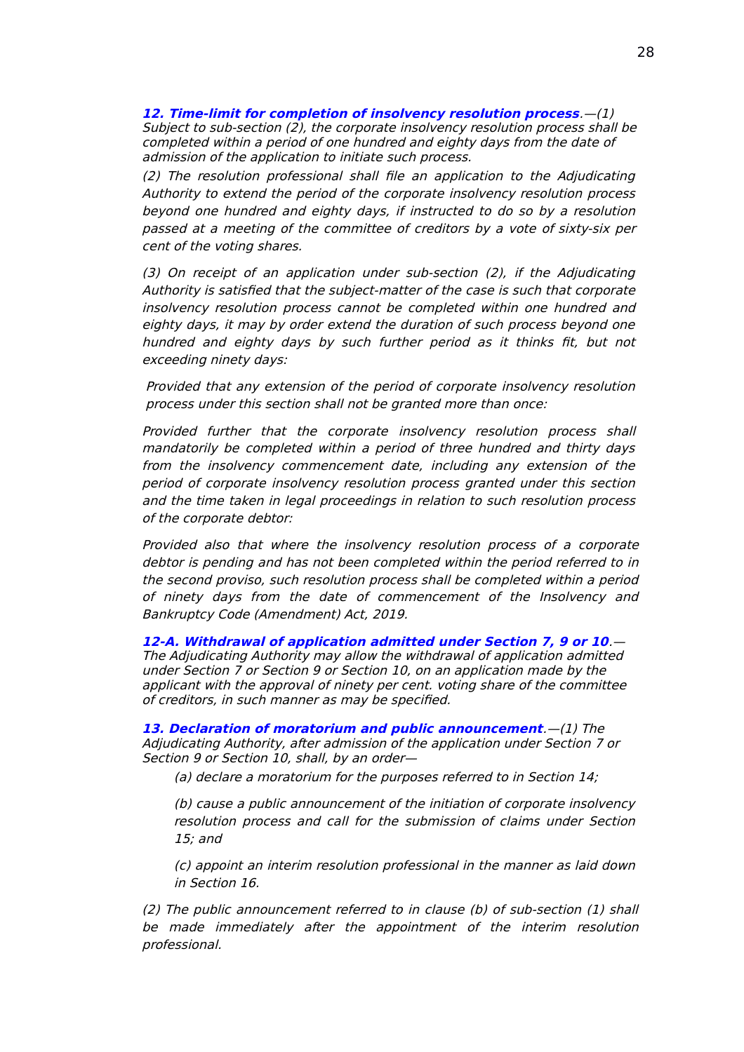***12. Time-limit for completion of insolvency resolution process**.—(1) Subject to sub-section (2), the corporate insolvency resolution process shall be completed within a period of one hundred and eighty days from the date of admission of the application to initiate such process.*

*(2) The resolution professional shall file an application to the Adjudicating Authority to extend the period of the corporate insolvency resolution process beyond one hundred and eighty days, if instructed to do so by a resolution passed at a meeting of the committee of creditors by a vote of sixty-six per cent of the voting shares.*

*(3) On receipt of an application under sub-section (2), if the Adjudicating Authority is satisfied that the subject-matter of the case is such that corporate insolvency resolution process cannot be completed within one hundred and eighty days, it may by order extend the duration of such process beyond one hundred and eighty days by such further period as it thinks fit, but not exceeding ninety days:*

*Provided that any extension of the period of corporate insolvency resolution process under this section shall not be granted more than once:*

*Provided further that the corporate insolvency resolution process shall mandatorily be completed within a period of three hundred and thirty days from the insolvency commencement date, including any extension of the period of corporate insolvency resolution process granted under this section and the time taken in legal proceedings in relation to such resolution process of the corporate debtor:*

*Provided also that where the insolvency resolution process of a corporate debtor is pending and has not been completed within the period referred to in the second proviso, such resolution process shall be completed within a period of ninety days from the date of commencement of the Insolvency and Bankruptcy Code (Amendment) Act, 2019.*

***12-A. Withdrawal of application admitted under Section 7, 9 or 10**.— The Adjudicating Authority may allow the withdrawal of application admitted under Section 7 or Section 9 or Section 10, on an application made by the applicant with the approval of ninety per cent. voting share of the committee of creditors, in such manner as may be specified.*

***13. Declaration of moratorium and public announcement**.—(1) The Adjudicating Authority, after admission of the application under Section 7 or Section 9 or Section 10, shall, by an order—*

*(a) declare a moratorium for the purposes referred to in Section 14;*

*(b) cause a public announcement of the initiation of corporate insolvency resolution process and call for the submission of claims under Section 15; and*

*(c) appoint an interim resolution professional in the manner as laid down in Section 16.*

*(2) The public announcement referred to in clause (b) of sub-section (1) shall be made immediately after the appointment of the interim resolution professional.*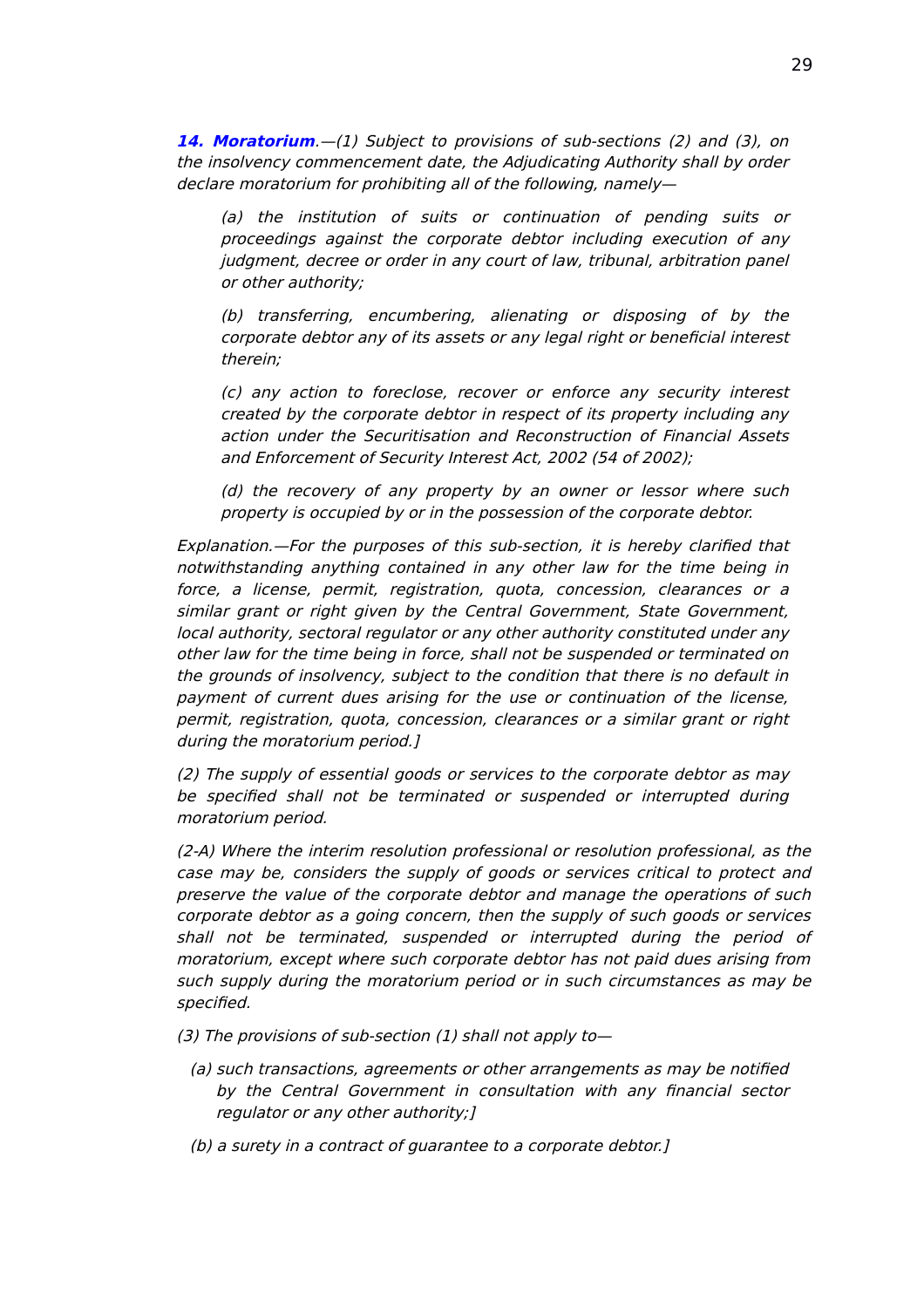**14. Moratorium**.—(1) Subject to provisions of sub-sections (2) and (3), on the insolvency commencement date, the Adjudicating Authority shall by order declare moratorium for prohibiting all of the following, namely—

(a) the institution of suits or continuation of pending suits or proceedings against the corporate debtor including execution of any judgment, decree or order in any court of law, tribunal, arbitration panel or other authority;

(b) transferring, encumbering, alienating or disposing of by the corporate debtor any of its assets or any legal right or beneficial interest therein;

(c) any action to foreclose, recover or enforce any security interest created by the corporate debtor in respect of its property including any action under the Securitisation and Reconstruction of Financial Assets and Enforcement of Security Interest Act, 2002 (54 of 2002);

(d) the recovery of any property by an owner or lessor where such property is occupied by or in the possession of the corporate debtor.

*Explanation*.—For the purposes of this sub-section, it is hereby clarified that notwithstanding anything contained in any other law for the time being in force, a license, permit, registration, quota, concession, clearances or a similar grant or right given by the Central Government, State Government, local authority, sectoral regulator or any other authority constituted under any other law for the time being in force, shall not be suspended or terminated on the grounds of insolvency, subject to the condition that there is no default in payment of current dues arising for the use or continuation of the license, permit, registration, quota, concession, clearances or a similar grant or right during the moratorium period.]

(2) The supply of essential goods or services to the corporate debtor as may be specified shall not be terminated or suspended or interrupted during moratorium period.

(2-A) Where the interim resolution professional or resolution professional, as the case may be, considers the supply of goods or services critical to protect and preserve the value of the corporate debtor and manage the operations of such corporate debtor as a going concern, then the supply of such goods or services shall not be terminated, suspended or interrupted during the period of moratorium, except where such corporate debtor has not paid dues arising from such supply during the moratorium period or in such circumstances as may be specified.

(3) The provisions of sub-section (1) shall not apply to—

(a) such transactions, agreements or other arrangements as may be notified by the Central Government in consultation with any financial sector regulator or any other authority;]

(b) a surety in a contract of guarantee to a corporate debtor.]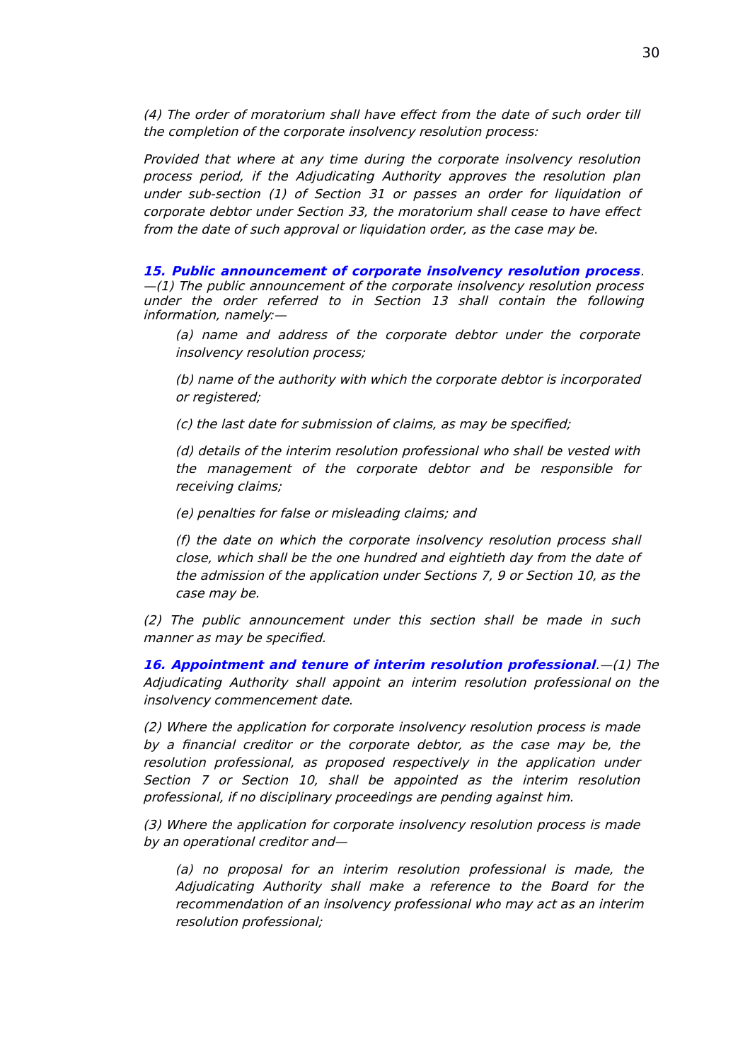*(4) The order of moratorium shall have effect from the date of such order till the completion of the corporate insolvency resolution process:*

*Provided that where at any time during the corporate insolvency resolution process period, if the Adjudicating Authority approves the resolution plan under sub-section (1) of Section 31 or passes an order for liquidation of corporate debtor under Section 33, the moratorium shall cease to have effect from the date of such approval or liquidation order, as the case may be.*

***15. Public announcement of corporate insolvency resolution process****.—(1) The public announcement of the corporate insolvency resolution process under the order referred to in Section 13 shall contain the following information, namely:—*

> *(a) name and address of the corporate debtor under the corporate insolvency resolution process;*
>
> *(b) name of the authority with which the corporate debtor is incorporated or registered;*
>
> *(c) the last date for submission of claims, as may be specified;*
>
> *(d) details of the interim resolution professional who shall be vested with the management of the corporate debtor and be responsible for receiving claims;*
>
> *(e) penalties for false or misleading claims; and*
>
> *(f) the date on which the corporate insolvency resolution process shall close, which shall be the one hundred and eightieth day from the date of the admission of the application under Sections 7, 9 or Section 10, as the case may be.*

*(2) The public announcement under this section shall be made in such manner as may be specified.*

***16. Appointment and tenure of interim resolution professional****.—(1) The Adjudicating Authority shall appoint an interim resolution professional on the insolvency commencement date.*

*(2) Where the application for corporate insolvency resolution process is made by a financial creditor or the corporate debtor, as the case may be, the resolution professional, as proposed respectively in the application under Section 7 or Section 10, shall be appointed as the interim resolution professional, if no disciplinary proceedings are pending against him.*

*(3) Where the application for corporate insolvency resolution process is made by an operational creditor and—*

> *(a) no proposal for an interim resolution professional is made, the Adjudicating Authority shall make a reference to the Board for the recommendation of an insolvency professional who may act as an interim resolution professional;*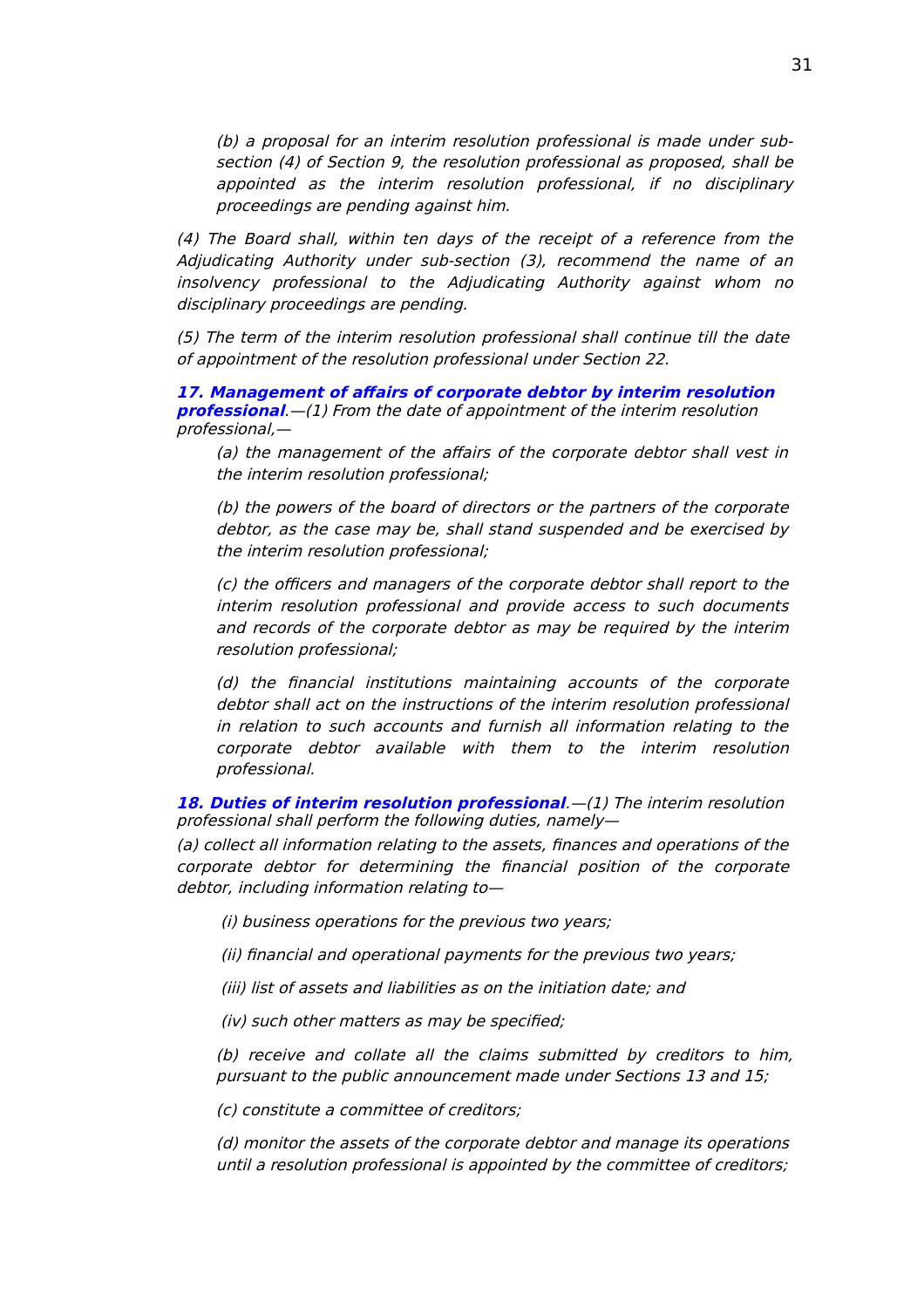*(b) a proposal for an interim resolution professional is made under sub-section (4) of Section 9, the resolution professional as proposed, shall be appointed as the interim resolution professional, if no disciplinary proceedings are pending against him.*

*(4) The Board shall, within ten days of the receipt of a reference from the Adjudicating Authority under sub-section (3), recommend the name of an insolvency professional to the Adjudicating Authority against whom no disciplinary proceedings are pending.*

*(5) The term of the interim resolution professional shall continue till the date of appointment of the resolution professional under Section 22.*

***17. Management of affairs of corporate debtor by interim resolution professional**.—(1) From the date of appointment of the interim resolution professional,—*

*(a) the management of the affairs of the corporate debtor shall vest in the interim resolution professional;*

*(b) the powers of the board of directors or the partners of the corporate debtor, as the case may be, shall stand suspended and be exercised by the interim resolution professional;*

*(c) the officers and managers of the corporate debtor shall report to the interim resolution professional and provide access to such documents and records of the corporate debtor as may be required by the interim resolution professional;*

*(d) the financial institutions maintaining accounts of the corporate debtor shall act on the instructions of the interim resolution professional in relation to such accounts and furnish all information relating to the corporate debtor available with them to the interim resolution professional.*

***18. Duties of interim resolution professional**.—(1) The interim resolution professional shall perform the following duties, namely—*

*(a) collect all information relating to the assets, finances and operations of the corporate debtor for determining the financial position of the corporate debtor, including information relating to—*

*(i) business operations for the previous two years;*

*(ii) financial and operational payments for the previous two years;*

*(iii) list of assets and liabilities as on the initiation date; and*

*(iv) such other matters as may be specified;*

*(b) receive and collate all the claims submitted by creditors to him, pursuant to the public announcement made under Sections 13 and 15;*

*(c) constitute a committee of creditors;*

*(d) monitor the assets of the corporate debtor and manage its operations until a resolution professional is appointed by the committee of creditors;*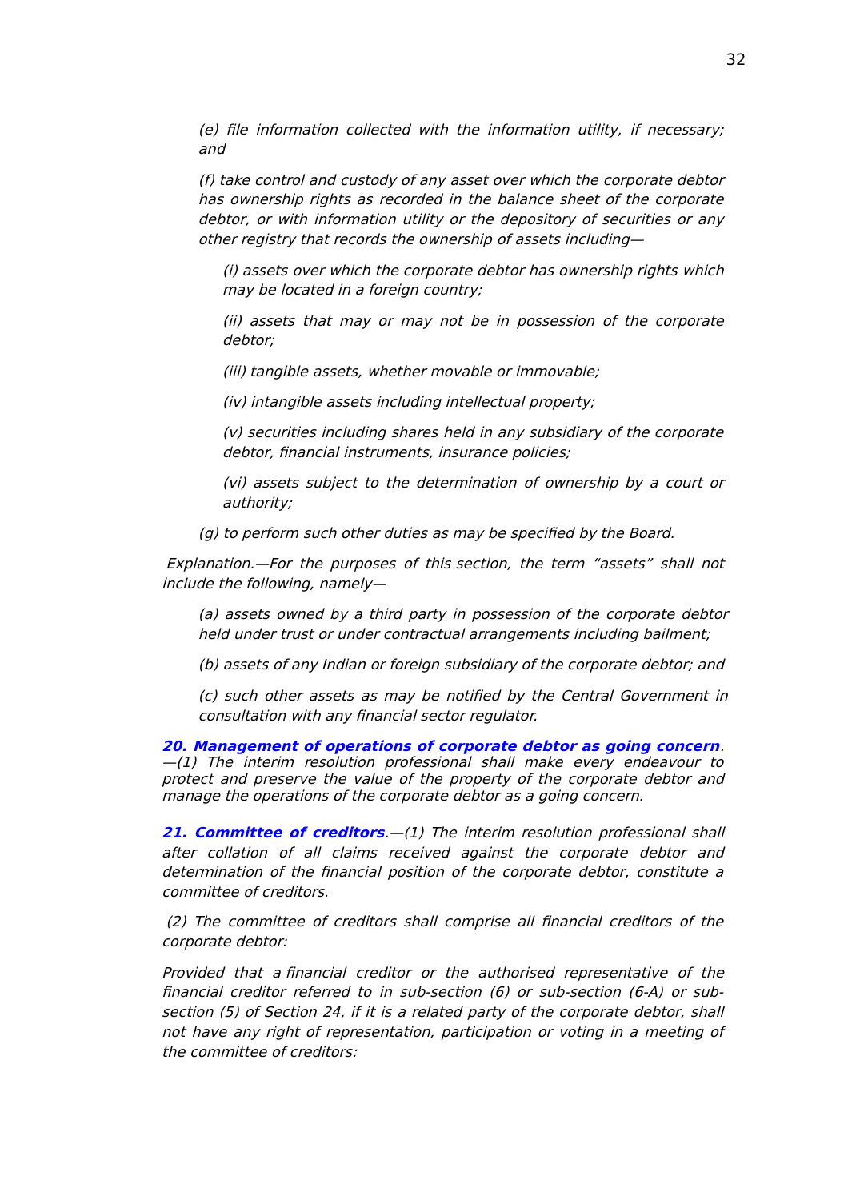*(e) file information collected with the information utility, if necessary; and*

*(f) take control and custody of any asset over which the corporate debtor has ownership rights as recorded in the balance sheet of the corporate debtor, or with information utility or the depository of securities or any other registry that records the ownership of assets including—*

*(i) assets over which the corporate debtor has ownership rights which may be located in a foreign country;*

*(ii) assets that may or may not be in possession of the corporate debtor;*

*(iii) tangible assets, whether movable or immovable;*

*(iv) intangible assets including intellectual property;*

*(v) securities including shares held in any subsidiary of the corporate debtor, financial instruments, insurance policies;*

*(vi) assets subject to the determination of ownership by a court or authority;*

*(g) to perform such other duties as may be specified by the Board.*

*Explanation.—For the purposes of this section, the term "assets" shall not include the following, namely—*

*(a) assets owned by a third party in possession of the corporate debtor held under trust or under contractual arrangements including bailment;*

*(b) assets of any Indian or foreign subsidiary of the corporate debtor; and*

*(c) such other assets as may be notified by the Central Government in consultation with any financial sector regulator.*

***20. Management of operations of corporate debtor as going concern**.—(1) The interim resolution professional shall make every endeavour to protect and preserve the value of the property of the corporate debtor and manage the operations of the corporate debtor as a going concern.*

***21. Committee of creditors**.—(1) The interim resolution professional shall after collation of all claims received against the corporate debtor and determination of the financial position of the corporate debtor, constitute a committee of creditors.*

*(2) The committee of creditors shall comprise all financial creditors of the corporate debtor:*

*Provided that a financial creditor or the authorised representative of the financial creditor referred to in sub-section (6) or sub-section (6-A) or sub-section (5) of Section 24, if it is a related party of the corporate debtor, shall not have any right of representation, participation or voting in a meeting of the committee of creditors:*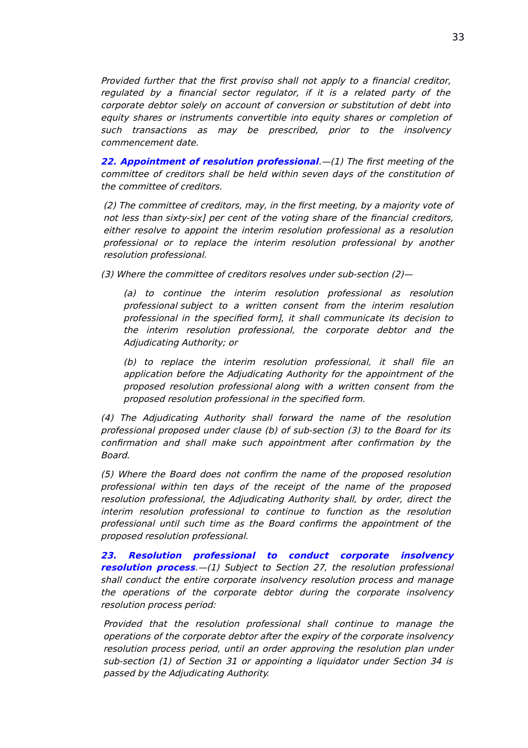*Provided further that the first proviso shall not apply to a financial creditor, regulated by a financial sector regulator, if it is a related party of the corporate debtor solely on account of conversion or substitution of debt into equity shares or instruments convertible into equity shares or completion of such transactions as may be prescribed, prior to the insolvency commencement date.*

***22. Appointment of resolution professional***.—(1) The first meeting of the committee of creditors shall be held within seven days of the constitution of the committee of creditors.

*(2) The committee of creditors, may, in the first meeting, by a majority vote of not less than sixty-six] per cent of the voting share of the financial creditors, either resolve to appoint the interim resolution professional as a resolution professional or to replace the interim resolution professional by another resolution professional.*

*(3) Where the committee of creditors resolves under sub-section (2)—*

*(a) to continue the interim resolution professional as resolution professional subject to a written consent from the interim resolution professional in the specified form], it shall communicate its decision to the interim resolution professional, the corporate debtor and the Adjudicating Authority; or*

*(b) to replace the interim resolution professional, it shall file an application before the Adjudicating Authority for the appointment of the proposed resolution professional along with a written consent from the proposed resolution professional in the specified form.*

*(4) The Adjudicating Authority shall forward the name of the resolution professional proposed under clause (b) of sub-section (3) to the Board for its confirmation and shall make such appointment after confirmation by the Board.*

*(5) Where the Board does not confirm the name of the proposed resolution professional within ten days of the receipt of the name of the proposed resolution professional, the Adjudicating Authority shall, by order, direct the interim resolution professional to continue to function as the resolution professional until such time as the Board confirms the appointment of the proposed resolution professional.*

***23. Resolution professional to conduct corporate insolvency resolution process***.—(1) Subject to Section 27, the resolution professional shall conduct the entire corporate insolvency resolution process and manage the operations of the corporate debtor during the corporate insolvency resolution process period:

*Provided that the resolution professional shall continue to manage the operations of the corporate debtor after the expiry of the corporate insolvency resolution process period, until an order approving the resolution plan under sub-section (1) of Section 31 or appointing a liquidator under Section 34 is passed by the Adjudicating Authority.*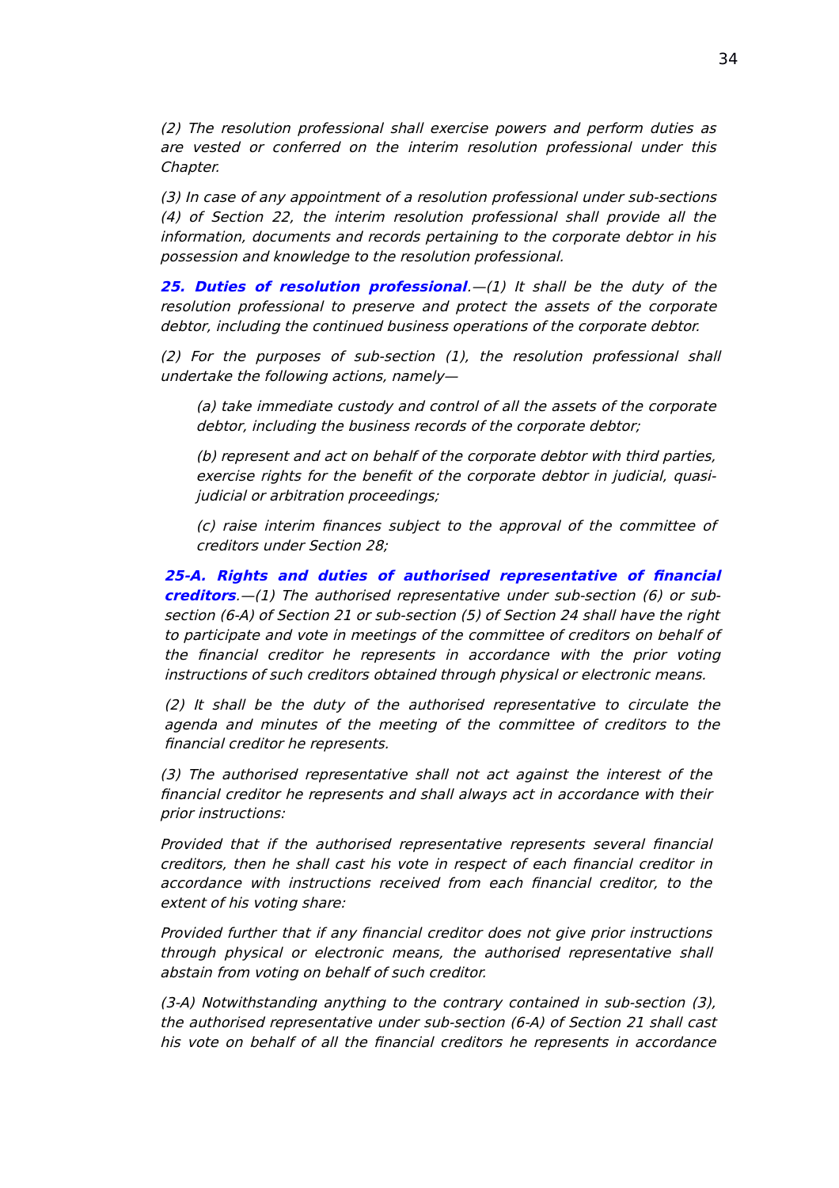*(2) The resolution professional shall exercise powers and perform duties as are vested or conferred on the interim resolution professional under this Chapter.*

*(3) In case of any appointment of a resolution professional under sub-sections (4) of Section 22, the interim resolution professional shall provide all the information, documents and records pertaining to the corporate debtor in his possession and knowledge to the resolution professional.*

***25. Duties of resolution professional**.—(1) It shall be the duty of the resolution professional to preserve and protect the assets of the corporate debtor, including the continued business operations of the corporate debtor.*

*(2) For the purposes of sub-section (1), the resolution professional shall undertake the following actions, namely—*

> *(a) take immediate custody and control of all the assets of the corporate debtor, including the business records of the corporate debtor;*
>
> *(b) represent and act on behalf of the corporate debtor with third parties, exercise rights for the benefit of the corporate debtor in judicial, quasi-judicial or arbitration proceedings;*
>
> *(c) raise interim finances subject to the approval of the committee of creditors under Section 28;*

***25-A. Rights and duties of authorised representative of financial creditors**.—(1) The authorised representative under sub-section (6) or sub-section (6-A) of Section 21 or sub-section (5) of Section 24 shall have the right to participate and vote in meetings of the committee of creditors on behalf of the financial creditor he represents in accordance with the prior voting instructions of such creditors obtained through physical or electronic means.*

*(2) It shall be the duty of the authorised representative to circulate the agenda and minutes of the meeting of the committee of creditors to the financial creditor he represents.*

*(3) The authorised representative shall not act against the interest of the financial creditor he represents and shall always act in accordance with their prior instructions:*

*Provided that if the authorised representative represents several financial creditors, then he shall cast his vote in respect of each financial creditor in accordance with instructions received from each financial creditor, to the extent of his voting share:*

*Provided further that if any financial creditor does not give prior instructions through physical or electronic means, the authorised representative shall abstain from voting on behalf of such creditor.*

*(3-A) Notwithstanding anything to the contrary contained in sub-section (3), the authorised representative under sub-section (6-A) of Section 21 shall cast his vote on behalf of all the financial creditors he represents in accordance*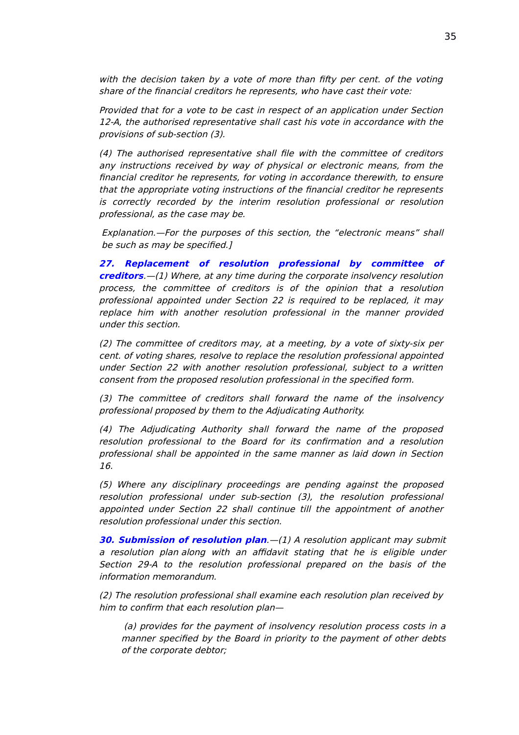*with the decision taken by a vote of more than fifty per cent. of the voting share of the financial creditors he represents, who have cast their vote:*

*Provided that for a vote to be cast in respect of an application under Section 12-A, the authorised representative shall cast his vote in accordance with the provisions of sub-section (3).*

*(4) The authorised representative shall file with the committee of creditors any instructions received by way of physical or electronic means, from the financial creditor he represents, for voting in accordance therewith, to ensure that the appropriate voting instructions of the financial creditor he represents is correctly recorded by the interim resolution professional or resolution professional, as the case may be.*

*Explanation.—For the purposes of this section, the "electronic means" shall be such as may be specified.]*

***27. Replacement of resolution professional by committee of creditors****.—(1) Where, at any time during the corporate insolvency resolution process, the committee of creditors is of the opinion that a resolution professional appointed under Section 22 is required to be replaced, it may replace him with another resolution professional in the manner provided under this section.*

*(2) The committee of creditors may, at a meeting, by a vote of sixty-six per cent. of voting shares, resolve to replace the resolution professional appointed under Section 22 with another resolution professional, subject to a written consent from the proposed resolution professional in the specified form.*

*(3) The committee of creditors shall forward the name of the insolvency professional proposed by them to the Adjudicating Authority.*

*(4) The Adjudicating Authority shall forward the name of the proposed resolution professional to the Board for its confirmation and a resolution professional shall be appointed in the same manner as laid down in Section 16.*

*(5) Where any disciplinary proceedings are pending against the proposed resolution professional under sub-section (3), the resolution professional appointed under Section 22 shall continue till the appointment of another resolution professional under this section.*

***30. Submission of resolution plan****.—(1) A resolution applicant may submit a resolution plan along with an affidavit stating that he is eligible under Section 29-A to the resolution professional prepared on the basis of the information memorandum.*

*(2) The resolution professional shall examine each resolution plan received by him to confirm that each resolution plan—*

*(a) provides for the payment of insolvency resolution process costs in a manner specified by the Board in priority to the payment of other debts of the corporate debtor;*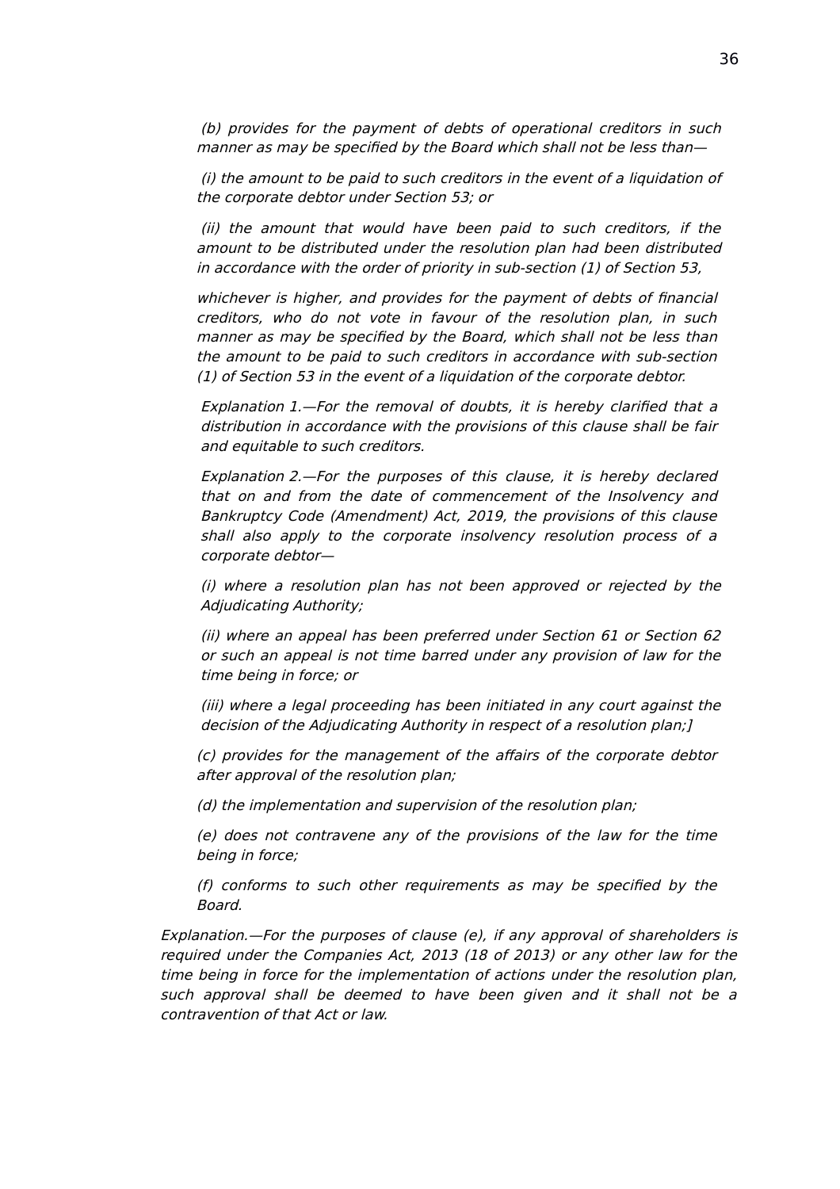*(b) provides for the payment of debts of operational creditors in such manner as may be specified by the Board which shall not be less than—*

*(i) the amount to be paid to such creditors in the event of a liquidation of the corporate debtor under Section 53; or*

*(ii) the amount that would have been paid to such creditors, if the amount to be distributed under the resolution plan had been distributed in accordance with the order of priority in sub-section (1) of Section 53,*

*whichever is higher, and provides for the payment of debts of financial creditors, who do not vote in favour of the resolution plan, in such manner as may be specified by the Board, which shall not be less than the amount to be paid to such creditors in accordance with sub-section (1) of Section 53 in the event of a liquidation of the corporate debtor.*

*Explanation 1.—For the removal of doubts, it is hereby clarified that a distribution in accordance with the provisions of this clause shall be fair and equitable to such creditors.*

*Explanation 2.—For the purposes of this clause, it is hereby declared that on and from the date of commencement of the Insolvency and Bankruptcy Code (Amendment) Act, 2019, the provisions of this clause shall also apply to the corporate insolvency resolution process of a corporate debtor—*

*(i) where a resolution plan has not been approved or rejected by the Adjudicating Authority;*

*(ii) where an appeal has been preferred under Section 61 or Section 62 or such an appeal is not time barred under any provision of law for the time being in force; or*

*(iii) where a legal proceeding has been initiated in any court against the decision of the Adjudicating Authority in respect of a resolution plan;]*

*(c) provides for the management of the affairs of the corporate debtor after approval of the resolution plan;*

*(d) the implementation and supervision of the resolution plan;*

*(e) does not contravene any of the provisions of the law for the time being in force;*

*(f) conforms to such other requirements as may be specified by the Board.*

*Explanation.—For the purposes of clause (e), if any approval of shareholders is required under the Companies Act, 2013 (18 of 2013) or any other law for the time being in force for the implementation of actions under the resolution plan, such approval shall be deemed to have been given and it shall not be a contravention of that Act or law.*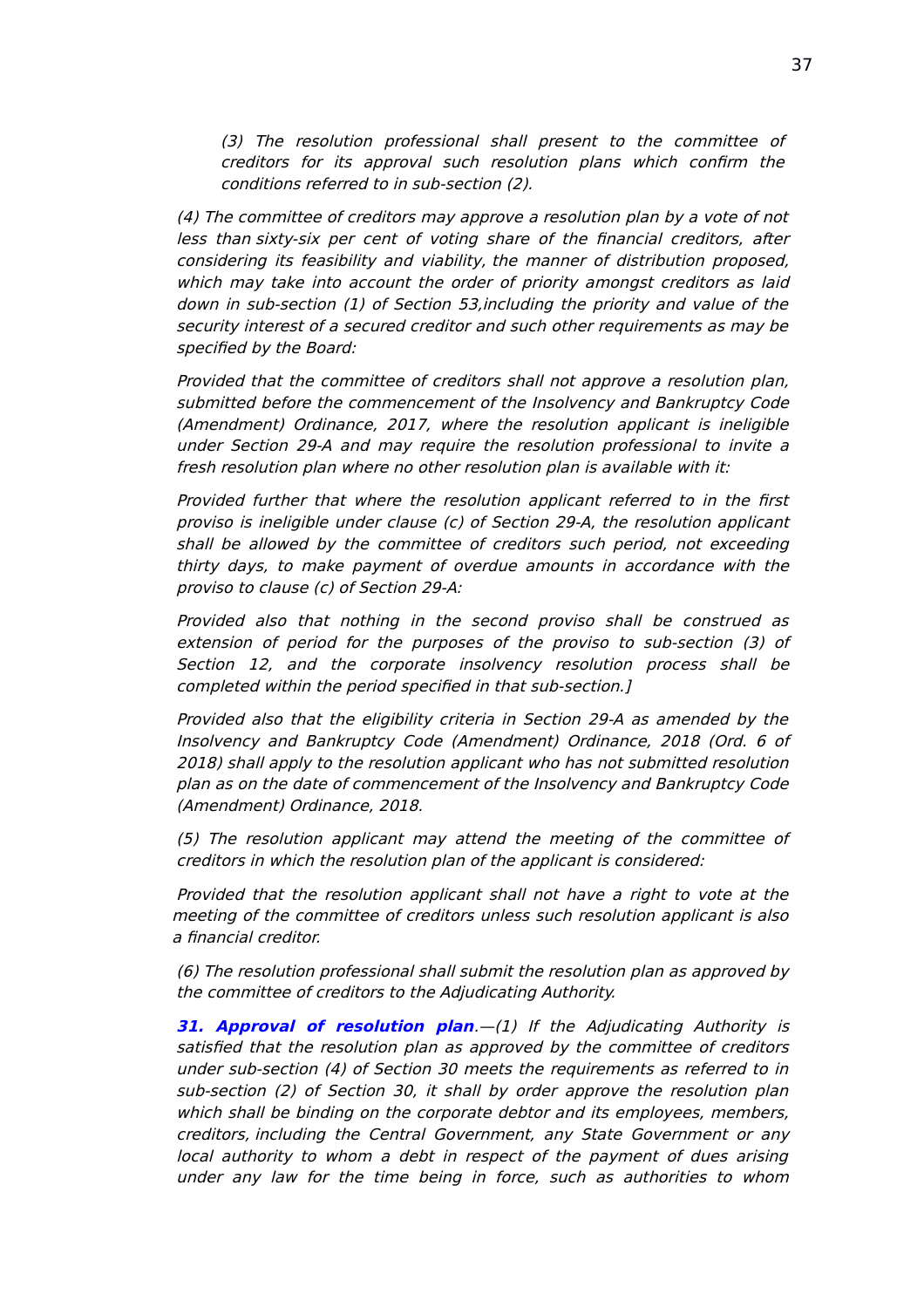*(3) The resolution professional shall present to the committee of creditors for its approval such resolution plans which confirm the conditions referred to in sub-section (2).*

*(4) The committee of creditors may approve a resolution plan by a vote of not less than sixty-six per cent of voting share of the financial creditors, after considering its feasibility and viability, the manner of distribution proposed, which may take into account the order of priority amongst creditors as laid down in sub-section (1) of Section 53,including the priority and value of the security interest of a secured creditor and such other requirements as may be specified by the Board:*

*Provided that the committee of creditors shall not approve a resolution plan, submitted before the commencement of the Insolvency and Bankruptcy Code (Amendment) Ordinance, 2017, where the resolution applicant is ineligible under Section 29-A and may require the resolution professional to invite a fresh resolution plan where no other resolution plan is available with it:*

*Provided further that where the resolution applicant referred to in the first proviso is ineligible under clause (c) of Section 29-A, the resolution applicant shall be allowed by the committee of creditors such period, not exceeding thirty days, to make payment of overdue amounts in accordance with the proviso to clause (c) of Section 29-A:*

*Provided also that nothing in the second proviso shall be construed as extension of period for the purposes of the proviso to sub-section (3) of Section 12, and the corporate insolvency resolution process shall be completed within the period specified in that sub-section.]*

*Provided also that the eligibility criteria in Section 29-A as amended by the Insolvency and Bankruptcy Code (Amendment) Ordinance, 2018 (Ord. 6 of 2018) shall apply to the resolution applicant who has not submitted resolution plan as on the date of commencement of the Insolvency and Bankruptcy Code (Amendment) Ordinance, 2018.*

*(5) The resolution applicant may attend the meeting of the committee of creditors in which the resolution plan of the applicant is considered:*

*Provided that the resolution applicant shall not have a right to vote at the meeting of the committee of creditors unless such resolution applicant is also a financial creditor.*

*(6) The resolution professional shall submit the resolution plan as approved by the committee of creditors to the Adjudicating Authority.*

***31. Approval of resolution plan**.—(1) If the Adjudicating Authority is satisfied that the resolution plan as approved by the committee of creditors under sub-section (4) of Section 30 meets the requirements as referred to in sub-section (2) of Section 30, it shall by order approve the resolution plan which shall be binding on the corporate debtor and its employees, members, creditors, including the Central Government, any State Government or any local authority to whom a debt in respect of the payment of dues arising under any law for the time being in force, such as authorities to whom*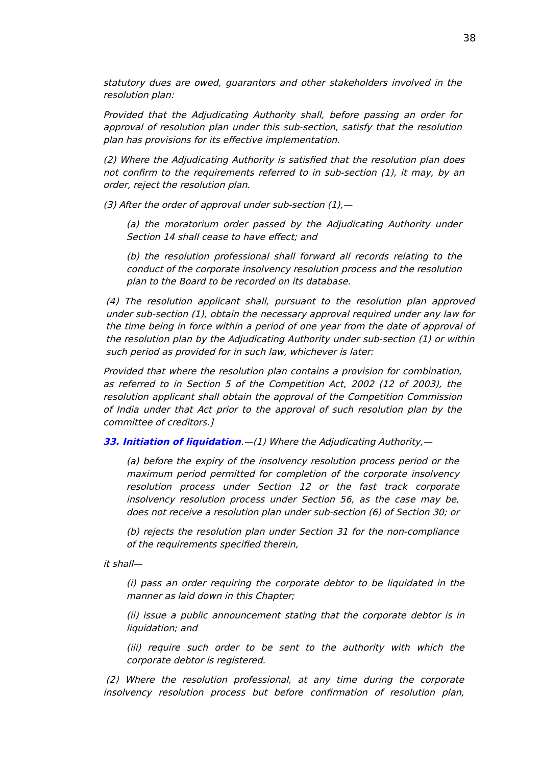*statutory dues are owed, guarantors and other stakeholders involved in the resolution plan:*

*Provided that the Adjudicating Authority shall, before passing an order for approval of resolution plan under this sub-section, satisfy that the resolution plan has provisions for its effective implementation.*

*(2) Where the Adjudicating Authority is satisfied that the resolution plan does not confirm to the requirements referred to in sub-section (1), it may, by an order, reject the resolution plan.*

*(3) After the order of approval under sub-section (1),—*

> *(a) the moratorium order passed by the Adjudicating Authority under Section 14 shall cease to have effect; and*
>
> *(b) the resolution professional shall forward all records relating to the conduct of the corporate insolvency resolution process and the resolution plan to the Board to be recorded on its database.*

*(4) The resolution applicant shall, pursuant to the resolution plan approved under sub-section (1), obtain the necessary approval required under any law for the time being in force within a period of one year from the date of approval of the resolution plan by the Adjudicating Authority under sub-section (1) or within such period as provided for in such law, whichever is later:*

*Provided that where the resolution plan contains a provision for combination, as referred to in Section 5 of the Competition Act, 2002 (12 of 2003), the resolution applicant shall obtain the approval of the Competition Commission of India under that Act prior to the approval of such resolution plan by the committee of creditors.]*

***33. Initiation of liquidation**.—(1) Where the Adjudicating Authority,—*

> *(a) before the expiry of the insolvency resolution process period or the maximum period permitted for completion of the corporate insolvency resolution process under Section 12 or the fast track corporate insolvency resolution process under Section 56, as the case may be, does not receive a resolution plan under sub-section (6) of Section 30; or*
>
> *(b) rejects the resolution plan under Section 31 for the non-compliance of the requirements specified therein,*

*it shall—*

> *(i) pass an order requiring the corporate debtor to be liquidated in the manner as laid down in this Chapter;*
>
> *(ii) issue a public announcement stating that the corporate debtor is in liquidation; and*
>
> *(iii) require such order to be sent to the authority with which the corporate debtor is registered.*

*(2) Where the resolution professional, at any time during the corporate insolvency resolution process but before confirmation of resolution plan,*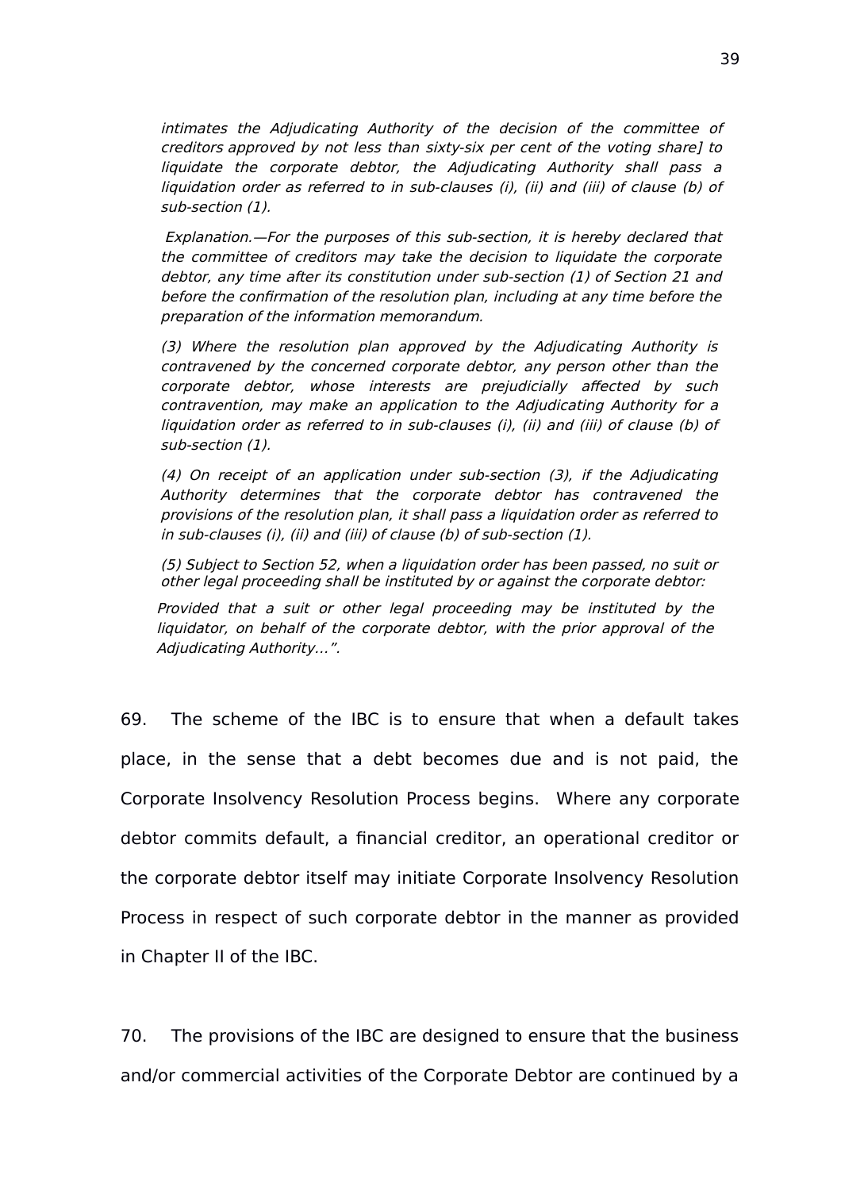*intimates the Adjudicating Authority of the decision of the committee of creditors approved by not less than sixty-six per cent of the voting share] to liquidate the corporate debtor, the Adjudicating Authority shall pass a liquidation order as referred to in sub-clauses (i), (ii) and (iii) of clause (b) of sub-section (1).*

*Explanation.—For the purposes of this sub-section, it is hereby declared that the committee of creditors may take the decision to liquidate the corporate debtor, any time after its constitution under sub-section (1) of Section 21 and before the confirmation of the resolution plan, including at any time before the preparation of the information memorandum.*

*(3) Where the resolution plan approved by the Adjudicating Authority is contravened by the concerned corporate debtor, any person other than the corporate debtor, whose interests are prejudicially affected by such contravention, may make an application to the Adjudicating Authority for a liquidation order as referred to in sub-clauses (i), (ii) and (iii) of clause (b) of sub-section (1).*

*(4) On receipt of an application under sub-section (3), if the Adjudicating Authority determines that the corporate debtor has contravened the provisions of the resolution plan, it shall pass a liquidation order as referred to in sub-clauses (i), (ii) and (iii) of clause (b) of sub-section (1).*

*(5) Subject to Section 52, when a liquidation order has been passed, no suit or other legal proceeding shall be instituted by or against the corporate debtor:*

*Provided that a suit or other legal proceeding may be instituted by the liquidator, on behalf of the corporate debtor, with the prior approval of the Adjudicating Authority…”.*

69. The scheme of the IBC is to ensure that when a default takes place, in the sense that a debt becomes due and is not paid, the Corporate Insolvency Resolution Process begins. Where any corporate debtor commits default, a financial creditor, an operational creditor or the corporate debtor itself may initiate Corporate Insolvency Resolution Process in respect of such corporate debtor in the manner as provided in Chapter II of the IBC.

70. The provisions of the IBC are designed to ensure that the business and/or commercial activities of the Corporate Debtor are continued by a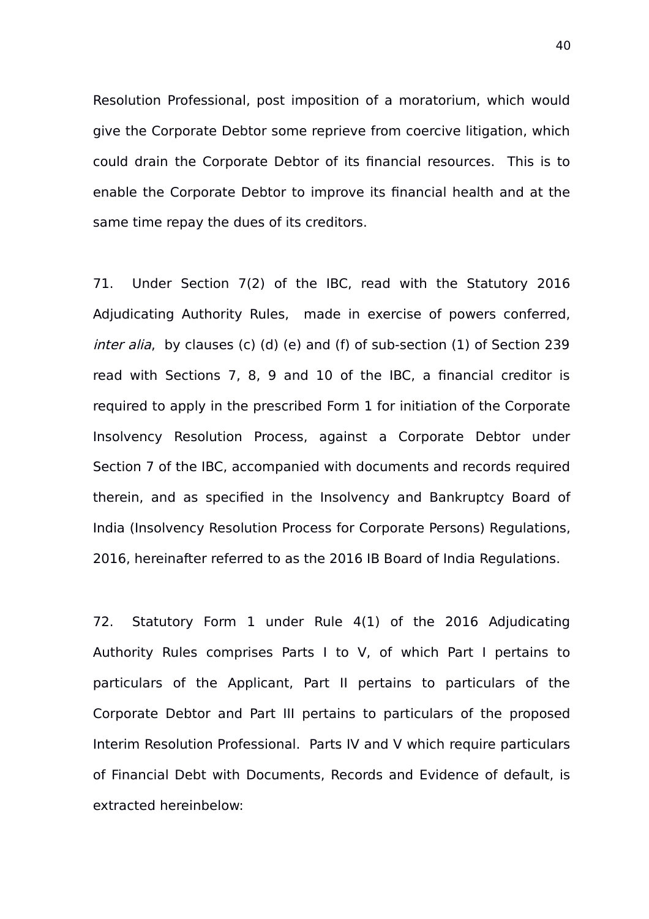Resolution Professional, post imposition of a moratorium, which would give the Corporate Debtor some reprieve from coercive litigation, which could drain the Corporate Debtor of its financial resources. This is to enable the Corporate Debtor to improve its financial health and at the same time repay the dues of its creditors.

71. Under Section 7(2) of the IBC, read with the Statutory 2016 Adjudicating Authority Rules, made in exercise of powers conferred, *inter alia*, by clauses (c) (d) (e) and (f) of sub-section (1) of Section 239 read with Sections 7, 8, 9 and 10 of the IBC, a financial creditor is required to apply in the prescribed Form 1 for initiation of the Corporate Insolvency Resolution Process, against a Corporate Debtor under Section 7 of the IBC, accompanied with documents and records required therein, and as specified in the Insolvency and Bankruptcy Board of India (Insolvency Resolution Process for Corporate Persons) Regulations, 2016, hereinafter referred to as the 2016 IB Board of India Regulations.

72. Statutory Form 1 under Rule 4(1) of the 2016 Adjudicating Authority Rules comprises Parts I to V, of which Part I pertains to particulars of the Applicant, Part II pertains to particulars of the Corporate Debtor and Part III pertains to particulars of the proposed Interim Resolution Professional. Parts IV and V which require particulars of Financial Debt with Documents, Records and Evidence of default, is extracted hereinbelow: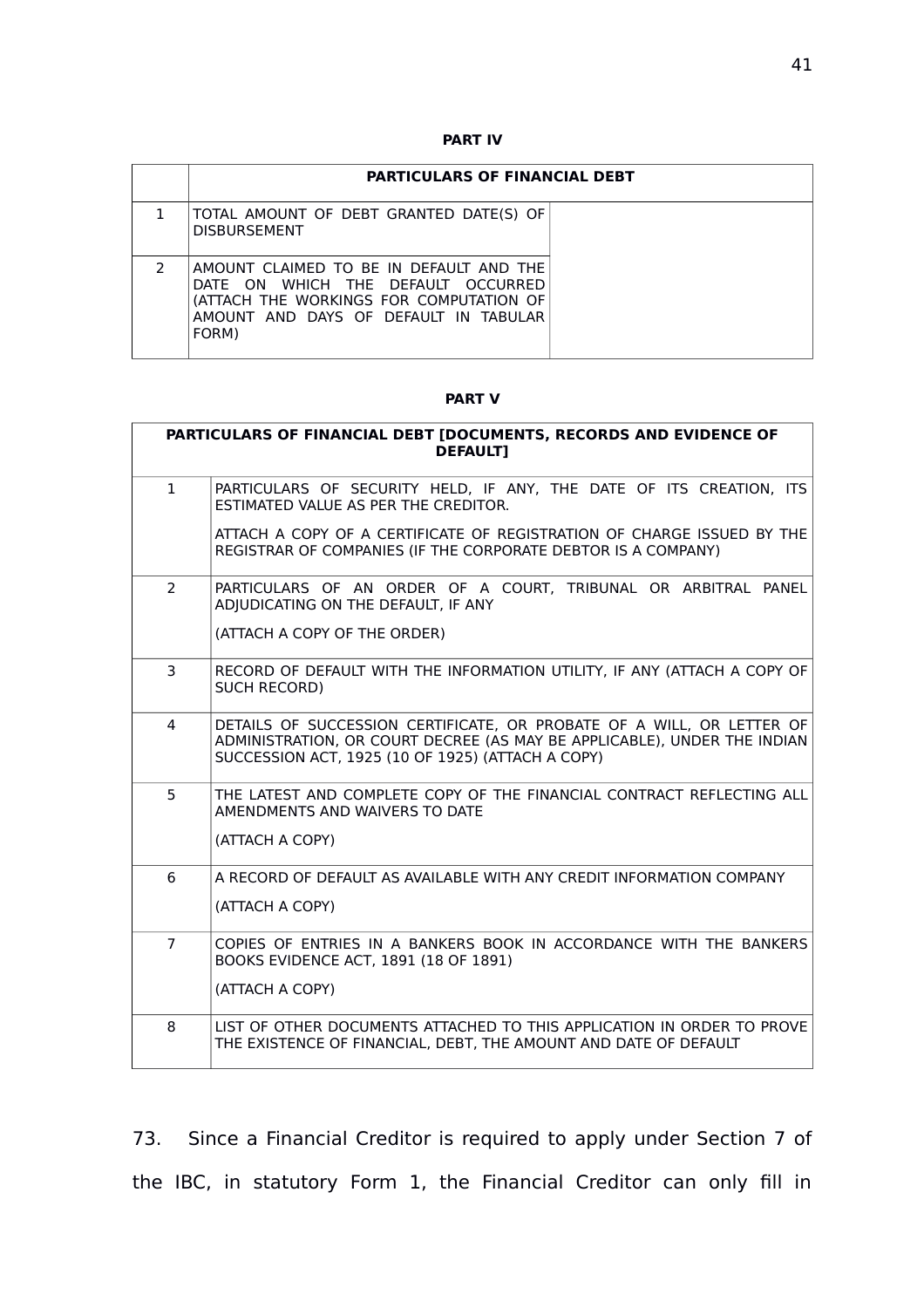**PART IV**

| | PARTICULARS OF FINANCIAL DEBT | |
|---|---|---|
| 1 | TOTAL AMOUNT OF DEBT GRANTED DATE(S) OF DISBURSEMENT | |
| 2 | AMOUNT CLAIMED TO BE IN DEFAULT AND THE DATE ON WHICH THE DEFAULT OCCURRED (ATTACH THE WORKINGS FOR COMPUTATION OF AMOUNT AND DAYS OF DEFAULT IN TABULAR FORM) | |

**PART V**

| PARTICULARS OF FINANCIAL DEBT [DOCUMENTS, RECORDS AND EVIDENCE OF DEFAULT] | |
|---|---|
| 1 | PARTICULARS OF SECURITY HELD, IF ANY, THE DATE OF ITS CREATION, ITS ESTIMATED VALUE AS PER THE CREDITOR.<br><br>ATTACH A COPY OF A CERTIFICATE OF REGISTRATION OF CHARGE ISSUED BY THE REGISTRAR OF COMPANIES (IF THE CORPORATE DEBTOR IS A COMPANY) |
| 2 | PARTICULARS OF AN ORDER OF A COURT, TRIBUNAL OR ARBITRAL PANEL ADJUDICATING ON THE DEFAULT, IF ANY<br><br>(ATTACH A COPY OF THE ORDER) |
| 3 | RECORD OF DEFAULT WITH THE INFORMATION UTILITY, IF ANY (ATTACH A COPY OF SUCH RECORD) |
| 4 | DETAILS OF SUCCESSION CERTIFICATE, OR PROBATE OF A WILL, OR LETTER OF ADMINISTRATION, OR COURT DECREE (AS MAY BE APPLICABLE), UNDER THE INDIAN SUCCESSION ACT, 1925 (10 OF 1925) (ATTACH A COPY) |
| 5 | THE LATEST AND COMPLETE COPY OF THE FINANCIAL CONTRACT REFLECTING ALL AMENDMENTS AND WAIVERS TO DATE<br><br>(ATTACH A COPY) |
| 6 | A RECORD OF DEFAULT AS AVAILABLE WITH ANY CREDIT INFORMATION COMPANY<br><br>(ATTACH A COPY) |
| 7 | COPIES OF ENTRIES IN A BANKERS BOOK IN ACCORDANCE WITH THE BANKERS BOOKS EVIDENCE ACT, 1891 (18 OF 1891)<br><br>(ATTACH A COPY) |
| 8 | LIST OF OTHER DOCUMENTS ATTACHED TO THIS APPLICATION IN ORDER TO PROVE THE EXISTENCE OF FINANCIAL, DEBT, THE AMOUNT AND DATE OF DEFAULT |

73. Since a Financial Creditor is required to apply under Section 7 of the IBC, in statutory Form 1, the Financial Creditor can only fill in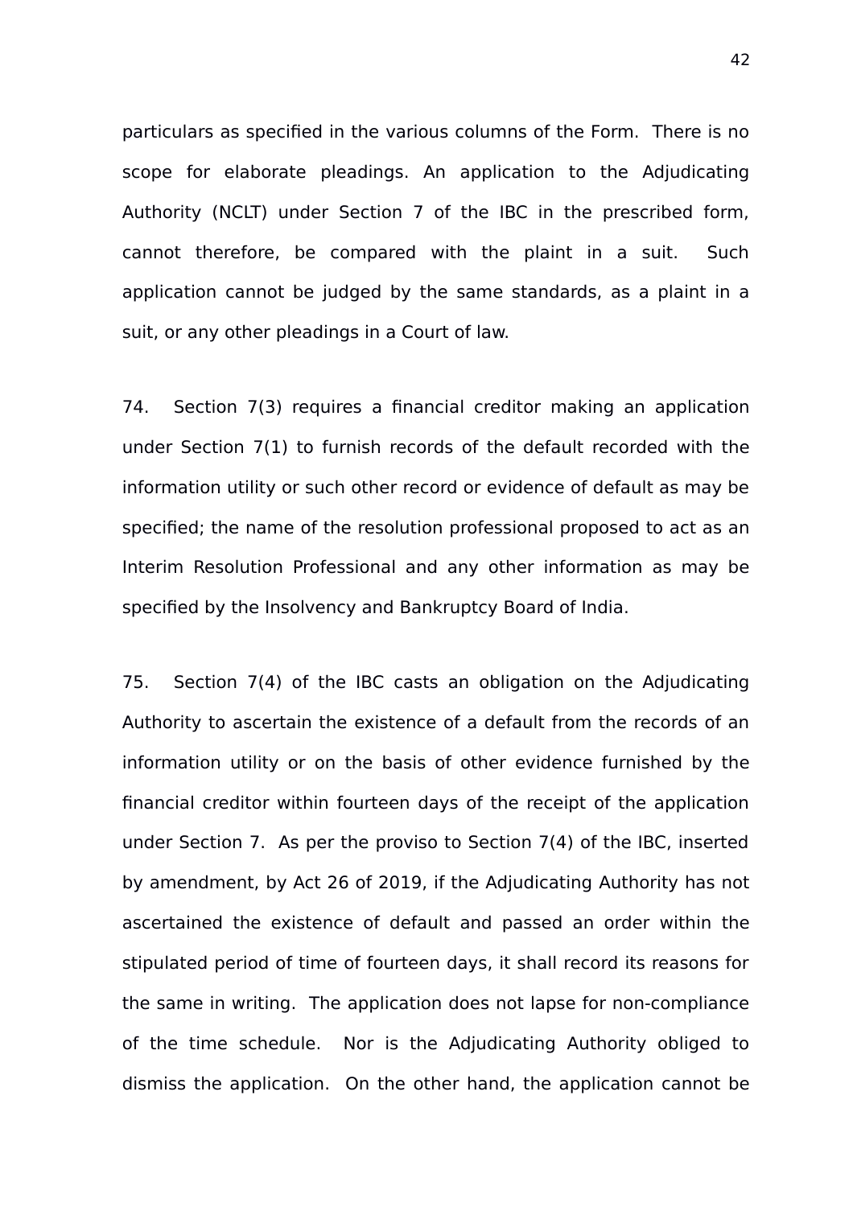particulars as specified in the various columns of the Form. There is no scope for elaborate pleadings. An application to the Adjudicating Authority (NCLT) under Section 7 of the IBC in the prescribed form, cannot therefore, be compared with the plaint in a suit. Such application cannot be judged by the same standards, as a plaint in a suit, or any other pleadings in a Court of law.

74. Section 7(3) requires a financial creditor making an application under Section 7(1) to furnish records of the default recorded with the information utility or such other record or evidence of default as may be specified; the name of the resolution professional proposed to act as an Interim Resolution Professional and any other information as may be specified by the Insolvency and Bankruptcy Board of India.

75. Section 7(4) of the IBC casts an obligation on the Adjudicating Authority to ascertain the existence of a default from the records of an information utility or on the basis of other evidence furnished by the financial creditor within fourteen days of the receipt of the application under Section 7. As per the proviso to Section 7(4) of the IBC, inserted by amendment, by Act 26 of 2019, if the Adjudicating Authority has not ascertained the existence of default and passed an order within the stipulated period of time of fourteen days, it shall record its reasons for the same in writing. The application does not lapse for non-compliance of the time schedule. Nor is the Adjudicating Authority obliged to dismiss the application. On the other hand, the application cannot be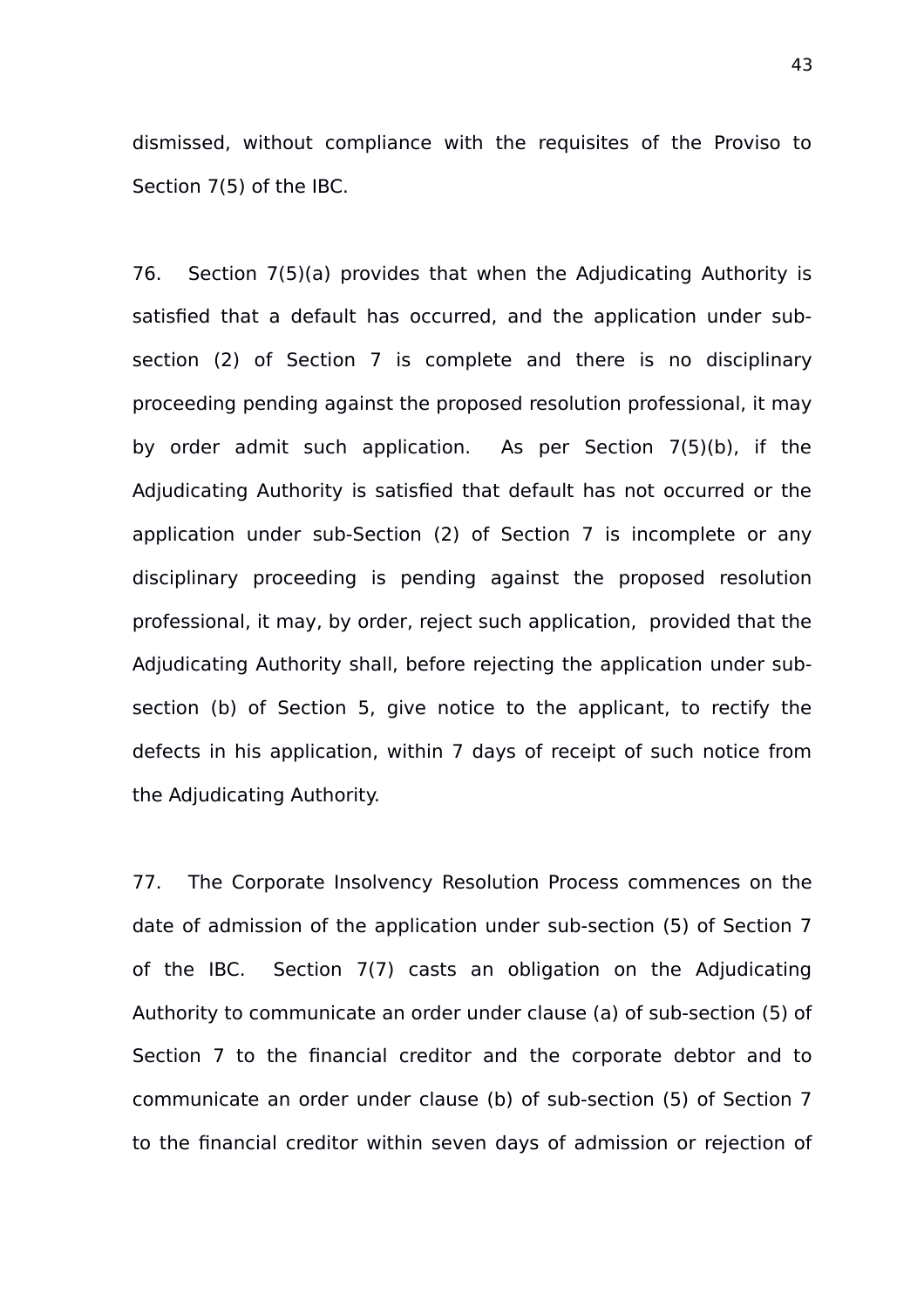dismissed, without compliance with the requisites of the Proviso to Section 7(5) of the IBC.

76. Section 7(5)(a) provides that when the Adjudicating Authority is satisfied that a default has occurred, and the application under sub-section (2) of Section 7 is complete and there is no disciplinary proceeding pending against the proposed resolution professional, it may by order admit such application. As per Section 7(5)(b), if the Adjudicating Authority is satisfied that default has not occurred or the application under sub-Section (2) of Section 7 is incomplete or any disciplinary proceeding is pending against the proposed resolution professional, it may, by order, reject such application, provided that the Adjudicating Authority shall, before rejecting the application under sub-section (b) of Section 5, give notice to the applicant, to rectify the defects in his application, within 7 days of receipt of such notice from the Adjudicating Authority.

77. The Corporate Insolvency Resolution Process commences on the date of admission of the application under sub-section (5) of Section 7 of the IBC. Section 7(7) casts an obligation on the Adjudicating Authority to communicate an order under clause (a) of sub-section (5) of Section 7 to the financial creditor and the corporate debtor and to communicate an order under clause (b) of sub-section (5) of Section 7 to the financial creditor within seven days of admission or rejection of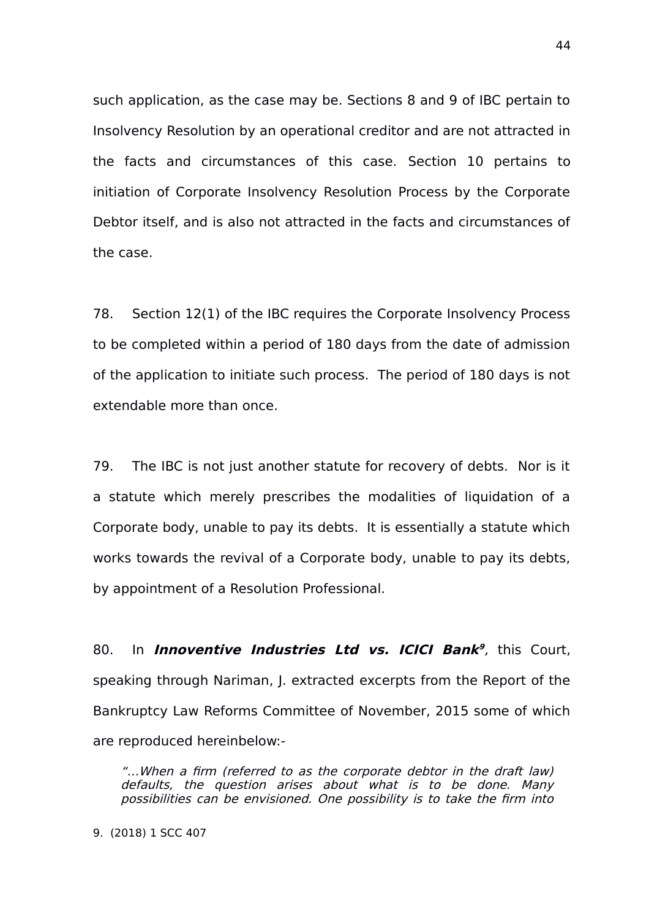such application, as the case may be. Sections 8 and 9 of IBC pertain to Insolvency Resolution by an operational creditor and are not attracted in the facts and circumstances of this case. Section 10 pertains to initiation of Corporate Insolvency Resolution Process by the Corporate Debtor itself, and is also not attracted in the facts and circumstances of the case.

78. Section 12(1) of the IBC requires the Corporate Insolvency Process to be completed within a period of 180 days from the date of admission of the application to initiate such process. The period of 180 days is not extendable more than once.

79. The IBC is not just another statute for recovery of debts. Nor is it a statute which merely prescribes the modalities of liquidation of a Corporate body, unable to pay its debts. It is essentially a statute which works towards the revival of a Corporate body, unable to pay its debts, by appointment of a Resolution Professional.

80. In ***Innoventive Industries Ltd vs. ICICI Bank***[9], this Court, speaking through Nariman, J. extracted excerpts from the Report of the Bankruptcy Law Reforms Committee of November, 2015 some of which are reproduced hereinbelow:-

> *"...When a firm (referred to as the corporate debtor in the draft law) defaults, the question arises about what is to be done. Many possibilities can be envisioned. One possibility is to take the firm into*

9. (2018) 1 SCC 407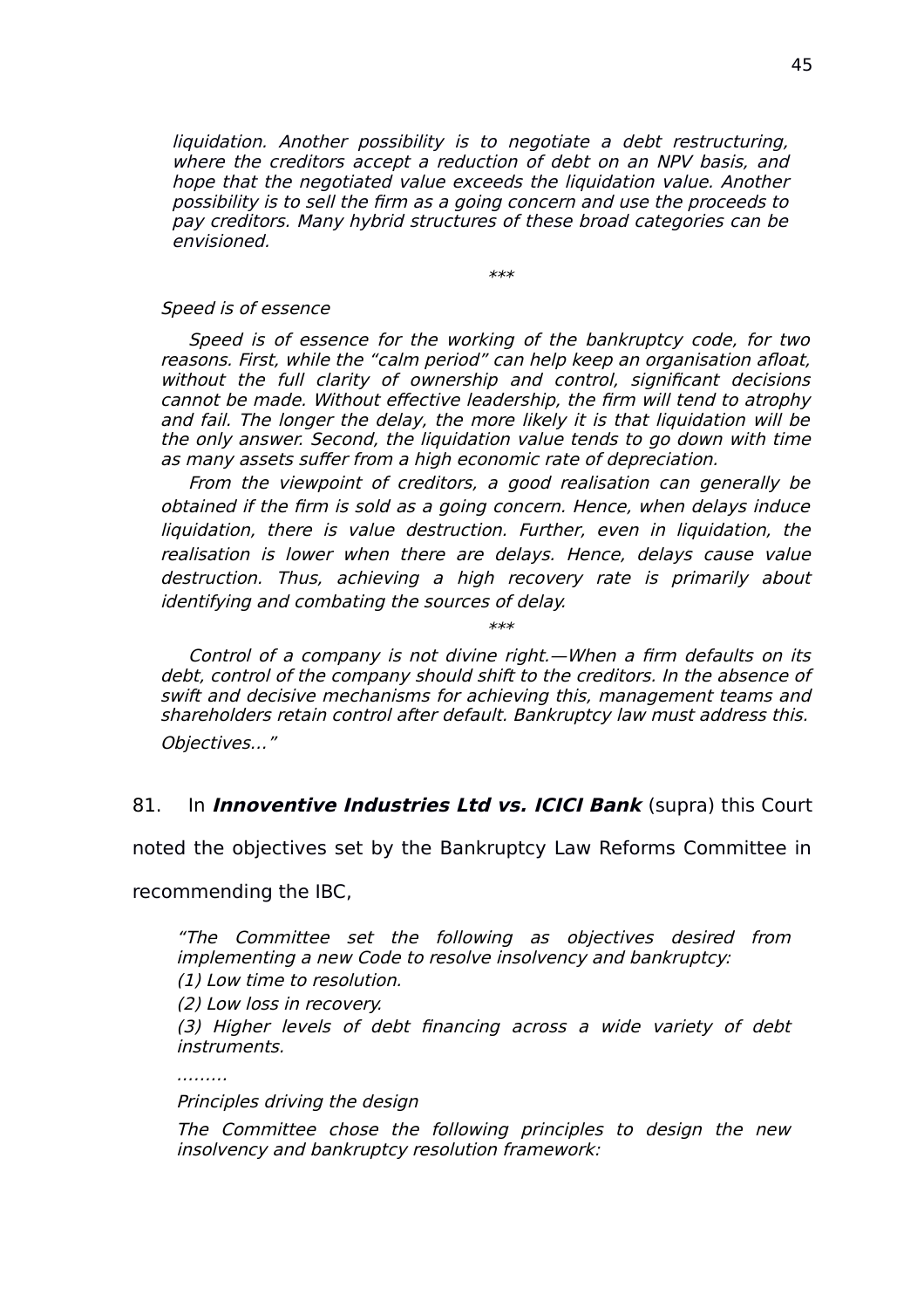*liquidation. Another possibility is to negotiate a debt restructuring, where the creditors accept a reduction of debt on an NPV basis, and hope that the negotiated value exceeds the liquidation value. Another possibility is to sell the firm as a going concern and use the proceeds to pay creditors. Many hybrid structures of these broad categories can be envisioned.*

\*\*\*

*Speed is of essence*

*Speed is of essence for the working of the bankruptcy code, for two reasons. First, while the "calm period" can help keep an organisation afloat, without the full clarity of ownership and control, significant decisions cannot be made. Without effective leadership, the firm will tend to atrophy and fail. The longer the delay, the more likely it is that liquidation will be the only answer. Second, the liquidation value tends to go down with time as many assets suffer from a high economic rate of depreciation.*

*From the viewpoint of creditors, a good realisation can generally be obtained if the firm is sold as a going concern. Hence, when delays induce liquidation, there is value destruction. Further, even in liquidation, the realisation is lower when there are delays. Hence, delays cause value destruction. Thus, achieving a high recovery rate is primarily about identifying and combating the sources of delay.*

\*\*\*

*Control of a company is not divine right.—When a firm defaults on its debt, control of the company should shift to the creditors. In the absence of swift and decisive mechanisms for achieving this, management teams and shareholders retain control after default. Bankruptcy law must address this.*

*Objectives…"*

81. In ***Innoventive Industries Ltd vs. ICICI Bank*** (supra) this Court noted the objectives set by the Bankruptcy Law Reforms Committee in recommending the IBC,

*"The Committee set the following as objectives desired from implementing a new Code to resolve insolvency and bankruptcy:*

*(1) Low time to resolution.*

*(2) Low loss in recovery.*

*(3) Higher levels of debt financing across a wide variety of debt instruments.*

*………*

*Principles driving the design*

*The Committee chose the following principles to design the new insolvency and bankruptcy resolution framework:*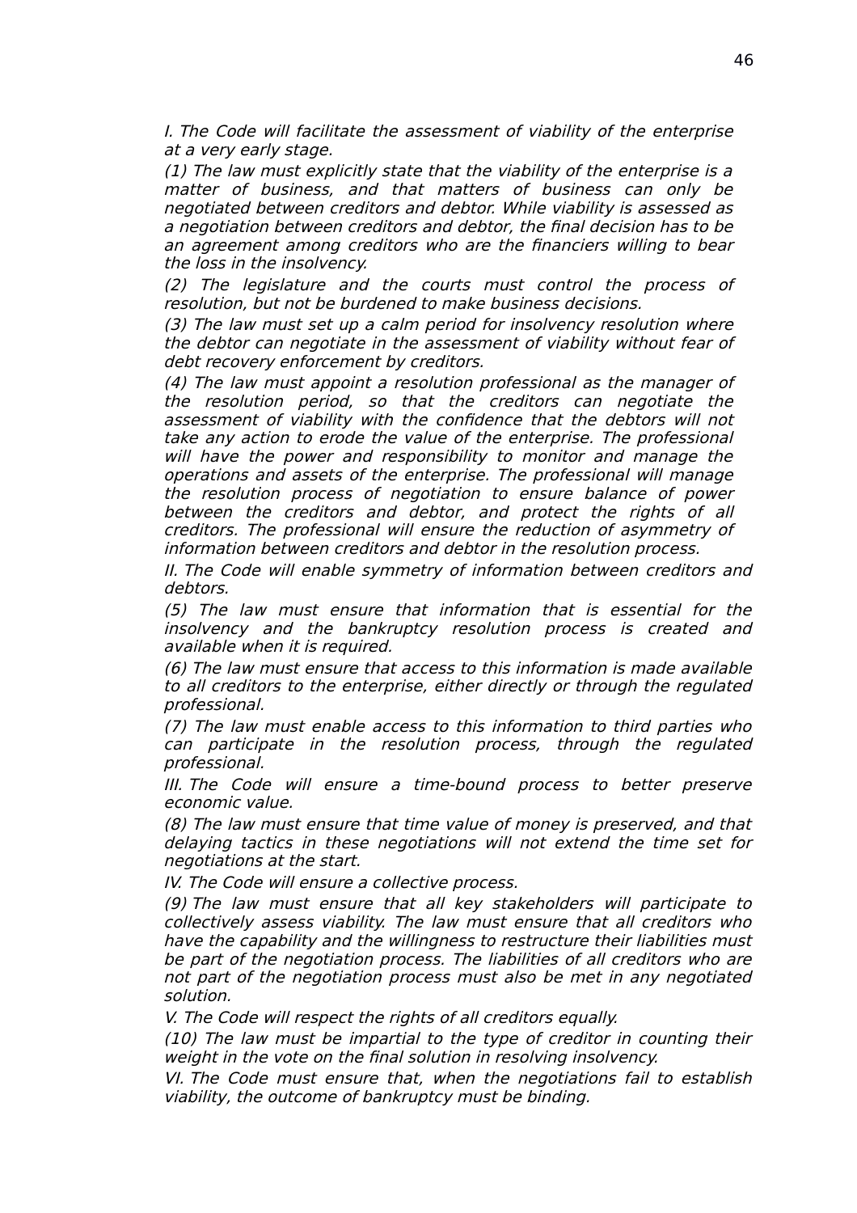*I. The Code will facilitate the assessment of viability of the enterprise at a very early stage.*

*(1) The law must explicitly state that the viability of the enterprise is a matter of business, and that matters of business can only be negotiated between creditors and debtor. While viability is assessed as a negotiation between creditors and debtor, the final decision has to be an agreement among creditors who are the financiers willing to bear the loss in the insolvency.*

*(2) The legislature and the courts must control the process of resolution, but not be burdened to make business decisions.*

*(3) The law must set up a calm period for insolvency resolution where the debtor can negotiate in the assessment of viability without fear of debt recovery enforcement by creditors.*

*(4) The law must appoint a resolution professional as the manager of the resolution period, so that the creditors can negotiate the assessment of viability with the confidence that the debtors will not take any action to erode the value of the enterprise. The professional will have the power and responsibility to monitor and manage the operations and assets of the enterprise. The professional will manage the resolution process of negotiation to ensure balance of power between the creditors and debtor, and protect the rights of all creditors. The professional will ensure the reduction of asymmetry of information between creditors and debtor in the resolution process.*

*II. The Code will enable symmetry of information between creditors and debtors.*

*(5) The law must ensure that information that is essential for the insolvency and the bankruptcy resolution process is created and available when it is required.*

*(6) The law must ensure that access to this information is made available to all creditors to the enterprise, either directly or through the regulated professional.*

*(7) The law must enable access to this information to third parties who can participate in the resolution process, through the regulated professional.*

*III. The Code will ensure a time-bound process to better preserve economic value.*

*(8) The law must ensure that time value of money is preserved, and that delaying tactics in these negotiations will not extend the time set for negotiations at the start.*

*IV. The Code will ensure a collective process.*

*(9) The law must ensure that all key stakeholders will participate to collectively assess viability. The law must ensure that all creditors who have the capability and the willingness to restructure their liabilities must be part of the negotiation process. The liabilities of all creditors who are not part of the negotiation process must also be met in any negotiated solution.*

*V. The Code will respect the rights of all creditors equally.*

*(10) The law must be impartial to the type of creditor in counting their weight in the vote on the final solution in resolving insolvency.*

*VI. The Code must ensure that, when the negotiations fail to establish viability, the outcome of bankruptcy must be binding.*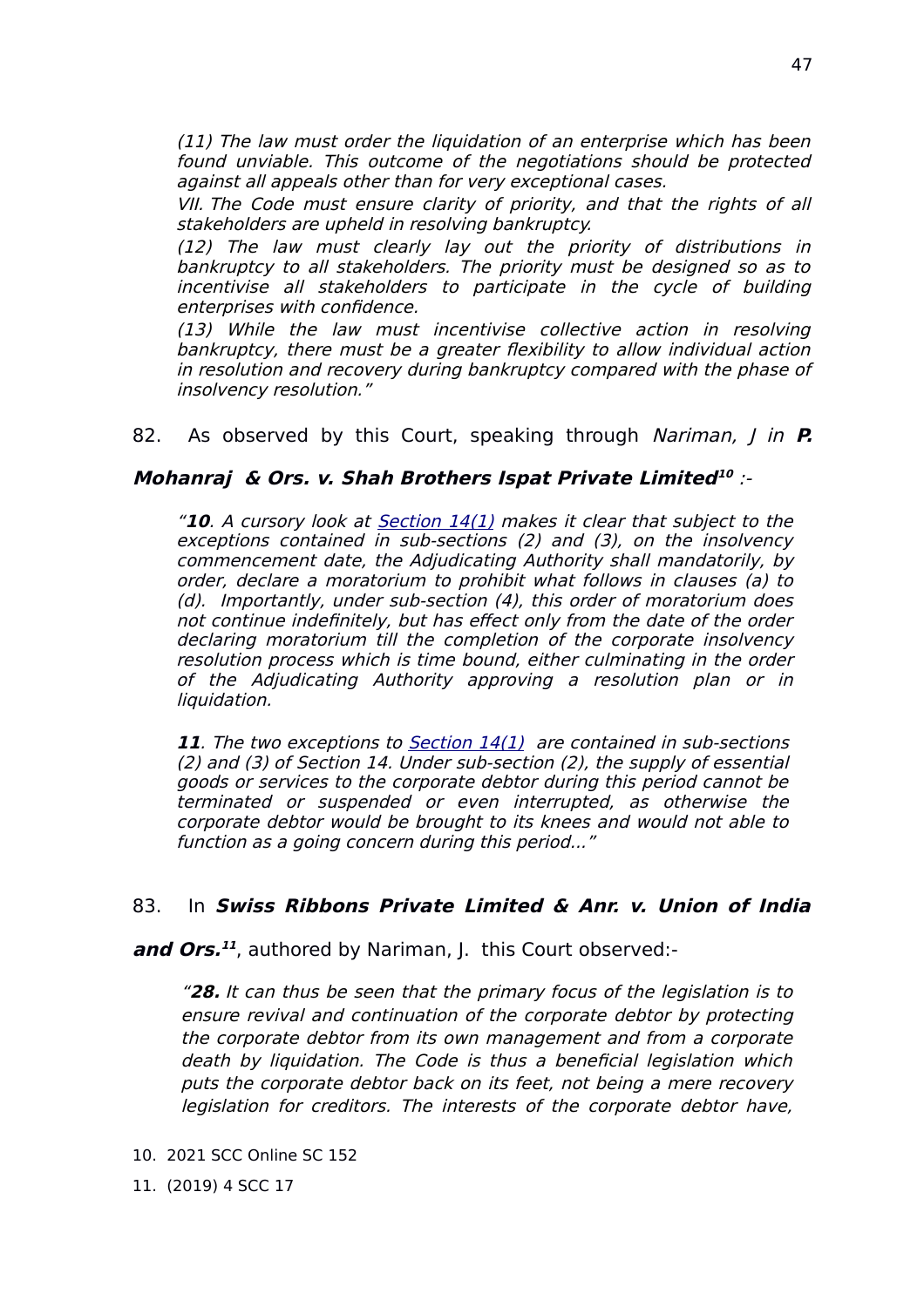*(11) The law must order the liquidation of an enterprise which has been found unviable. This outcome of the negotiations should be protected against all appeals other than for very exceptional cases.*

*VII. The Code must ensure clarity of priority, and that the rights of all stakeholders are upheld in resolving bankruptcy.*

*(12) The law must clearly lay out the priority of distributions in bankruptcy to all stakeholders. The priority must be designed so as to incentivise all stakeholders to participate in the cycle of building enterprises with confidence.*

*(13) While the law must incentivise collective action in resolving bankruptcy, there must be a greater flexibility to allow individual action in resolution and recovery during bankruptcy compared with the phase of insolvency resolution."*

82. As observed by this Court, speaking through *Nariman, J* in ***P. Mohanraj & Ors. v. Shah Brothers Ispat Private Limited***[10] :-

> *"**10**. A cursory look at Section 14(1) makes it clear that subject to the exceptions contained in sub-sections (2) and (3), on the insolvency commencement date, the Adjudicating Authority shall mandatorily, by order, declare a moratorium to prohibit what follows in clauses (a) to (d). Importantly, under sub-section (4), this order of moratorium does not continue indefinitely, but has effect only from the date of the order declaring moratorium till the completion of the corporate insolvency resolution process which is time bound, either culminating in the order of the Adjudicating Authority approving a resolution plan or in liquidation.*
>
> ***11**. The two exceptions to Section 14(1) are contained in sub-sections (2) and (3) of Section 14. Under sub-section (2), the supply of essential goods or services to the corporate debtor during this period cannot be terminated or suspended or even interrupted, as otherwise the corporate debtor would be brought to its knees and would not able to function as a going concern during this period..."*

83. In ***Swiss Ribbons Private Limited & Anr. v. Union of India and Ors.***[11], authored by Nariman, J. this Court observed:-

> *"**28.** It can thus be seen that the primary focus of the legislation is to ensure revival and continuation of the corporate debtor by protecting the corporate debtor from its own management and from a corporate death by liquidation. The Code is thus a beneficial legislation which puts the corporate debtor back on its feet, not being a mere recovery legislation for creditors. The interests of the corporate debtor have,*

10. 2021 SCC Online SC 152

11. (2019) 4 SCC 17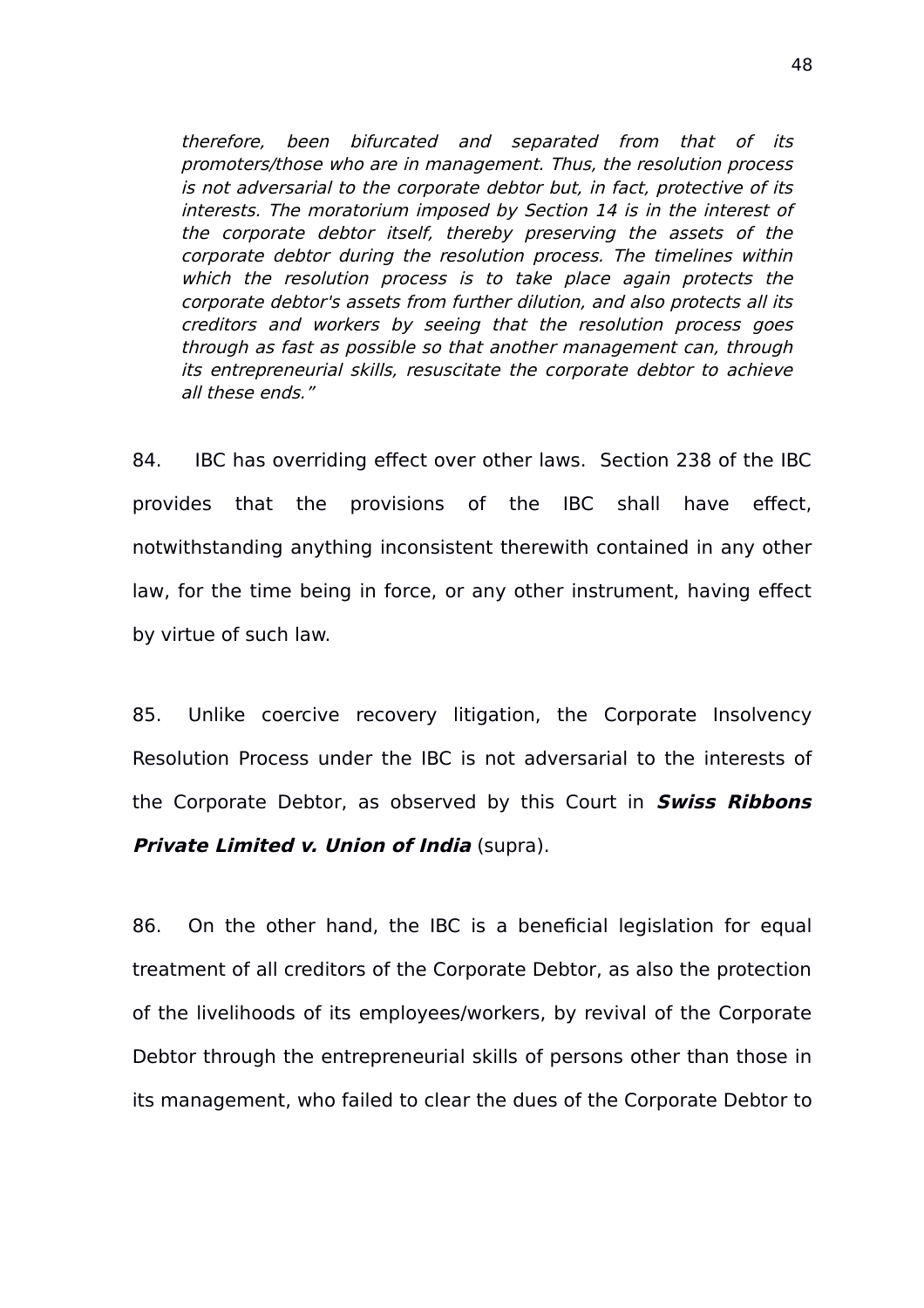*therefore, been bifurcated and separated from that of its promoters/those who are in management. Thus, the resolution process is not adversarial to the corporate debtor but, in fact, protective of its interests. The moratorium imposed by Section 14 is in the interest of the corporate debtor itself, thereby preserving the assets of the corporate debtor during the resolution process. The timelines within which the resolution process is to take place again protects the corporate debtor's assets from further dilution, and also protects all its creditors and workers by seeing that the resolution process goes through as fast as possible so that another management can, through its entrepreneurial skills, resuscitate the corporate debtor to achieve all these ends."*

84. IBC has overriding effect over other laws. Section 238 of the IBC provides that the provisions of the IBC shall have effect, notwithstanding anything inconsistent therewith contained in any other law, for the time being in force, or any other instrument, having effect by virtue of such law.

85. Unlike coercive recovery litigation, the Corporate Insolvency Resolution Process under the IBC is not adversarial to the interests of the Corporate Debtor, as observed by this Court in ***Swiss Ribbons Private Limited v. Union of India*** (supra).

86. On the other hand, the IBC is a beneficial legislation for equal treatment of all creditors of the Corporate Debtor, as also the protection of the livelihoods of its employees/workers, by revival of the Corporate Debtor through the entrepreneurial skills of persons other than those in its management, who failed to clear the dues of the Corporate Debtor to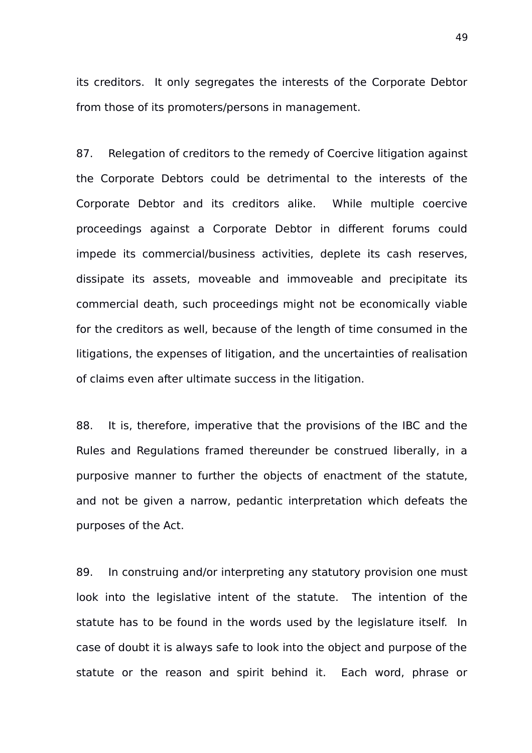its creditors. It only segregates the interests of the Corporate Debtor from those of its promoters/persons in management.

87. Relegation of creditors to the remedy of Coercive litigation against the Corporate Debtors could be detrimental to the interests of the Corporate Debtor and its creditors alike. While multiple coercive proceedings against a Corporate Debtor in different forums could impede its commercial/business activities, deplete its cash reserves, dissipate its assets, moveable and immoveable and precipitate its commercial death, such proceedings might not be economically viable for the creditors as well, because of the length of time consumed in the litigations, the expenses of litigation, and the uncertainties of realisation of claims even after ultimate success in the litigation.

88. It is, therefore, imperative that the provisions of the IBC and the Rules and Regulations framed thereunder be construed liberally, in a purposive manner to further the objects of enactment of the statute, and not be given a narrow, pedantic interpretation which defeats the purposes of the Act.

89. In construing and/or interpreting any statutory provision one must look into the legislative intent of the statute. The intention of the statute has to be found in the words used by the legislature itself. In case of doubt it is always safe to look into the object and purpose of the statute or the reason and spirit behind it. Each word, phrase or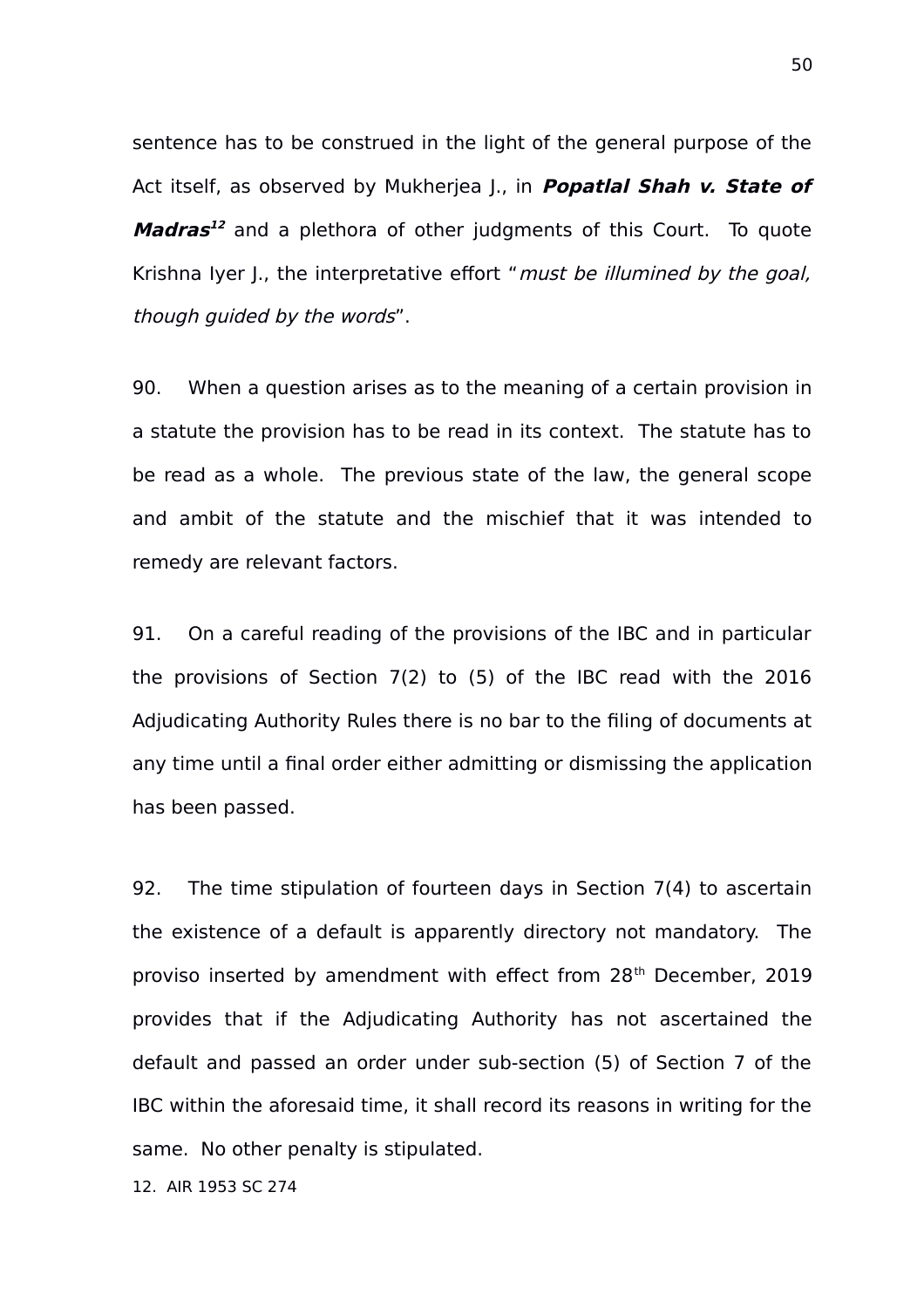sentence has to be construed in the light of the general purpose of the Act itself, as observed by Mukherjea J., in ***Popatlal Shah v. State of Madras***[12] and a plethora of other judgments of this Court. To quote Krishna Iyer J., the interpretative effort "*must be illumined by the goal, though guided by the words*".

90. When a question arises as to the meaning of a certain provision in a statute the provision has to be read in its context. The statute has to be read as a whole. The previous state of the law, the general scope and ambit of the statute and the mischief that it was intended to remedy are relevant factors.

91. On a careful reading of the provisions of the IBC and in particular the provisions of Section 7(2) to (5) of the IBC read with the 2016 Adjudicating Authority Rules there is no bar to the filing of documents at any time until a final order either admitting or dismissing the application has been passed.

92. The time stipulation of fourteen days in Section 7(4) to ascertain the existence of a default is apparently directory not mandatory. The proviso inserted by amendment with effect from 28th December, 2019 provides that if the Adjudicating Authority has not ascertained the default and passed an order under sub-section (5) of Section 7 of the IBC within the aforesaid time, it shall record its reasons in writing for the same. No other penalty is stipulated.

12. AIR 1953 SC 274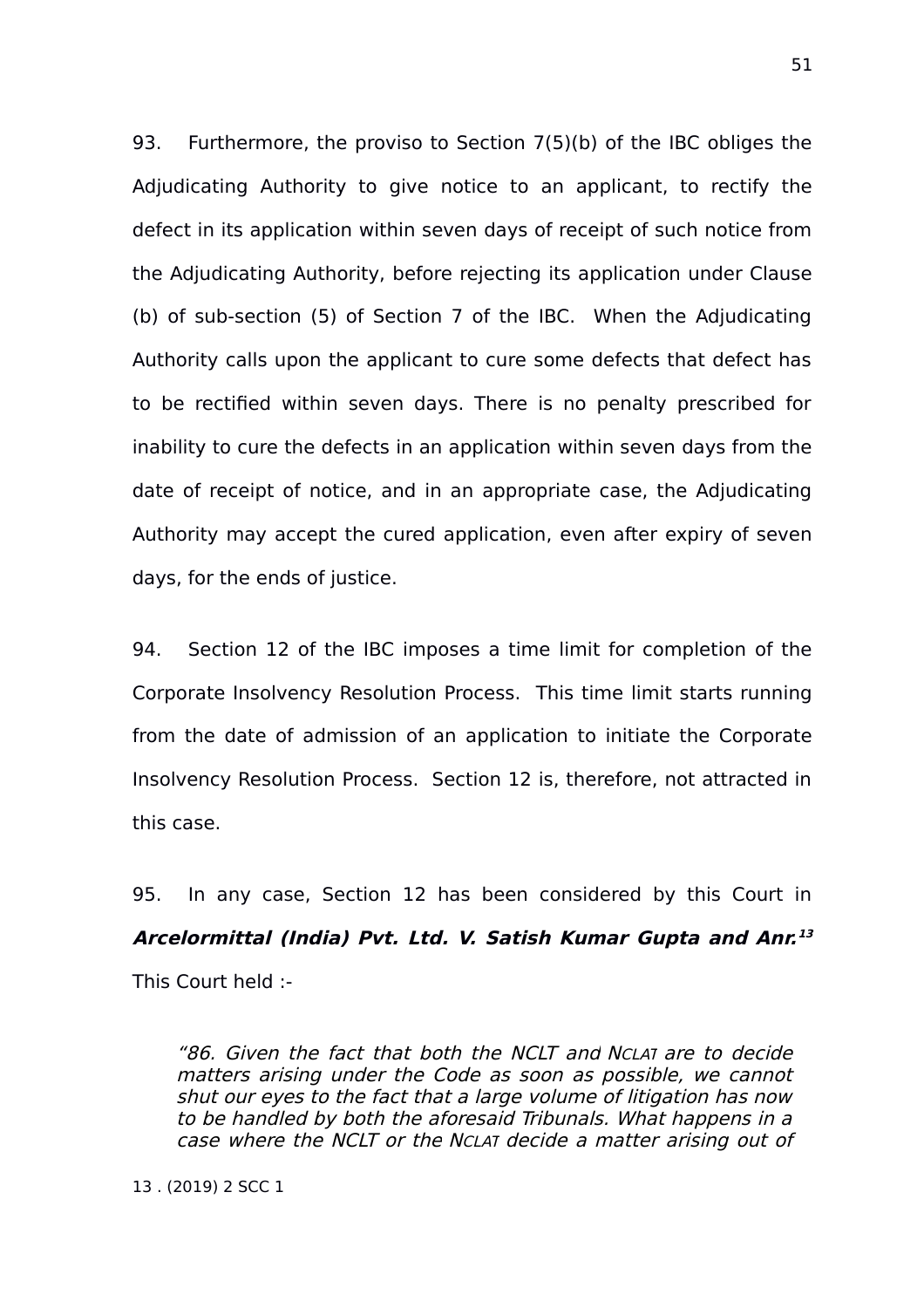93. Furthermore, the proviso to Section 7(5)(b) of the IBC obliges the Adjudicating Authority to give notice to an applicant, to rectify the defect in its application within seven days of receipt of such notice from the Adjudicating Authority, before rejecting its application under Clause (b) of sub-section (5) of Section 7 of the IBC. When the Adjudicating Authority calls upon the applicant to cure some defects that defect has to be rectified within seven days. There is no penalty prescribed for inability to cure the defects in an application within seven days from the date of receipt of notice, and in an appropriate case, the Adjudicating Authority may accept the cured application, even after expiry of seven days, for the ends of justice.

94. Section 12 of the IBC imposes a time limit for completion of the Corporate Insolvency Resolution Process. This time limit starts running from the date of admission of an application to initiate the Corporate Insolvency Resolution Process. Section 12 is, therefore, not attracted in this case.

95. In any case, Section 12 has been considered by this Court in ***Arcelormittal (India) Pvt. Ltd. V. Satish Kumar Gupta and Anr.***[13] This Court held :-

> *"86. Given the fact that both the NCLT and NCLAT are to decide matters arising under the Code as soon as possible, we cannot shut our eyes to the fact that a large volume of litigation has now to be handled by both the aforesaid Tribunals. What happens in a case where the NCLT or the NCLAT decide a matter arising out of*

13 . (2019) 2 SCC 1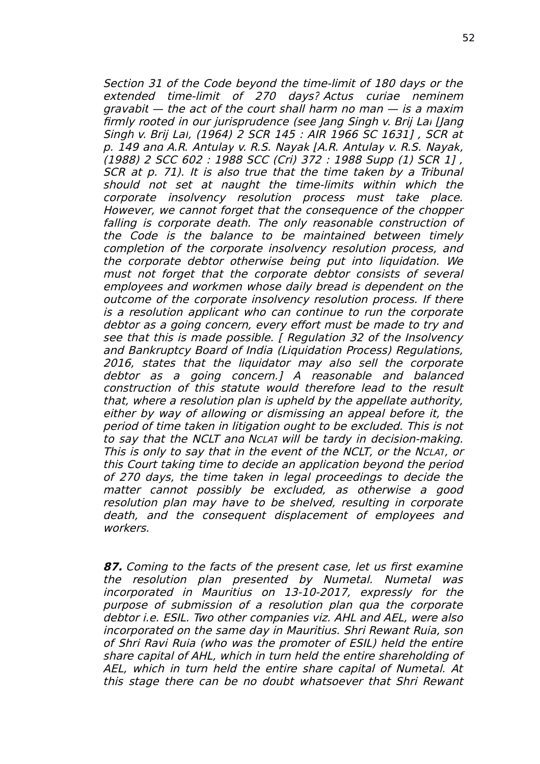*Section 31 of the Code beyond the time-limit of 180 days or the extended time-limit of 270 days? Actus curiae neminem gravabit — the act of the court shall harm no man — is a maxim firmly rooted in our jurisprudence (see Jang Singh v. Brij Lal [Jang Singh v. Brij Lal, (1964) 2 SCR 145 : AIR 1966 SC 1631] , SCR at p. 149 and A.R. Antulay v. R.S. Nayak [A.R. Antulay v. R.S. Nayak, (1988) 2 SCC 602 : 1988 SCC (Cri) 372 : 1988 Supp (1) SCR 1] , SCR at p. 71). It is also true that the time taken by a Tribunal should not set at naught the time-limits within which the corporate insolvency resolution process must take place. However, we cannot forget that the consequence of the chopper falling is corporate death. The only reasonable construction of the Code is the balance to be maintained between timely completion of the corporate insolvency resolution process, and the corporate debtor otherwise being put into liquidation. We must not forget that the corporate debtor consists of several employees and workmen whose daily bread is dependent on the outcome of the corporate insolvency resolution process. If there is a resolution applicant who can continue to run the corporate debtor as a going concern, every effort must be made to try and see that this is made possible. [ Regulation 32 of the Insolvency and Bankruptcy Board of India (Liquidation Process) Regulations, 2016, states that the liquidator may also sell the corporate debtor as a going concern.] A reasonable and balanced construction of this statute would therefore lead to the result that, where a resolution plan is upheld by the appellate authority, either by way of allowing or dismissing an appeal before it, the period of time taken in litigation ought to be excluded. This is not to say that the NCLT and NCLAT will be tardy in decision-making. This is only to say that in the event of the NCLT, or the NCLAT, or this Court taking time to decide an application beyond the period of 270 days, the time taken in legal proceedings to decide the matter cannot possibly be excluded, as otherwise a good resolution plan may have to be shelved, resulting in corporate death, and the consequent displacement of employees and workers.*

***87.*** *Coming to the facts of the present case, let us first examine the resolution plan presented by Numetal. Numetal was incorporated in Mauritius on 13-10-2017, expressly for the purpose of submission of a resolution plan qua the corporate debtor i.e. ESIL. Two other companies viz. AHL and AEL, were also incorporated on the same day in Mauritius. Shri Rewant Ruia, son of Shri Ravi Ruia (who was the promoter of ESIL) held the entire share capital of AHL, which in turn held the entire shareholding of AEL, which in turn held the entire share capital of Numetal. At this stage there can be no doubt whatsoever that Shri Rewant*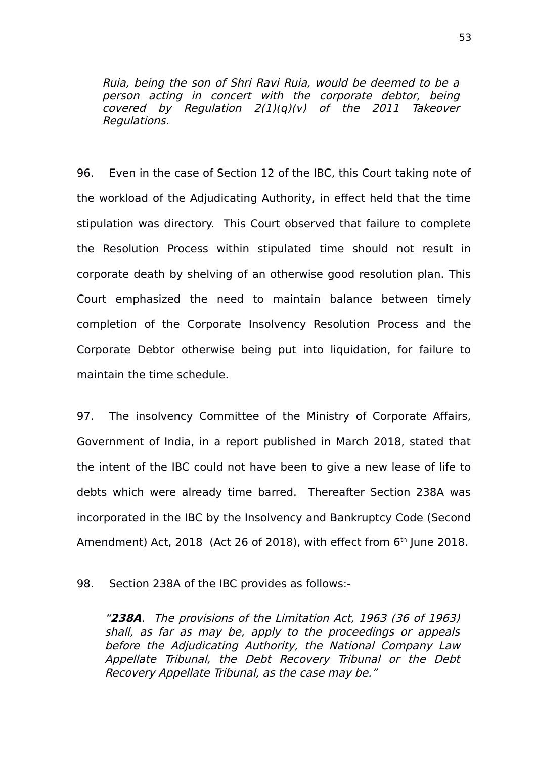*Ruia, being the son of Shri Ravi Ruia, would be deemed to be a person acting in concert with the corporate debtor, being covered by Regulation 2(1)(q)(v) of the 2011 Takeover Regulations.*

96. Even in the case of Section 12 of the IBC, this Court taking note of the workload of the Adjudicating Authority, in effect held that the time stipulation was directory. This Court observed that failure to complete the Resolution Process within stipulated time should not result in corporate death by shelving of an otherwise good resolution plan. This Court emphasized the need to maintain balance between timely completion of the Corporate Insolvency Resolution Process and the Corporate Debtor otherwise being put into liquidation, for failure to maintain the time schedule.

97. The insolvency Committee of the Ministry of Corporate Affairs, Government of India, in a report published in March 2018, stated that the intent of the IBC could not have been to give a new lease of life to debts which were already time barred. Thereafter Section 238A was incorporated in the IBC by the Insolvency and Bankruptcy Code (Second Amendment) Act, 2018 (Act 26 of 2018), with effect from 6th June 2018.

98. Section 238A of the IBC provides as follows:-

> *"**238A**. The provisions of the Limitation Act, 1963 (36 of 1963) shall, as far as may be, apply to the proceedings or appeals before the Adjudicating Authority, the National Company Law Appellate Tribunal, the Debt Recovery Tribunal or the Debt Recovery Appellate Tribunal, as the case may be."*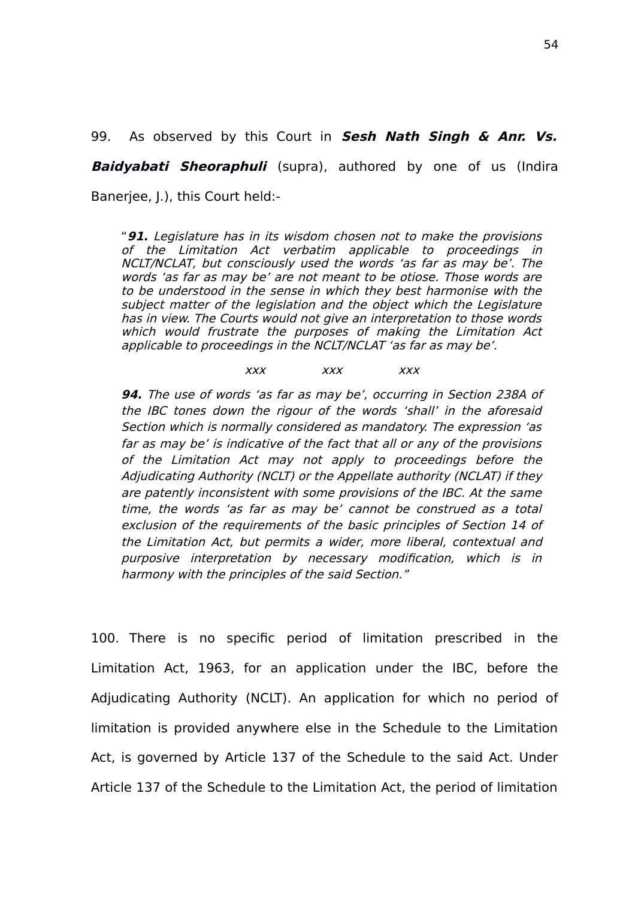99. As observed by this Court in ***Sesh Nath Singh & Anr. Vs. Baidyabati Sheoraphuli*** (supra), authored by one of us (Indira Banerjee, J.), this Court held:-

> "***91.*** *Legislature has in its wisdom chosen not to make the provisions of the Limitation Act verbatim applicable to proceedings in NCLT/NCLAT, but consciously used the words 'as far as may be'. The words 'as far as may be' are not meant to be otiose. Those words are to be understood in the sense in which they best harmonise with the subject matter of the legislation and the object which the Legislature has in view. The Courts would not give an interpretation to those words which would frustrate the purposes of making the Limitation Act applicable to proceedings in the NCLT/NCLAT 'as far as may be'.*
>
> *xxx xxx xxx*
>
> ***94.*** *The use of words 'as far as may be', occurring in Section 238A of the IBC tones down the rigour of the words 'shall' in the aforesaid Section which is normally considered as mandatory. The expression 'as far as may be' is indicative of the fact that all or any of the provisions of the Limitation Act may not apply to proceedings before the Adjudicating Authority (NCLT) or the Appellate authority (NCLAT) if they are patently inconsistent with some provisions of the IBC. At the same time, the words 'as far as may be' cannot be construed as a total exclusion of the requirements of the basic principles of Section 14 of the Limitation Act, but permits a wider, more liberal, contextual and purposive interpretation by necessary modification, which is in harmony with the principles of the said Section."*

100. There is no specific period of limitation prescribed in the Limitation Act, 1963, for an application under the IBC, before the Adjudicating Authority (NCLT). An application for which no period of limitation is provided anywhere else in the Schedule to the Limitation Act, is governed by Article 137 of the Schedule to the said Act. Under Article 137 of the Schedule to the Limitation Act, the period of limitation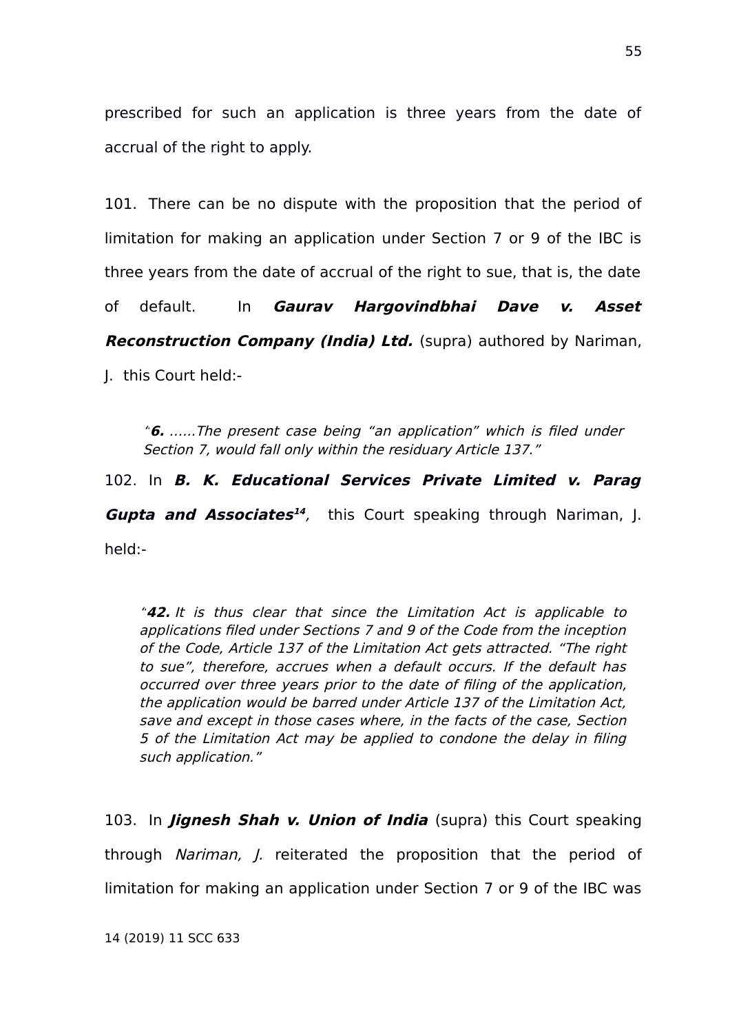prescribed for such an application is three years from the date of accrual of the right to apply.

101. There can be no dispute with the proposition that the period of limitation for making an application under Section 7 or 9 of the IBC is three years from the date of accrual of the right to sue, that is, the date of default. In ***Gaurav Hargovindbhai Dave v. Asset Reconstruction Company (India) Ltd.*** (supra) authored by Nariman, J. this Court held:-

> *"**6.** ......The present case being "an application" which is filed under Section 7, would fall only within the residuary Article 137."*

102. In ***B. K. Educational Services Private Limited v. Parag Gupta and Associates***[14], this Court speaking through Nariman, J. held:-

> *"**42.** It is thus clear that since the Limitation Act is applicable to applications filed under Sections 7 and 9 of the Code from the inception of the Code, Article 137 of the Limitation Act gets attracted. "The right to sue", therefore, accrues when a default occurs. If the default has occurred over three years prior to the date of filing of the application, the application would be barred under Article 137 of the Limitation Act, save and except in those cases where, in the facts of the case, Section 5 of the Limitation Act may be applied to condone the delay in filing such application."*

103. In ***Jignesh Shah v. Union of India*** (supra) this Court speaking through *Nariman, J.* reiterated the proposition that the period of limitation for making an application under Section 7 or 9 of the IBC was

14 (2019) 11 SCC 633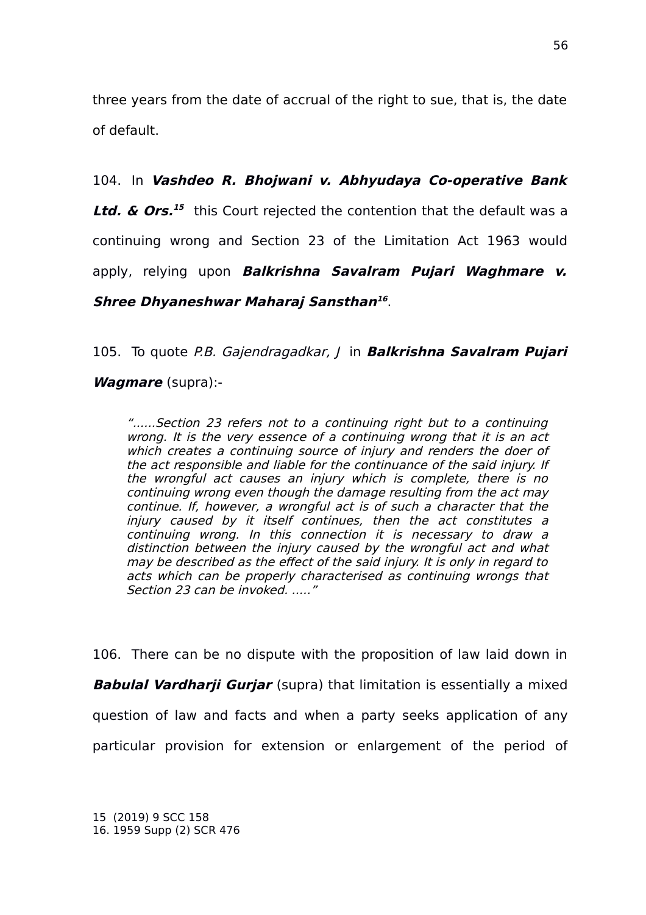three years from the date of accrual of the right to sue, that is, the date of default.

104. In ***Vashdeo R. Bhojwani v. Abhyudaya Co-operative Bank Ltd. & Ors.***[15] this Court rejected the contention that the default was a continuing wrong and Section 23 of the Limitation Act 1963 would apply, relying upon ***Balkrishna Savalram Pujari Waghmare v. Shree Dhyaneshwar Maharaj Sansthan***[16].

105. To quote *P.B. Gajendragadkar, J* in ***Balkrishna Savalram Pujari Wagmare*** (supra):-

> *"......Section 23 refers not to a continuing right but to a continuing wrong. It is the very essence of a continuing wrong that it is an act which creates a continuing source of injury and renders the doer of the act responsible and liable for the continuance of the said injury. If the wrongful act causes an injury which is complete, there is no continuing wrong even though the damage resulting from the act may continue. If, however, a wrongful act is of such a character that the injury caused by it itself continues, then the act constitutes a continuing wrong. In this connection it is necessary to draw a distinction between the injury caused by the wrongful act and what may be described as the effect of the said injury. It is only in regard to acts which can be properly characterised as continuing wrongs that Section 23 can be invoked. ....."*

106. There can be no dispute with the proposition of law laid down in ***Babulal Vardharji Gurjar*** (supra) that limitation is essentially a mixed question of law and facts and when a party seeks application of any particular provision for extension or enlargement of the period of

15 (2019) 9 SCC 158
16. 1959 Supp (2) SCR 476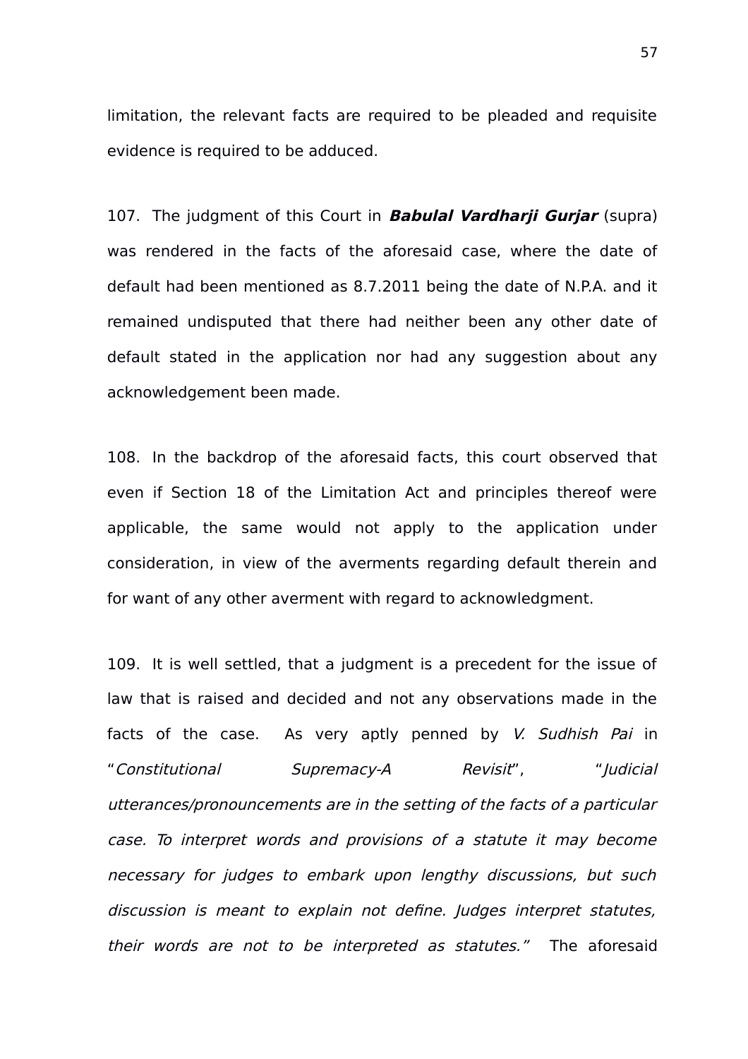limitation, the relevant facts are required to be pleaded and requisite evidence is required to be adduced.

107. The judgment of this Court in ***Babulal Vardharji Gurjar*** (supra) was rendered in the facts of the aforesaid case, where the date of default had been mentioned as 8.7.2011 being the date of N.P.A. and it remained undisputed that there had neither been any other date of default stated in the application nor had any suggestion about any acknowledgement been made.

108. In the backdrop of the aforesaid facts, this court observed that even if Section 18 of the Limitation Act and principles thereof were applicable, the same would not apply to the application under consideration, in view of the averments regarding default therein and for want of any other averment with regard to acknowledgment.

109. It is well settled, that a judgment is a precedent for the issue of law that is raised and decided and not any observations made in the facts of the case. As very aptly penned by *V. Sudhish Pai* in "*Constitutional Supremacy-A Revisit*", "*Judicial utterances/pronouncements are in the setting of the facts of a particular case. To interpret words and provisions of a statute it may become necessary for judges to embark upon lengthy discussions, but such discussion is meant to explain not define. Judges interpret statutes, their words are not to be interpreted as statutes."* The aforesaid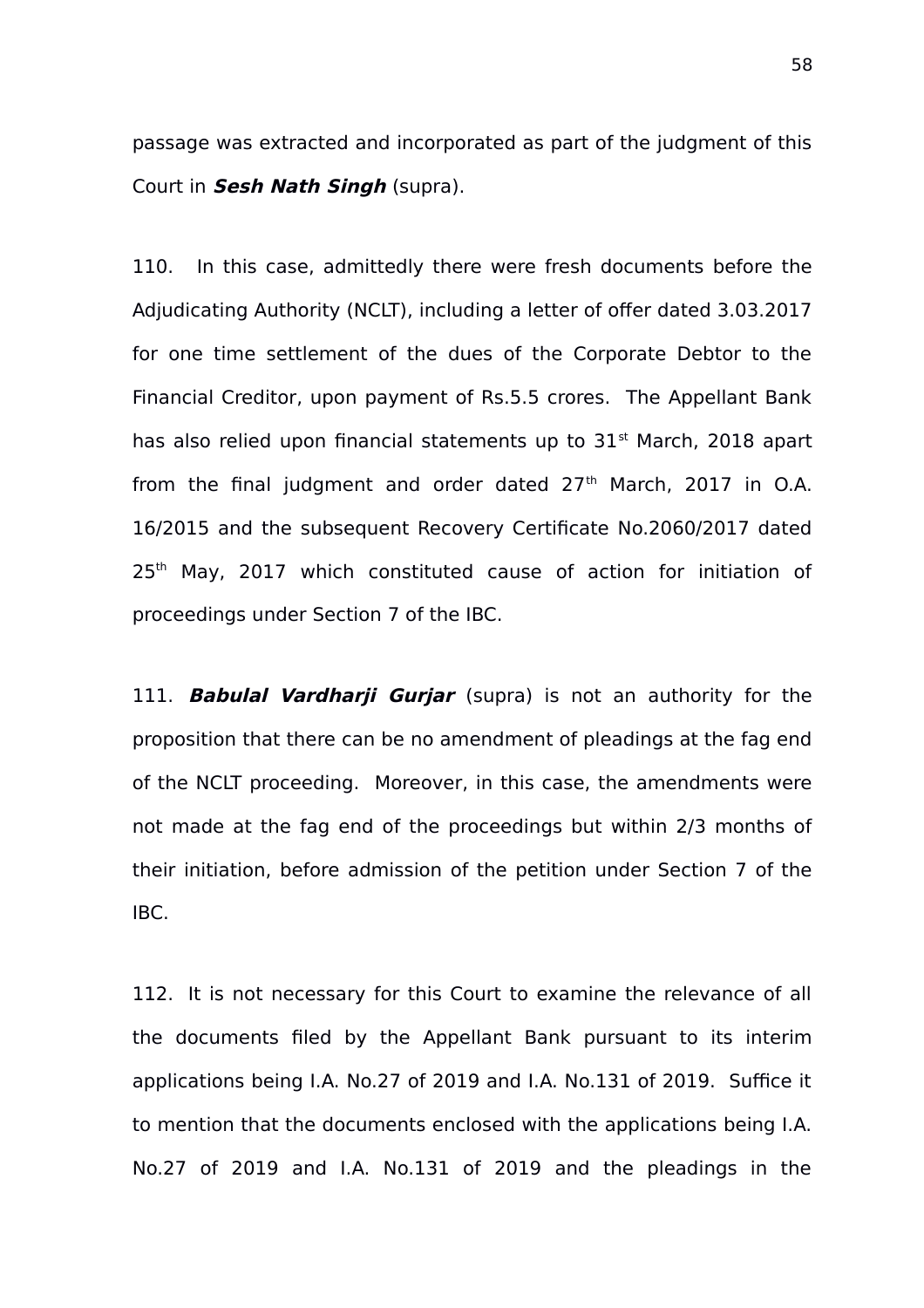passage was extracted and incorporated as part of the judgment of this Court in ***Sesh Nath Singh*** (supra).

110. In this case, admittedly there were fresh documents before the Adjudicating Authority (NCLT), including a letter of offer dated 3.03.2017 for one time settlement of the dues of the Corporate Debtor to the Financial Creditor, upon payment of Rs.5.5 crores. The Appellant Bank has also relied upon financial statements up to 31st March, 2018 apart from the final judgment and order dated 27th March, 2017 in O.A. 16/2015 and the subsequent Recovery Certificate No.2060/2017 dated 25th May, 2017 which constituted cause of action for initiation of proceedings under Section 7 of the IBC.

111. ***Babulal Vardharji Gurjar*** (supra) is not an authority for the proposition that there can be no amendment of pleadings at the fag end of the NCLT proceeding. Moreover, in this case, the amendments were not made at the fag end of the proceedings but within 2/3 months of their initiation, before admission of the petition under Section 7 of the IBC.

112. It is not necessary for this Court to examine the relevance of all the documents filed by the Appellant Bank pursuant to its interim applications being I.A. No.27 of 2019 and I.A. No.131 of 2019. Suffice it to mention that the documents enclosed with the applications being I.A. No.27 of 2019 and I.A. No.131 of 2019 and the pleadings in the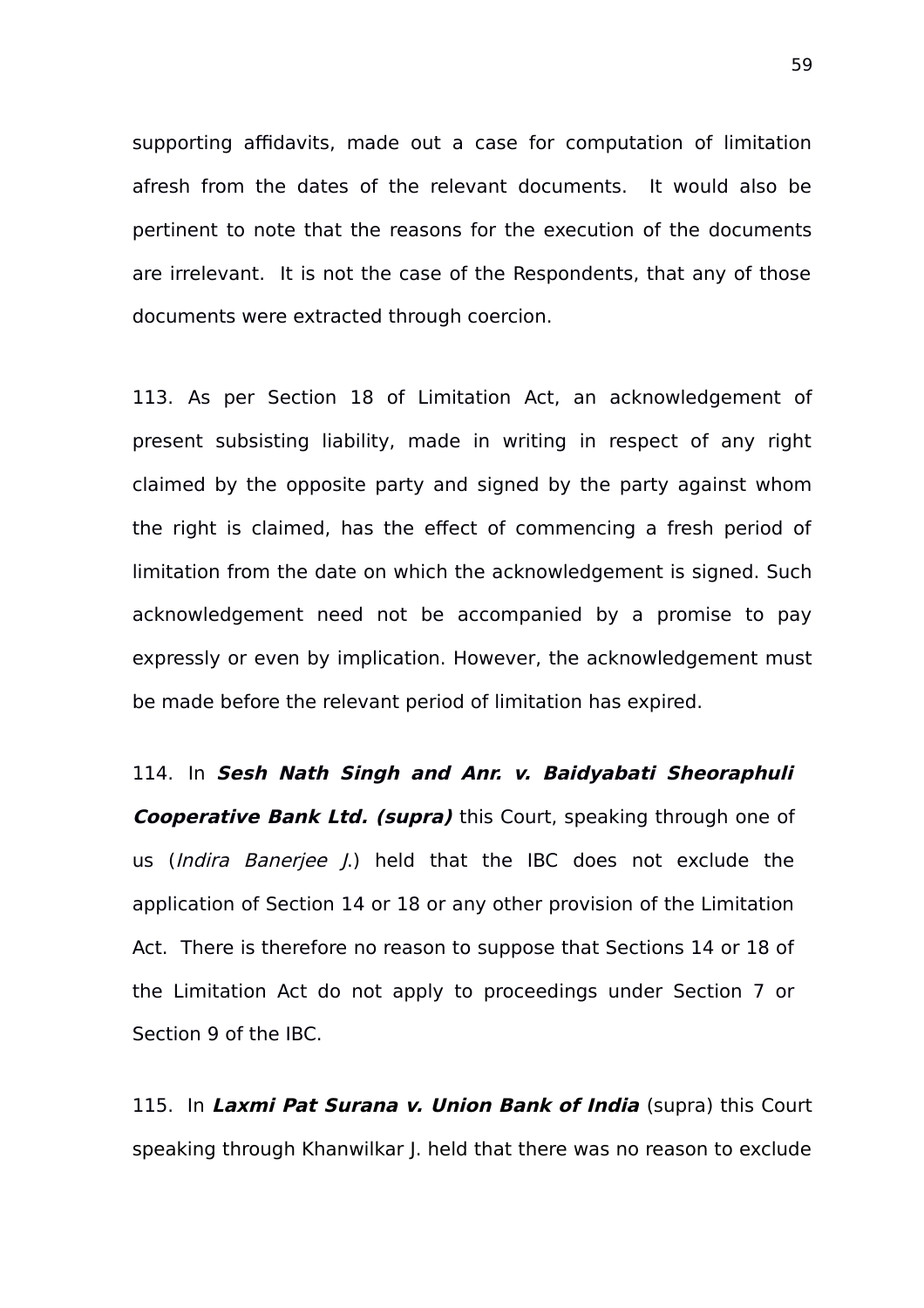supporting affidavits, made out a case for computation of limitation afresh from the dates of the relevant documents. It would also be pertinent to note that the reasons for the execution of the documents are irrelevant. It is not the case of the Respondents, that any of those documents were extracted through coercion.

113. As per Section 18 of Limitation Act, an acknowledgement of present subsisting liability, made in writing in respect of any right claimed by the opposite party and signed by the party against whom the right is claimed, has the effect of commencing a fresh period of limitation from the date on which the acknowledgement is signed. Such acknowledgement need not be accompanied by a promise to pay expressly or even by implication. However, the acknowledgement must be made before the relevant period of limitation has expired.

114. In ***Sesh Nath Singh and Anr. v. Baidyabati Sheoraphuli Cooperative Bank Ltd. (supra)*** this Court, speaking through one of us (*Indira Banerjee J.*) held that the IBC does not exclude the application of Section 14 or 18 or any other provision of the Limitation Act. There is therefore no reason to suppose that Sections 14 or 18 of the Limitation Act do not apply to proceedings under Section 7 or Section 9 of the IBC.

115. In ***Laxmi Pat Surana v. Union Bank of India*** (supra) this Court speaking through Khanwilkar J. held that there was no reason to exclude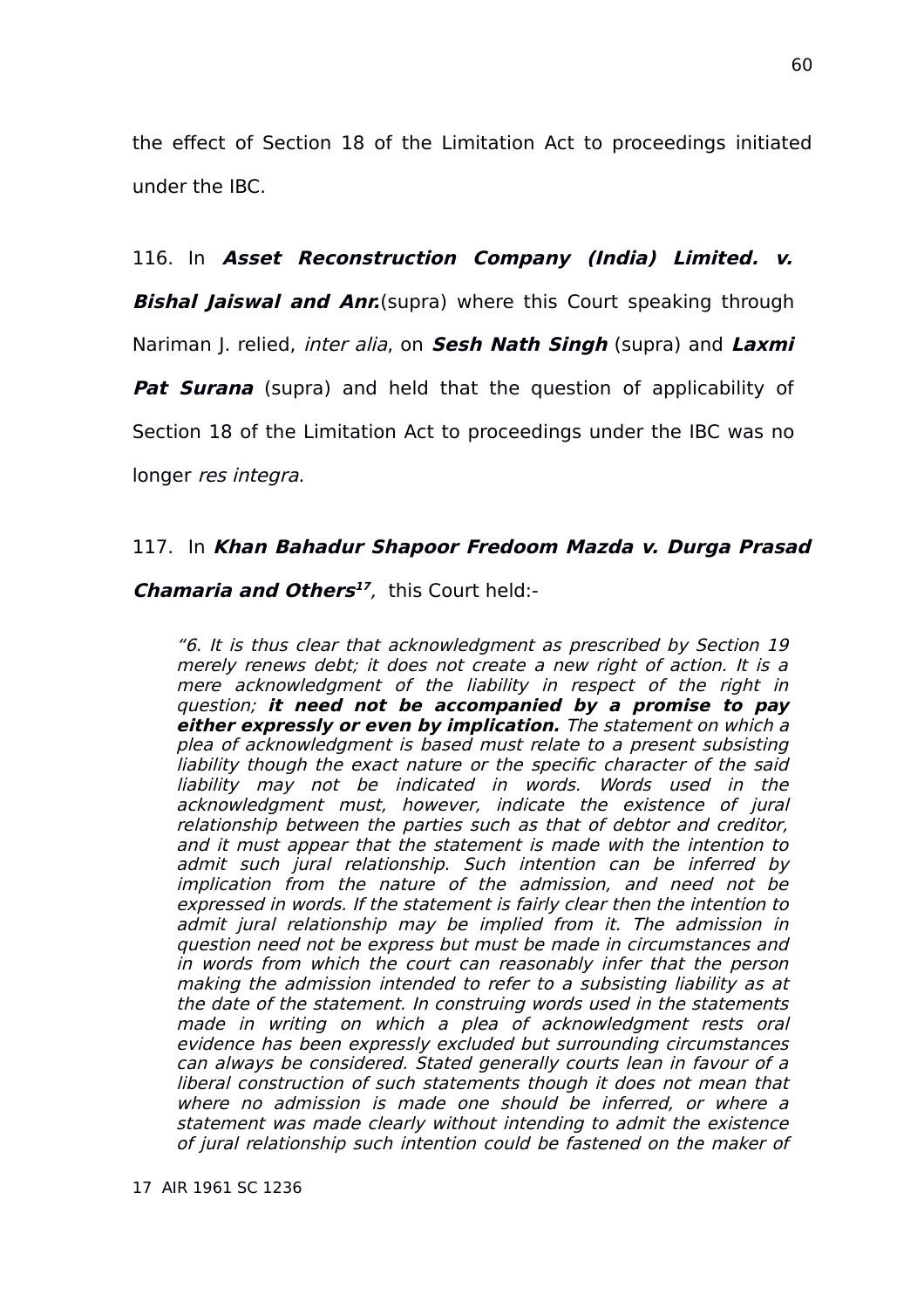the effect of Section 18 of the Limitation Act to proceedings initiated under the IBC.

116. In ***Asset Reconstruction Company (India) Limited. v. Bishal Jaiswal and Anr.***(supra) where this Court speaking through Nariman J. relied, *inter alia*, on ***Sesh Nath Singh*** (supra) and ***Laxmi Pat Surana*** (supra) and held that the question of applicability of Section 18 of the Limitation Act to proceedings under the IBC was no longer *res integra*.

117. In ***Khan Bahadur Shapoor Fredoom Mazda v. Durga Prasad Chamaria and Others***[17], this Court held:-

> *"6. It is thus clear that acknowledgment as prescribed by Section 19 merely renews debt; it does not create a new right of action. It is a mere acknowledgment of the liability in respect of the right in question;* ***it need not be accompanied by a promise to pay either expressly or even by implication.*** *The statement on which a plea of acknowledgment is based must relate to a present subsisting liability though the exact nature or the specific character of the said liability may not be indicated in words. Words used in the acknowledgment must, however, indicate the existence of jural relationship between the parties such as that of debtor and creditor, and it must appear that the statement is made with the intention to admit such jural relationship. Such intention can be inferred by implication from the nature of the admission, and need not be expressed in words. If the statement is fairly clear then the intention to admit jural relationship may be implied from it. The admission in question need not be express but must be made in circumstances and in words from which the court can reasonably infer that the person making the admission intended to refer to a subsisting liability as at the date of the statement. In construing words used in the statements made in writing on which a plea of acknowledgment rests oral evidence has been expressly excluded but surrounding circumstances can always be considered. Stated generally courts lean in favour of a liberal construction of such statements though it does not mean that where no admission is made one should be inferred, or where a statement was made clearly without intending to admit the existence of jural relationship such intention could be fastened on the maker of*

17 AIR 1961 SC 1236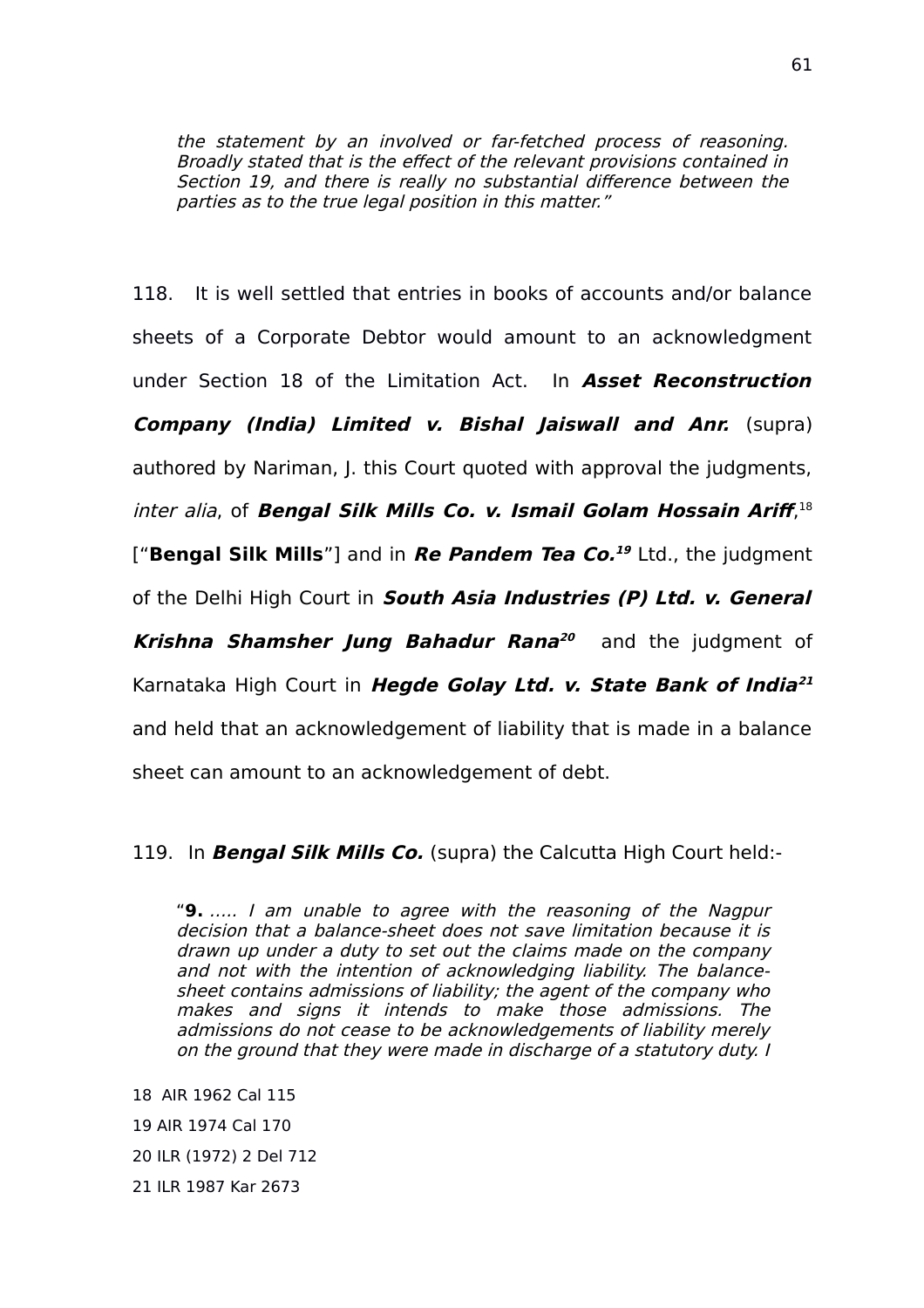> *the statement by an involved or far-fetched process of reasoning. Broadly stated that is the effect of the relevant provisions contained in Section 19, and there is really no substantial difference between the parties as to the true legal position in this matter."*

118. It is well settled that entries in books of accounts and/or balance sheets of a Corporate Debtor would amount to an acknowledgment under Section 18 of the Limitation Act. In ***Asset Reconstruction Company (India) Limited v. Bishal Jaiswall and Anr.*** (supra) authored by Nariman, J. this Court quoted with approval the judgments, *inter alia*, of ***Bengal Silk Mills Co. v. Ismail Golam Hossain Ariff***,[18] ["**Bengal Silk Mills**"] and in ***Re Pandem Tea Co.***[19] Ltd., the judgment of the Delhi High Court in ***South Asia Industries (P) Ltd. v. General Krishna Shamsher Jung Bahadur Rana***[20] and the judgment of Karnataka High Court in ***Hegde Golay Ltd. v. State Bank of India***[21] and held that an acknowledgement of liability that is made in a balance sheet can amount to an acknowledgement of debt.

119. In ***Bengal Silk Mills Co.*** (supra) the Calcutta High Court held:-

> "**9.** *..... I am unable to agree with the reasoning of the Nagpur decision that a balance-sheet does not save limitation because it is drawn up under a duty to set out the claims made on the company and not with the intention of acknowledging liability. The balance-sheet contains admissions of liability; the agent of the company who makes and signs it intends to make those admissions. The admissions do not cease to be acknowledgements of liability merely on the ground that they were made in discharge of a statutory duty. I*

18 AIR 1962 Cal 115

19 AIR 1974 Cal 170

20 ILR (1972) 2 Del 712

21 ILR 1987 Kar 2673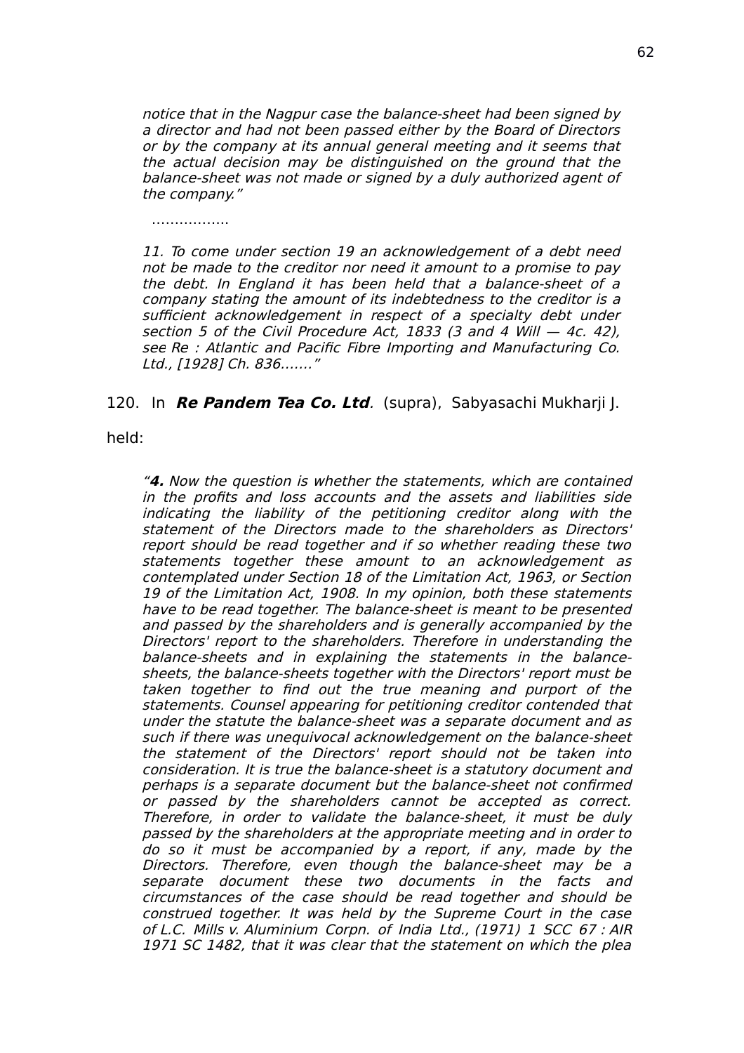*notice that in the Nagpur case the balance-sheet had been signed by a director and had not been passed either by the Board of Directors or by the company at its annual general meeting and it seems that the actual decision may be distinguished on the ground that the balance-sheet was not made or signed by a duly authorized agent of the company."*

…………….

*11. To come under section 19 an acknowledgement of a debt need not be made to the creditor nor need it amount to a promise to pay the debt. In England it has been held that a balance-sheet of a company stating the amount of its indebtedness to the creditor is a sufficient acknowledgement in respect of a specialty debt under section 5 of the Civil Procedure Act, 1833 (3 and 4 Will — 4c. 42), see Re : Atlantic and Pacific Fibre Importing and Manufacturing Co. Ltd., [1928] Ch. 836……."*

120. In ***Re Pandem Tea Co. Ltd***. (supra), Sabyasachi Mukharji J. held:

*"**4.** Now the question is whether the statements, which are contained in the profits and loss accounts and the assets and liabilities side indicating the liability of the petitioning creditor along with the statement of the Directors made to the shareholders as Directors' report should be read together and if so whether reading these two statements together these amount to an acknowledgement as contemplated under Section 18 of the Limitation Act, 1963, or Section 19 of the Limitation Act, 1908. In my opinion, both these statements have to be read together. The balance-sheet is meant to be presented and passed by the shareholders and is generally accompanied by the Directors' report to the shareholders. Therefore in understanding the balance-sheets and in explaining the statements in the balance-sheets, the balance-sheets together with the Directors' report must be taken together to find out the true meaning and purport of the statements. Counsel appearing for petitioning creditor contended that under the statute the balance-sheet was a separate document and as such if there was unequivocal acknowledgement on the balance-sheet the statement of the Directors' report should not be taken into consideration. It is true the balance-sheet is a statutory document and perhaps is a separate document but the balance-sheet not confirmed or passed by the shareholders cannot be accepted as correct. Therefore, in order to validate the balance-sheet, it must be duly passed by the shareholders at the appropriate meeting and in order to do so it must be accompanied by a report, if any, made by the Directors. Therefore, even though the balance-sheet may be a separate document these two documents in the facts and circumstances of the case should be read together and should be construed together. It was held by the Supreme Court in the case of L.C. Mills v. Aluminium Corpn. of India Ltd., (1971) 1 SCC 67 : AIR 1971 SC 1482, that it was clear that the statement on which the plea*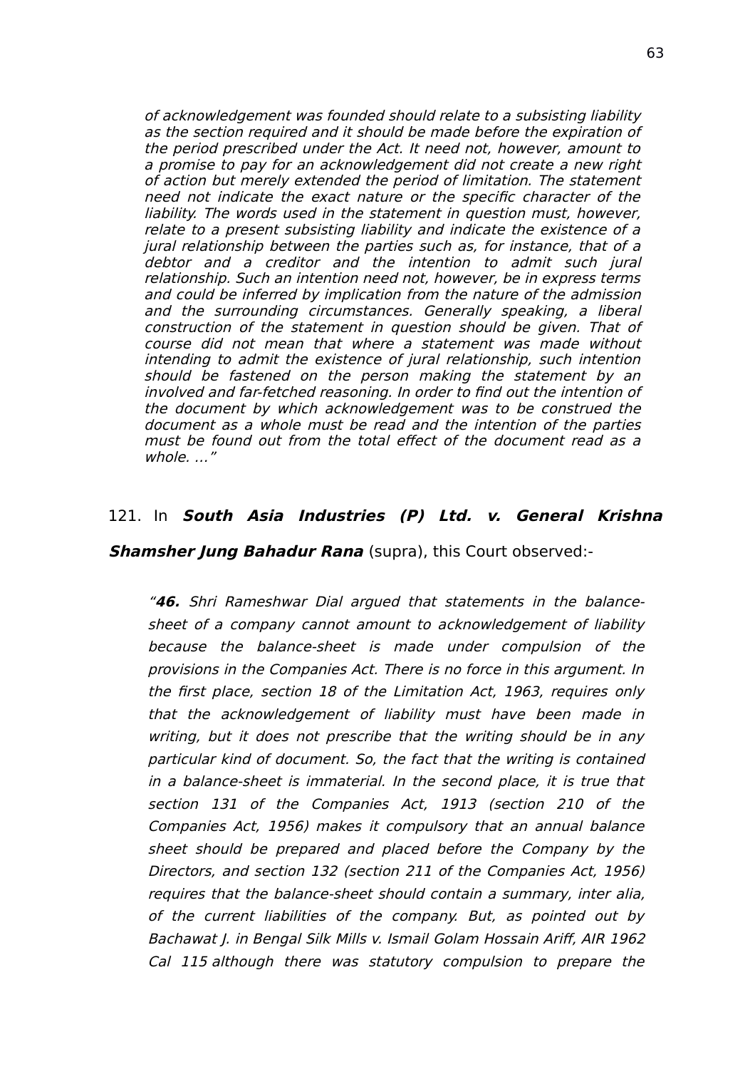*of acknowledgement was founded should relate to a subsisting liability as the section required and it should be made before the expiration of the period prescribed under the Act. It need not, however, amount to a promise to pay for an acknowledgement did not create a new right of action but merely extended the period of limitation. The statement need not indicate the exact nature or the specific character of the liability. The words used in the statement in question must, however, relate to a present subsisting liability and indicate the existence of a jural relationship between the parties such as, for instance, that of a debtor and a creditor and the intention to admit such jural relationship. Such an intention need not, however, be in express terms and could be inferred by implication from the nature of the admission and the surrounding circumstances. Generally speaking, a liberal construction of the statement in question should be given. That of course did not mean that where a statement was made without intending to admit the existence of jural relationship, such intention should be fastened on the person making the statement by an involved and far-fetched reasoning. In order to find out the intention of the document by which acknowledgement was to be construed the document as a whole must be read and the intention of the parties must be found out from the total effect of the document read as a whole. …"*

121. In ***South Asia Industries (P) Ltd. v. General Krishna Shamsher Jung Bahadur Rana*** (supra), this Court observed:-

*"**46.** Shri Rameshwar Dial argued that statements in the balance-sheet of a company cannot amount to acknowledgement of liability because the balance-sheet is made under compulsion of the provisions in the Companies Act. There is no force in this argument. In the first place, section 18 of the Limitation Act, 1963, requires only that the acknowledgement of liability must have been made in writing, but it does not prescribe that the writing should be in any particular kind of document. So, the fact that the writing is contained in a balance-sheet is immaterial. In the second place, it is true that section 131 of the Companies Act, 1913 (section 210 of the Companies Act, 1956) makes it compulsory that an annual balance sheet should be prepared and placed before the Company by the Directors, and section 132 (section 211 of the Companies Act, 1956) requires that the balance-sheet should contain a summary, inter alia, of the current liabilities of the company. But, as pointed out by Bachawat J. in Bengal Silk Mills v. Ismail Golam Hossain Ariff, AIR 1962 Cal 115 although there was statutory compulsion to prepare the*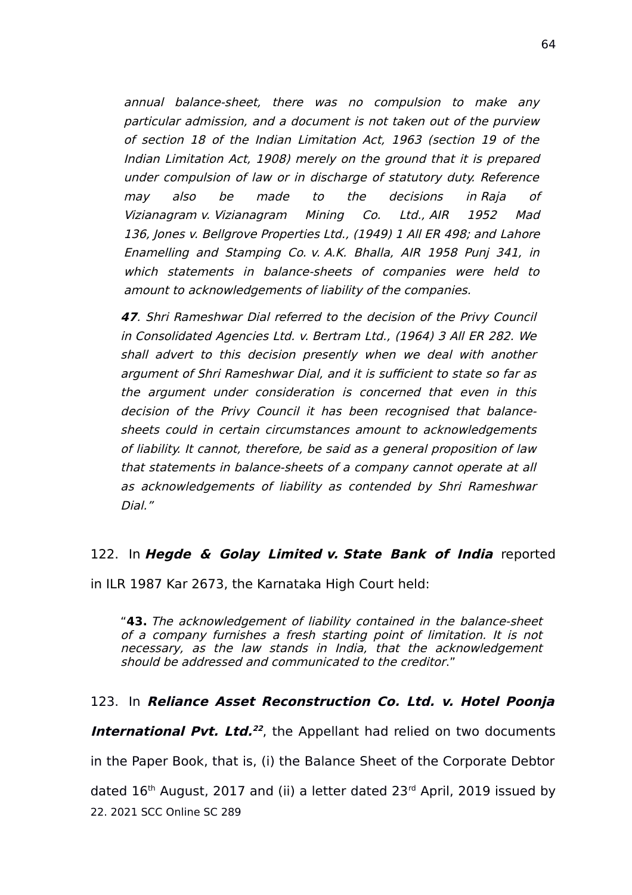*annual balance-sheet, there was no compulsion to make any particular admission, and a document is not taken out of the purview of section 18 of the Indian Limitation Act, 1963 (section 19 of the Indian Limitation Act, 1908) merely on the ground that it is prepared under compulsion of law or in discharge of statutory duty. Reference may also be made to the decisions in Raja of Vizianagram v. Vizianagram Mining Co. Ltd., AIR 1952 Mad 136, Jones v. Bellgrove Properties Ltd., (1949) 1 All ER 498; and Lahore Enamelling and Stamping Co. v. A.K. Bhalla, AIR 1958 Punj 341, in which statements in balance-sheets of companies were held to amount to acknowledgements of liability of the companies.*

> ***47**. Shri Rameshwar Dial referred to the decision of the Privy Council in Consolidated Agencies Ltd. v. Bertram Ltd., (1964) 3 All ER 282. We shall advert to this decision presently when we deal with another argument of Shri Rameshwar Dial, and it is sufficient to state so far as the argument under consideration is concerned that even in this decision of the Privy Council it has been recognised that balance-sheets could in certain circumstances amount to acknowledgements of liability. It cannot, therefore, be said as a general proposition of law that statements in balance-sheets of a company cannot operate at all as acknowledgements of liability as contended by Shri Rameshwar Dial."*

122. In ***Hegde & Golay Limited v. State Bank of India*** reported in ILR 1987 Kar 2673, the Karnataka High Court held:

> "**43.** *The acknowledgement of liability contained in the balance-sheet of a company furnishes a fresh starting point of limitation. It is not necessary, as the law stands in India, that the acknowledgement should be addressed and communicated to the creditor.*"

123. In ***Reliance Asset Reconstruction Co. Ltd. v. Hotel Poonja International Pvt. Ltd.***[22], the Appellant had relied on two documents in the Paper Book, that is, (i) the Balance Sheet of the Corporate Debtor dated 16th August, 2017 and (ii) a letter dated 23rd April, 2019 issued by

22. 2021 SCC Online SC 289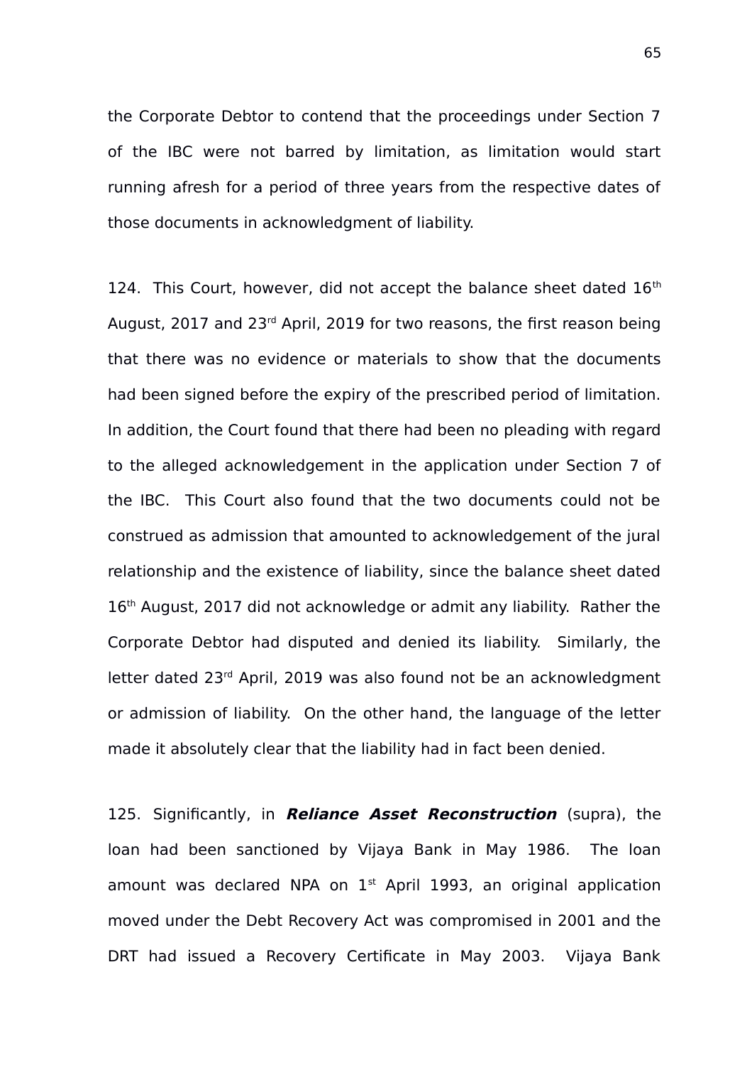the Corporate Debtor to contend that the proceedings under Section 7 of the IBC were not barred by limitation, as limitation would start running afresh for a period of three years from the respective dates of those documents in acknowledgment of liability.

124. This Court, however, did not accept the balance sheet dated 16th August, 2017 and 23rd April, 2019 for two reasons, the first reason being that there was no evidence or materials to show that the documents had been signed before the expiry of the prescribed period of limitation. In addition, the Court found that there had been no pleading with regard to the alleged acknowledgement in the application under Section 7 of the IBC. This Court also found that the two documents could not be construed as admission that amounted to acknowledgement of the jural relationship and the existence of liability, since the balance sheet dated 16th August, 2017 did not acknowledge or admit any liability. Rather the Corporate Debtor had disputed and denied its liability. Similarly, the letter dated 23rd April, 2019 was also found not be an acknowledgment or admission of liability. On the other hand, the language of the letter made it absolutely clear that the liability had in fact been denied.

125. Significantly, in ***Reliance Asset Reconstruction*** (supra), the loan had been sanctioned by Vijaya Bank in May 1986. The loan amount was declared NPA on 1st April 1993, an original application moved under the Debt Recovery Act was compromised in 2001 and the DRT had issued a Recovery Certificate in May 2003. Vijaya Bank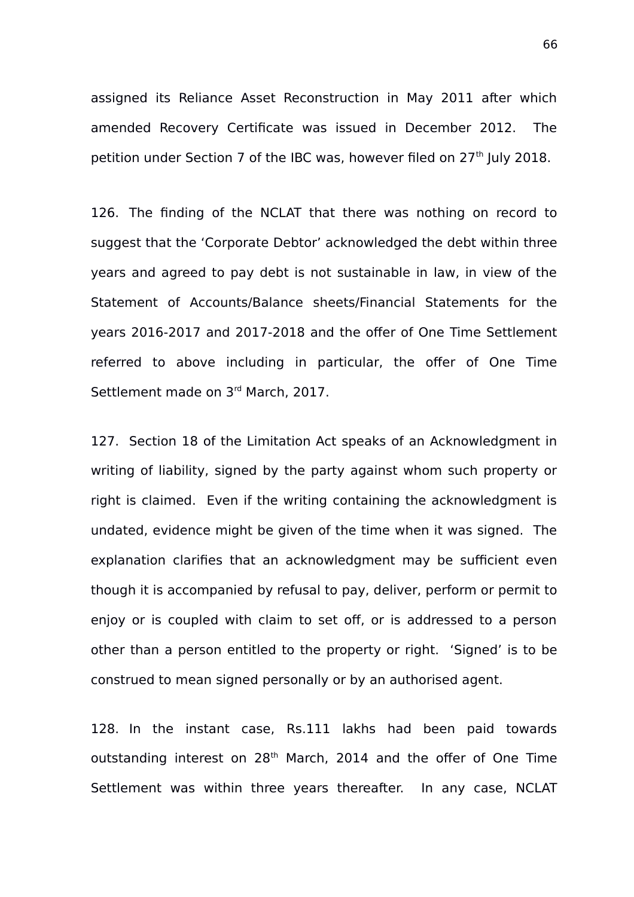assigned its Reliance Asset Reconstruction in May 2011 after which amended Recovery Certificate was issued in December 2012. The petition under Section 7 of the IBC was, however filed on 27th July 2018.

126. The finding of the NCLAT that there was nothing on record to suggest that the 'Corporate Debtor' acknowledged the debt within three years and agreed to pay debt is not sustainable in law, in view of the Statement of Accounts/Balance sheets/Financial Statements for the years 2016-2017 and 2017-2018 and the offer of One Time Settlement referred to above including in particular, the offer of One Time Settlement made on 3rd March, 2017.

127. Section 18 of the Limitation Act speaks of an Acknowledgment in writing of liability, signed by the party against whom such property or right is claimed. Even if the writing containing the acknowledgment is undated, evidence might be given of the time when it was signed. The explanation clarifies that an acknowledgment may be sufficient even though it is accompanied by refusal to pay, deliver, perform or permit to enjoy or is coupled with claim to set off, or is addressed to a person other than a person entitled to the property or right. 'Signed' is to be construed to mean signed personally or by an authorised agent.

128. In the instant case, Rs.111 lakhs had been paid towards outstanding interest on 28th March, 2014 and the offer of One Time Settlement was within three years thereafter. In any case, NCLAT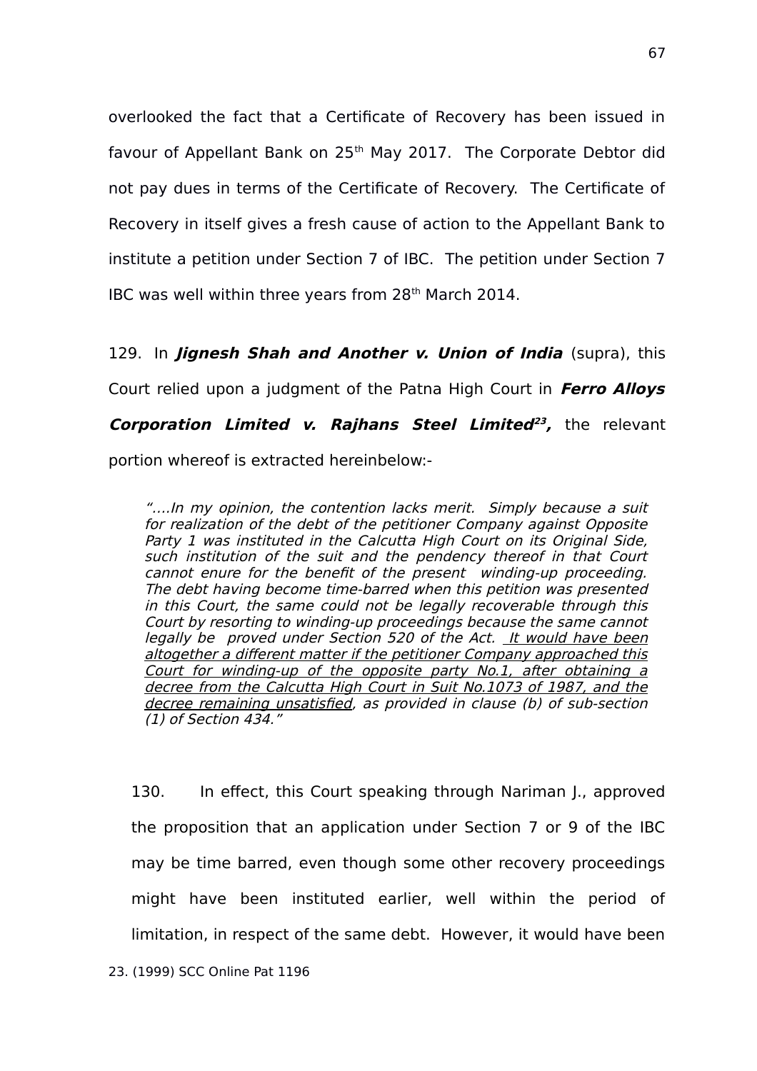overlooked the fact that a Certificate of Recovery has been issued in favour of Appellant Bank on 25th May 2017. The Corporate Debtor did not pay dues in terms of the Certificate of Recovery. The Certificate of Recovery in itself gives a fresh cause of action to the Appellant Bank to institute a petition under Section 7 of IBC. The petition under Section 7 IBC was well within three years from 28th March 2014.

129. In ***Jignesh Shah and Another v. Union of India*** (supra), this Court relied upon a judgment of the Patna High Court in ***Ferro Alloys Corporation Limited v. Rajhans Steel Limited***[23]**,** the relevant portion whereof is extracted hereinbelow:-

> *"….In my opinion, the contention lacks merit. Simply because a suit for realization of the debt of the petitioner Company against Opposite Party 1 was instituted in the Calcutta High Court on its Original Side, such institution of the suit and the pendency thereof in that Court cannot enure for the benefit of the present winding-up proceeding. The debt having become time-barred when this petition was presented in this Court, the same could not be legally recoverable through this Court by resorting to winding-up proceedings because the same cannot legally be proved under Section 520 of the Act. <u>It would have been altogether a different matter if the petitioner Company approached this Court for winding-up of the opposite party No.1, after obtaining a decree from the Calcutta High Court in Suit No.1073 of 1987, and the decree remaining unsatisfied</u>, as provided in clause (b) of sub-section (1) of Section 434."*

130. In effect, this Court speaking through Nariman J., approved the proposition that an application under Section 7 or 9 of the IBC may be time barred, even though some other recovery proceedings might have been instituted earlier, well within the period of limitation, in respect of the same debt. However, it would have been

23. (1999) SCC Online Pat 1196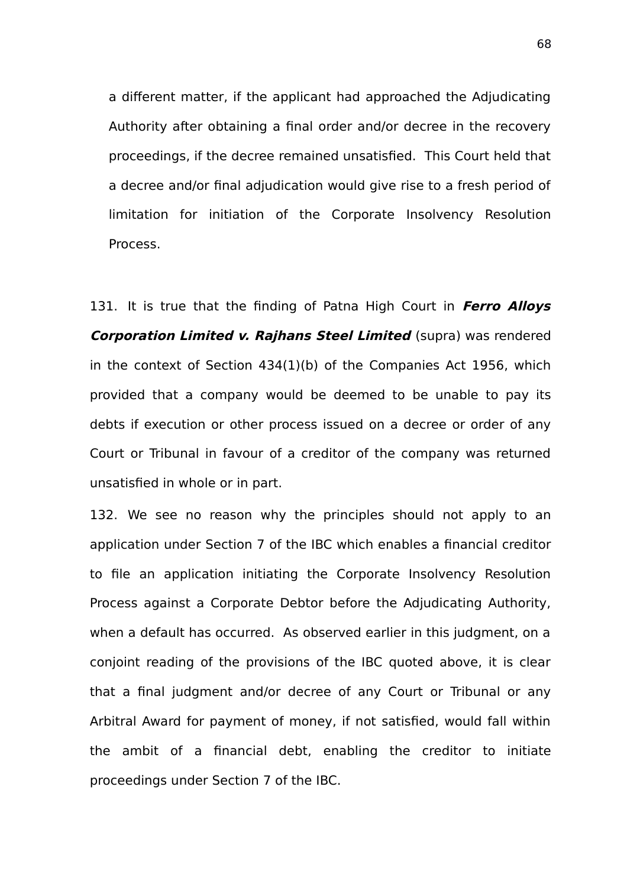a different matter, if the applicant had approached the Adjudicating Authority after obtaining a final order and/or decree in the recovery proceedings, if the decree remained unsatisfied. This Court held that a decree and/or final adjudication would give rise to a fresh period of limitation for initiation of the Corporate Insolvency Resolution Process.

131. It is true that the finding of Patna High Court in ***Ferro Alloys Corporation Limited v. Rajhans Steel Limited*** (supra) was rendered in the context of Section 434(1)(b) of the Companies Act 1956, which provided that a company would be deemed to be unable to pay its debts if execution or other process issued on a decree or order of any Court or Tribunal in favour of a creditor of the company was returned unsatisfied in whole or in part.

132. We see no reason why the principles should not apply to an application under Section 7 of the IBC which enables a financial creditor to file an application initiating the Corporate Insolvency Resolution Process against a Corporate Debtor before the Adjudicating Authority, when a default has occurred. As observed earlier in this judgment, on a conjoint reading of the provisions of the IBC quoted above, it is clear that a final judgment and/or decree of any Court or Tribunal or any Arbitral Award for payment of money, if not satisfied, would fall within the ambit of a financial debt, enabling the creditor to initiate proceedings under Section 7 of the IBC.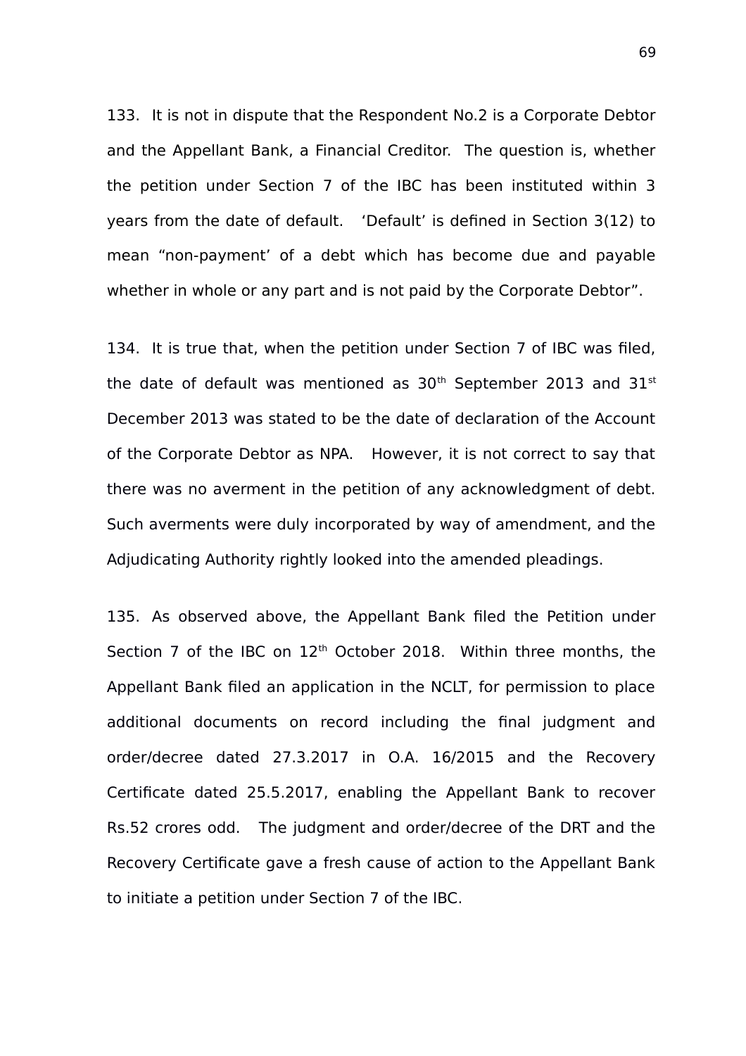133. It is not in dispute that the Respondent No.2 is a Corporate Debtor and the Appellant Bank, a Financial Creditor. The question is, whether the petition under Section 7 of the IBC has been instituted within 3 years from the date of default. 'Default' is defined in Section 3(12) to mean "non-payment' of a debt which has become due and payable whether in whole or any part and is not paid by the Corporate Debtor".

134. It is true that, when the petition under Section 7 of IBC was filed, the date of default was mentioned as 30th September 2013 and 31st December 2013 was stated to be the date of declaration of the Account of the Corporate Debtor as NPA. However, it is not correct to say that there was no averment in the petition of any acknowledgment of debt. Such averments were duly incorporated by way of amendment, and the Adjudicating Authority rightly looked into the amended pleadings.

135. As observed above, the Appellant Bank filed the Petition under Section 7 of the IBC on 12th October 2018. Within three months, the Appellant Bank filed an application in the NCLT, for permission to place additional documents on record including the final judgment and order/decree dated 27.3.2017 in O.A. 16/2015 and the Recovery Certificate dated 25.5.2017, enabling the Appellant Bank to recover Rs.52 crores odd. The judgment and order/decree of the DRT and the Recovery Certificate gave a fresh cause of action to the Appellant Bank to initiate a petition under Section 7 of the IBC.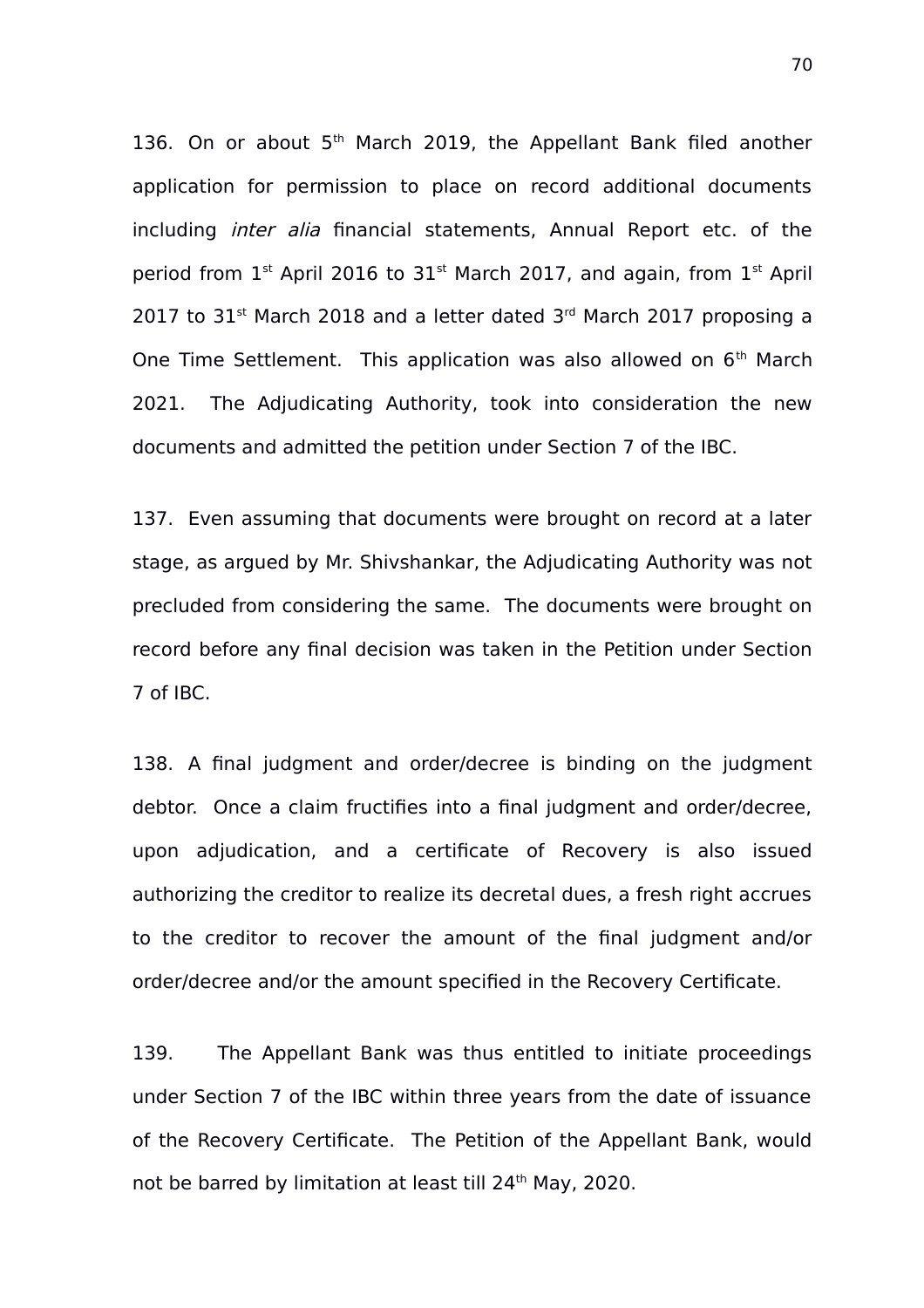136. On or about 5th March 2019, the Appellant Bank filed another application for permission to place on record additional documents including *inter alia* financial statements, Annual Report etc. of the period from 1st April 2016 to 31st March 2017, and again, from 1st April 2017 to 31st March 2018 and a letter dated 3rd March 2017 proposing a One Time Settlement. This application was also allowed on 6th March 2021. The Adjudicating Authority, took into consideration the new documents and admitted the petition under Section 7 of the IBC.

137. Even assuming that documents were brought on record at a later stage, as argued by Mr. Shivshankar, the Adjudicating Authority was not precluded from considering the same. The documents were brought on record before any final decision was taken in the Petition under Section 7 of IBC.

138. A final judgment and order/decree is binding on the judgment debtor. Once a claim fructifies into a final judgment and order/decree, upon adjudication, and a certificate of Recovery is also issued authorizing the creditor to realize its decretal dues, a fresh right accrues to the creditor to recover the amount of the final judgment and/or order/decree and/or the amount specified in the Recovery Certificate.

139. The Appellant Bank was thus entitled to initiate proceedings under Section 7 of the IBC within three years from the date of issuance of the Recovery Certificate. The Petition of the Appellant Bank, would not be barred by limitation at least till 24th May, 2020.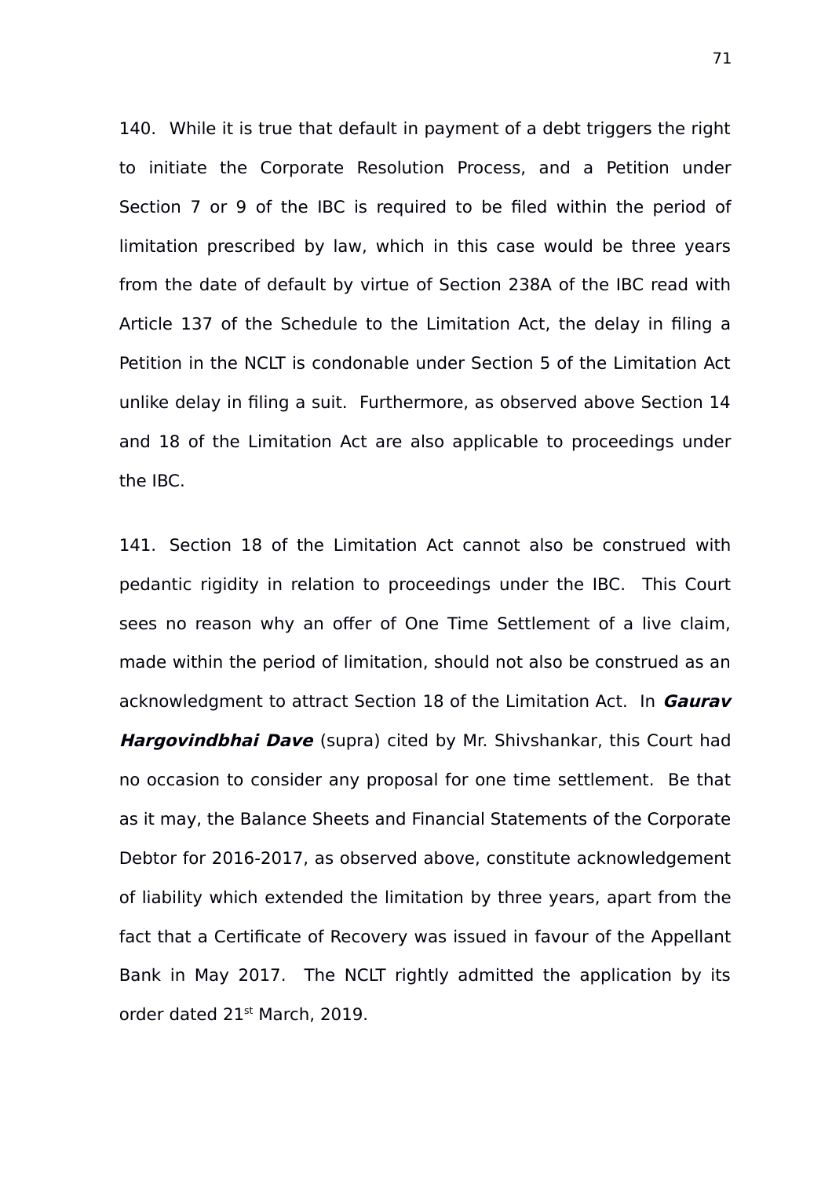140. While it is true that default in payment of a debt triggers the right to initiate the Corporate Resolution Process, and a Petition under Section 7 or 9 of the IBC is required to be filed within the period of limitation prescribed by law, which in this case would be three years from the date of default by virtue of Section 238A of the IBC read with Article 137 of the Schedule to the Limitation Act, the delay in filing a Petition in the NCLT is condonable under Section 5 of the Limitation Act unlike delay in filing a suit. Furthermore, as observed above Section 14 and 18 of the Limitation Act are also applicable to proceedings under the IBC.

141. Section 18 of the Limitation Act cannot also be construed with pedantic rigidity in relation to proceedings under the IBC. This Court sees no reason why an offer of One Time Settlement of a live claim, made within the period of limitation, should not also be construed as an acknowledgment to attract Section 18 of the Limitation Act. In ***Gaurav Hargovindbhai Dave*** (supra) cited by Mr. Shivshankar, this Court had no occasion to consider any proposal for one time settlement. Be that as it may, the Balance Sheets and Financial Statements of the Corporate Debtor for 2016-2017, as observed above, constitute acknowledgement of liability which extended the limitation by three years, apart from the fact that a Certificate of Recovery was issued in favour of the Appellant Bank in May 2017. The NCLT rightly admitted the application by its order dated 21st March, 2019.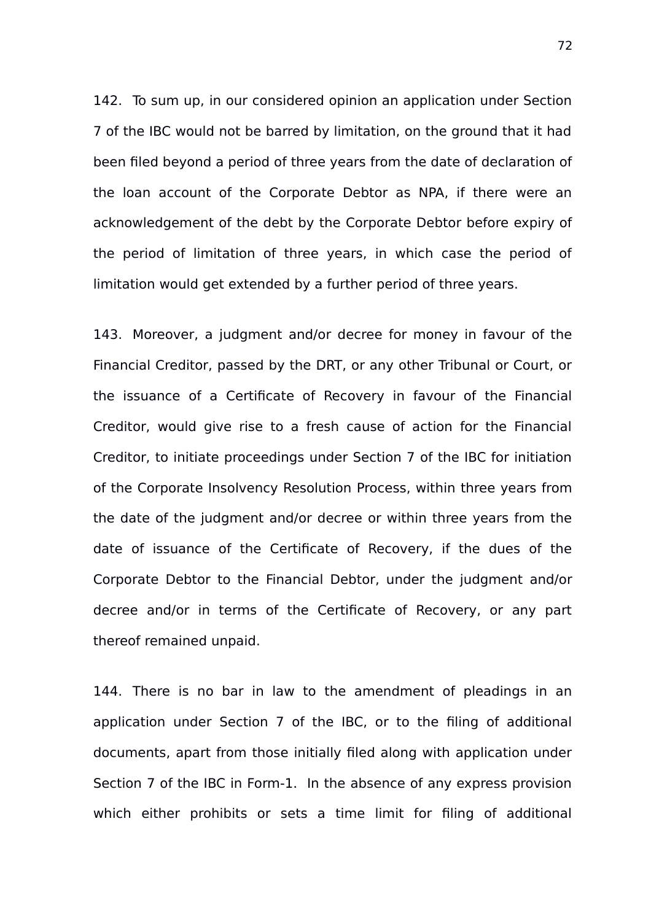142. To sum up, in our considered opinion an application under Section 7 of the IBC would not be barred by limitation, on the ground that it had been filed beyond a period of three years from the date of declaration of the loan account of the Corporate Debtor as NPA, if there were an acknowledgement of the debt by the Corporate Debtor before expiry of the period of limitation of three years, in which case the period of limitation would get extended by a further period of three years.

143. Moreover, a judgment and/or decree for money in favour of the Financial Creditor, passed by the DRT, or any other Tribunal or Court, or the issuance of a Certificate of Recovery in favour of the Financial Creditor, would give rise to a fresh cause of action for the Financial Creditor, to initiate proceedings under Section 7 of the IBC for initiation of the Corporate Insolvency Resolution Process, within three years from the date of the judgment and/or decree or within three years from the date of issuance of the Certificate of Recovery, if the dues of the Corporate Debtor to the Financial Debtor, under the judgment and/or decree and/or in terms of the Certificate of Recovery, or any part thereof remained unpaid.

144. There is no bar in law to the amendment of pleadings in an application under Section 7 of the IBC, or to the filing of additional documents, apart from those initially filed along with application under Section 7 of the IBC in Form-1. In the absence of any express provision which either prohibits or sets a time limit for filing of additional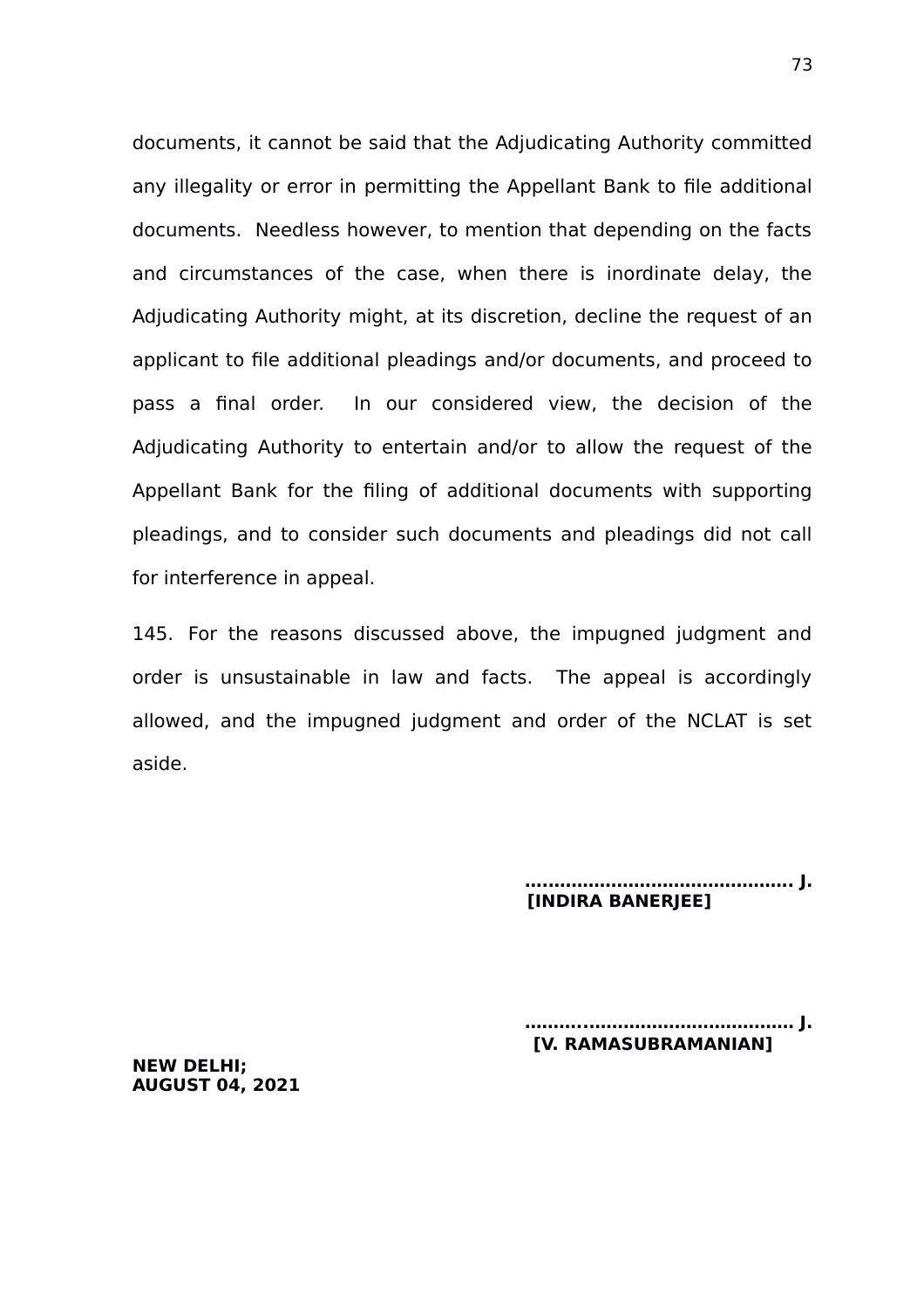documents, it cannot be said that the Adjudicating Authority committed any illegality or error in permitting the Appellant Bank to file additional documents. Needless however, to mention that depending on the facts and circumstances of the case, when there is inordinate delay, the Adjudicating Authority might, at its discretion, decline the request of an applicant to file additional pleadings and/or documents, and proceed to pass a final order. In our considered view, the decision of the Adjudicating Authority to entertain and/or to allow the request of the Appellant Bank for the filing of additional documents with supporting pleadings, and to consider such documents and pleadings did not call for interference in appeal.

145. For the reasons discussed above, the impugned judgment and order is unsustainable in law and facts. The appeal is accordingly allowed, and the impugned judgment and order of the NCLAT is set aside.

**.............................................. J.**
**[INDIRA BANERJEE]**

**.............................................. J.**
**[V. RAMASUBRAMANIAN]**

**NEW DELHI;**
**AUGUST 04, 2021**